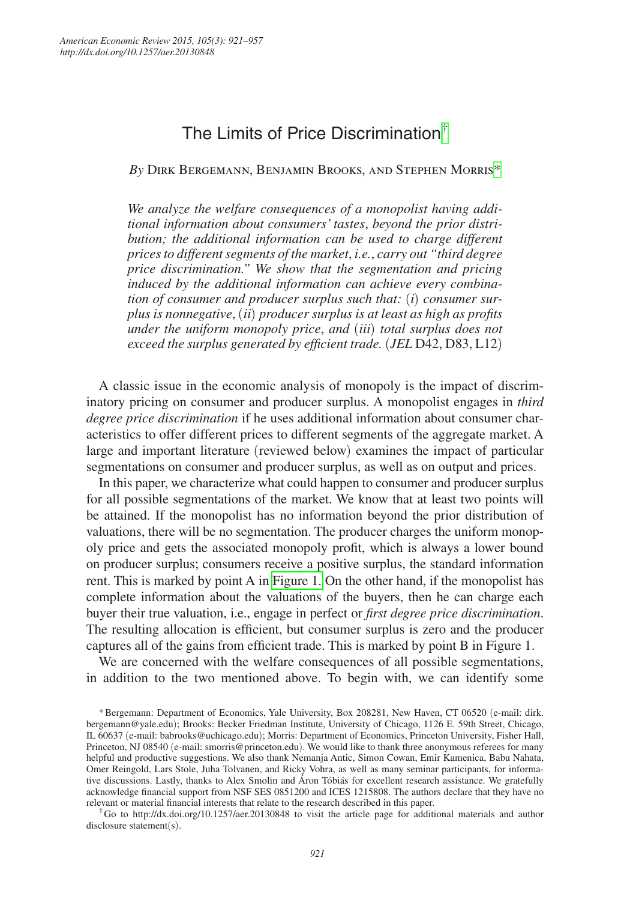# The Limits of Price Discrimination[†]

*By* Dirk Bergemann, Benjamin Brooks, and Stephen Morris[*]

*We analyze the welfare consequences of a monopolist having additional information about consumers' tastes, beyond the prior distribution; the additional information can be used to charge different prices to different segments of the market, i.e., carry out "third degree price discrimination." We show that the segmentation and pricing induced by the additional information can achieve every combination of consumer and producer surplus such that: (i) consumer surplus is nonnegative, (ii) producer surplus is at least as high as profits under the uniform monopoly price, and (iii) total surplus does not exceed the surplus generated by efficient trade.* (*JEL* D42, D83, L12)

A classic issue in the economic analysis of monopoly is the impact of discriminatory pricing on consumer and producer surplus. A monopolist engages in *third degree price discrimination* if he uses additional information about consumer characteristics to offer different prices to different segments of the aggregate market. A large and important literature (reviewed below) examines the impact of particular segmentations on consumer and producer surplus, as well as on output and prices.

In this paper, we characterize what could happen to consumer and producer surplus for all possible segmentations of the market. We know that at least two points will be attained. If the monopolist has no information beyond the prior distribution of valuations, there will be no segmentation. The producer charges the uniform monopoly price and gets the associated monopoly profit, which is always a lower bound on producer surplus; consumers receive a positive surplus, the standard information rent. This is marked by point A in Figure 1. On the other hand, if the monopolist has complete information about the valuations of the buyers, then he can charge each buyer their true valuation, i.e., engage in perfect or *first degree price discrimination*. The resulting allocation is efficient, but consumer surplus is zero and the producer captures all of the gains from efficient trade. This is marked by point B in Figure 1.

We are concerned with the welfare consequences of all possible segmentations, in addition to the two mentioned above. To begin with, we can identify some

[*] Bergemann: Department of Economics, Yale University, Box 208281, New Haven, CT 06520 (e-mail: dirk.bergemann@yale.edu); Brooks: Becker Friedman Institute, University of Chicago, 1126 E. 59th Street, Chicago, IL 60637 (e-mail: babrooks@uchicago.edu); Morris: Department of Economics, Princeton University, Fisher Hall, Princeton, NJ 08540 (e-mail: smorris@princeton.edu). We would like to thank three anonymous referees for many helpful and productive suggestions. We also thank Nemanja Antic, Simon Cowan, Emir Kamenica, Babu Nahata, Omer Reingold, Lars Stole, Juha Tolvanen, and Ricky Vohra, as well as many seminar participants, for informative discussions. Lastly, thanks to Alex Smolin and Áron Tóbiás for excellent research assistance. We gratefully acknowledge financial support from NSF SES 0851200 and ICES 1215808. The authors declare that they have no relevant or material financial interests that relate to the research described in this paper.

[†] Go to http://dx.doi.org/10.1257/aer.20130848 to visit the article page for additional materials and author disclosure statement(s).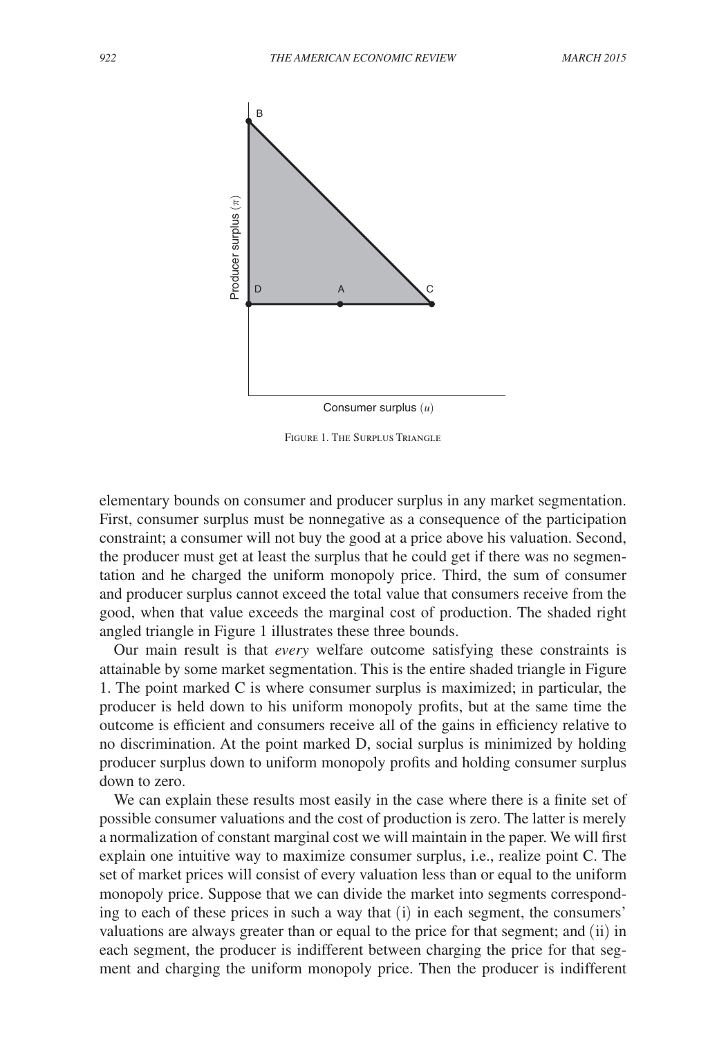B

Producer surplus $(\pi)$

D A C

Consumer surplus $(u)$

Figure 1. The Surplus Triangle

elementary bounds on consumer and producer surplus in any market segmentation. First, consumer surplus must be nonnegative as a consequence of the participation constraint; a consumer will not buy the good at a price above his valuation. Second, the producer must get at least the surplus that he could get if there was no segmentation and he charged the uniform monopoly price. Third, the sum of consumer and producer surplus cannot exceed the total value that consumers receive from the good, when that value exceeds the marginal cost of production. The shaded right angled triangle in Figure 1 illustrates these three bounds.

Our main result is that *every* welfare outcome satisfying these constraints is attainable by some market segmentation. This is the entire shaded triangle in Figure 1. The point marked C is where consumer surplus is maximized; in particular, the producer is held down to his uniform monopoly profits, but at the same time the outcome is efficient and consumers receive all of the gains in efficiency relative to no discrimination. At the point marked D, social surplus is minimized by holding producer surplus down to uniform monopoly profits and holding consumer surplus down to zero.

We can explain these results most easily in the case where there is a finite set of possible consumer valuations and the cost of production is zero. The latter is merely a normalization of constant marginal cost we will maintain in the paper. We will first explain one intuitive way to maximize consumer surplus, i.e., realize point C. The set of market prices will consist of every valuation less than or equal to the uniform monopoly price. Suppose that we can divide the market into segments corresponding to each of these prices in such a way that (i) in each segment, the consumers' valuations are always greater than or equal to the price for that segment; and (ii) in each segment, the producer is indifferent between charging the price for that segment and charging the uniform monopoly price. Then the producer is indifferent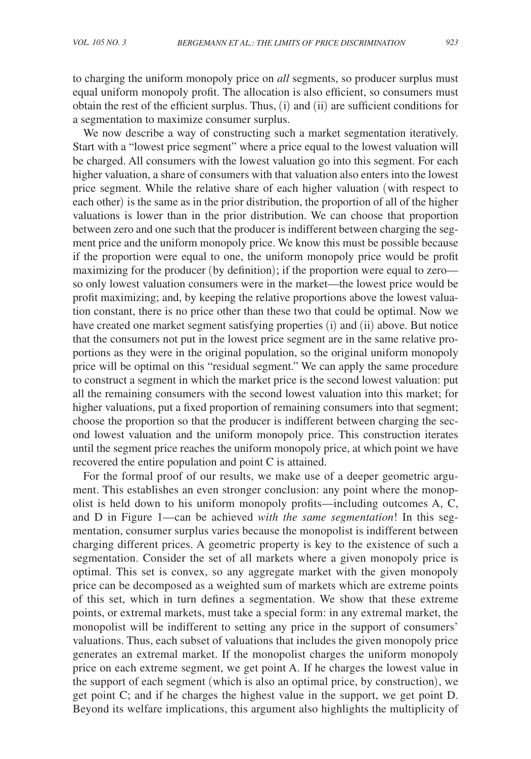to charging the uniform monopoly price on *all* segments, so producer surplus must equal uniform monopoly profit. The allocation is also efficient, so consumers must obtain the rest of the efficient surplus. Thus, (i) and (ii) are sufficient conditions for a segmentation to maximize consumer surplus.

We now describe a way of constructing such a market segmentation iteratively. Start with a "lowest price segment" where a price equal to the lowest valuation will be charged. All consumers with the lowest valuation go into this segment. For each higher valuation, a share of consumers with that valuation also enters into the lowest price segment. While the relative share of each higher valuation (with respect to each other) is the same as in the prior distribution, the proportion of all of the higher valuations is lower than in the prior distribution. We can choose that proportion between zero and one such that the producer is indifferent between charging the segment price and the uniform monopoly price. We know this must be possible because if the proportion were equal to one, the uniform monopoly price would be profit maximizing for the producer (by definition); if the proportion were equal to zero—so only lowest valuation consumers were in the market—the lowest price would be profit maximizing; and, by keeping the relative proportions above the lowest valuation constant, there is no price other than these two that could be optimal. Now we have created one market segment satisfying properties (i) and (ii) above. But notice that the consumers not put in the lowest price segment are in the same relative proportions as they were in the original population, so the original uniform monopoly price will be optimal on this "residual segment." We can apply the same procedure to construct a segment in which the market price is the second lowest valuation: put all the remaining consumers with the second lowest valuation into this market; for higher valuations, put a fixed proportion of remaining consumers into that segment; choose the proportion so that the producer is indifferent between charging the second lowest valuation and the uniform monopoly price. This construction iterates until the segment price reaches the uniform monopoly price, at which point we have recovered the entire population and point C is attained.

For the formal proof of our results, we make use of a deeper geometric argument. This establishes an even stronger conclusion: any point where the monopolist is held down to his uniform monopoly profits—including outcomes A, C, and D in Figure 1—can be achieved *with the same segmentation*! In this segmentation, consumer surplus varies because the monopolist is indifferent between charging different prices. A geometric property is key to the existence of such a segmentation. Consider the set of all markets where a given monopoly price is optimal. This set is convex, so any aggregate market with the given monopoly price can be decomposed as a weighted sum of markets which are extreme points of this set, which in turn defines a segmentation. We show that these extreme points, or extremal markets, must take a special form: in any extremal market, the monopolist will be indifferent to setting any price in the support of consumers' valuations. Thus, each subset of valuations that includes the given monopoly price generates an extremal market. If the monopolist charges the uniform monopoly price on each extreme segment, we get point A. If he charges the lowest value in the support of each segment (which is also an optimal price, by construction), we get point C; and if he charges the highest value in the support, we get point D. Beyond its welfare implications, this argument also highlights the multiplicity of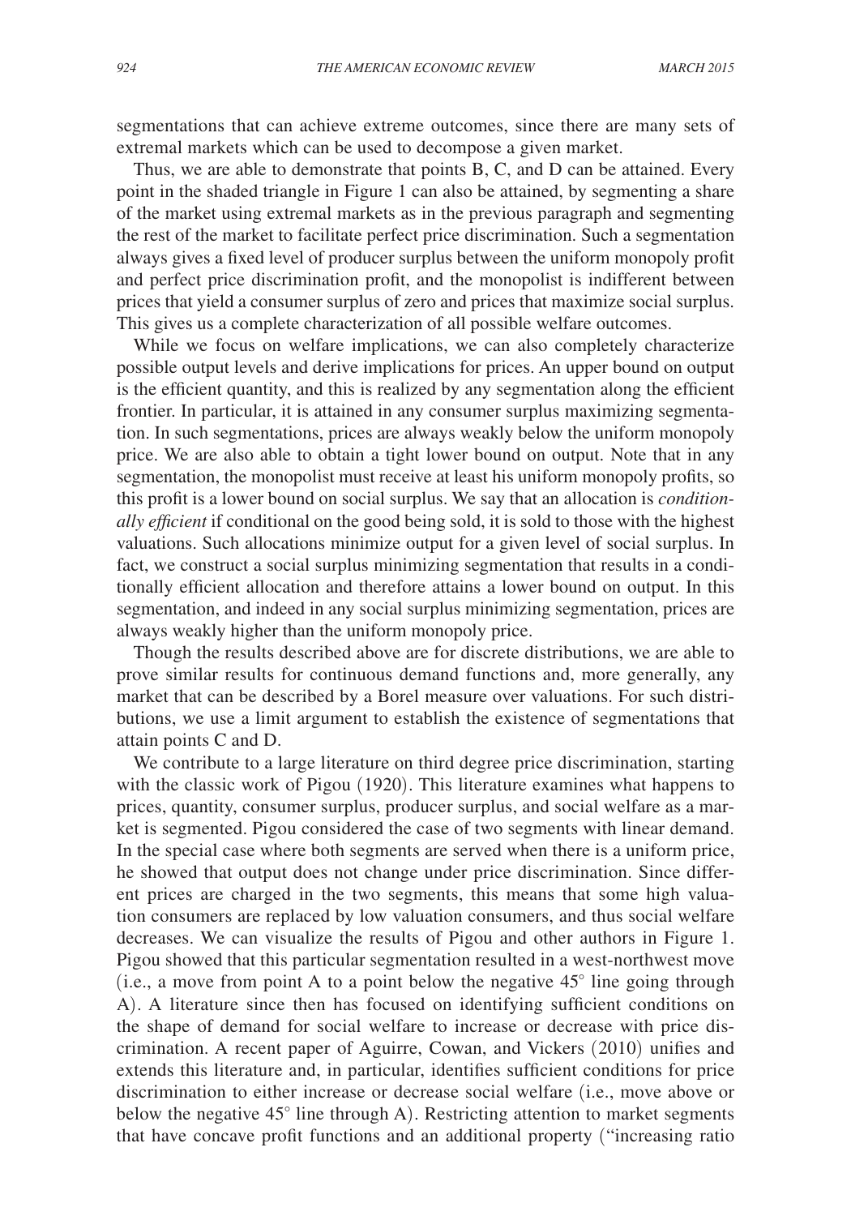segmentations that can achieve extreme outcomes, since there are many sets of extremal markets which can be used to decompose a given market.

Thus, we are able to demonstrate that points B, C, and D can be attained. Every point in the shaded triangle in Figure 1 can also be attained, by segmenting a share of the market using extremal markets as in the previous paragraph and segmenting the rest of the market to facilitate perfect price discrimination. Such a segmentation always gives a fixed level of producer surplus between the uniform monopoly profit and perfect price discrimination profit, and the monopolist is indifferent between prices that yield a consumer surplus of zero and prices that maximize social surplus. This gives us a complete characterization of all possible welfare outcomes.

While we focus on welfare implications, we can also completely characterize possible output levels and derive implications for prices. An upper bound on output is the efficient quantity, and this is realized by any segmentation along the efficient frontier. In particular, it is attained in any consumer surplus maximizing segmentation. In such segmentations, prices are always weakly below the uniform monopoly price. We are also able to obtain a tight lower bound on output. Note that in any segmentation, the monopolist must receive at least his uniform monopoly profits, so this profit is a lower bound on social surplus. We say that an allocation is *conditionally efficient* if conditional on the good being sold, it is sold to those with the highest valuations. Such allocations minimize output for a given level of social surplus. In fact, we construct a social surplus minimizing segmentation that results in a conditionally efficient allocation and therefore attains a lower bound on output. In this segmentation, and indeed in any social surplus minimizing segmentation, prices are always weakly higher than the uniform monopoly price.

Though the results described above are for discrete distributions, we are able to prove similar results for continuous demand functions and, more generally, any market that can be described by a Borel measure over valuations. For such distributions, we use a limit argument to establish the existence of segmentations that attain points C and D.

We contribute to a large literature on third degree price discrimination, starting with the classic work of Pigou (1920). This literature examines what happens to prices, quantity, consumer surplus, producer surplus, and social welfare as a market is segmented. Pigou considered the case of two segments with linear demand. In the special case where both segments are served when there is a uniform price, he showed that output does not change under price discrimination. Since different prices are charged in the two segments, this means that some high valuation consumers are replaced by low valuation consumers, and thus social welfare decreases. We can visualize the results of Pigou and other authors in Figure 1. Pigou showed that this particular segmentation resulted in a west-northwest move (i.e., a move from point A to a point below the negative 45° line going through A). A literature since then has focused on identifying sufficient conditions on the shape of demand for social welfare to increase or decrease with price discrimination. A recent paper of Aguirre, Cowan, and Vickers (2010) unifies and extends this literature and, in particular, identifies sufficient conditions for price discrimination to either increase or decrease social welfare (i.e., move above or below the negative 45° line through A). Restricting attention to market segments that have concave profit functions and an additional property ("increasing ratio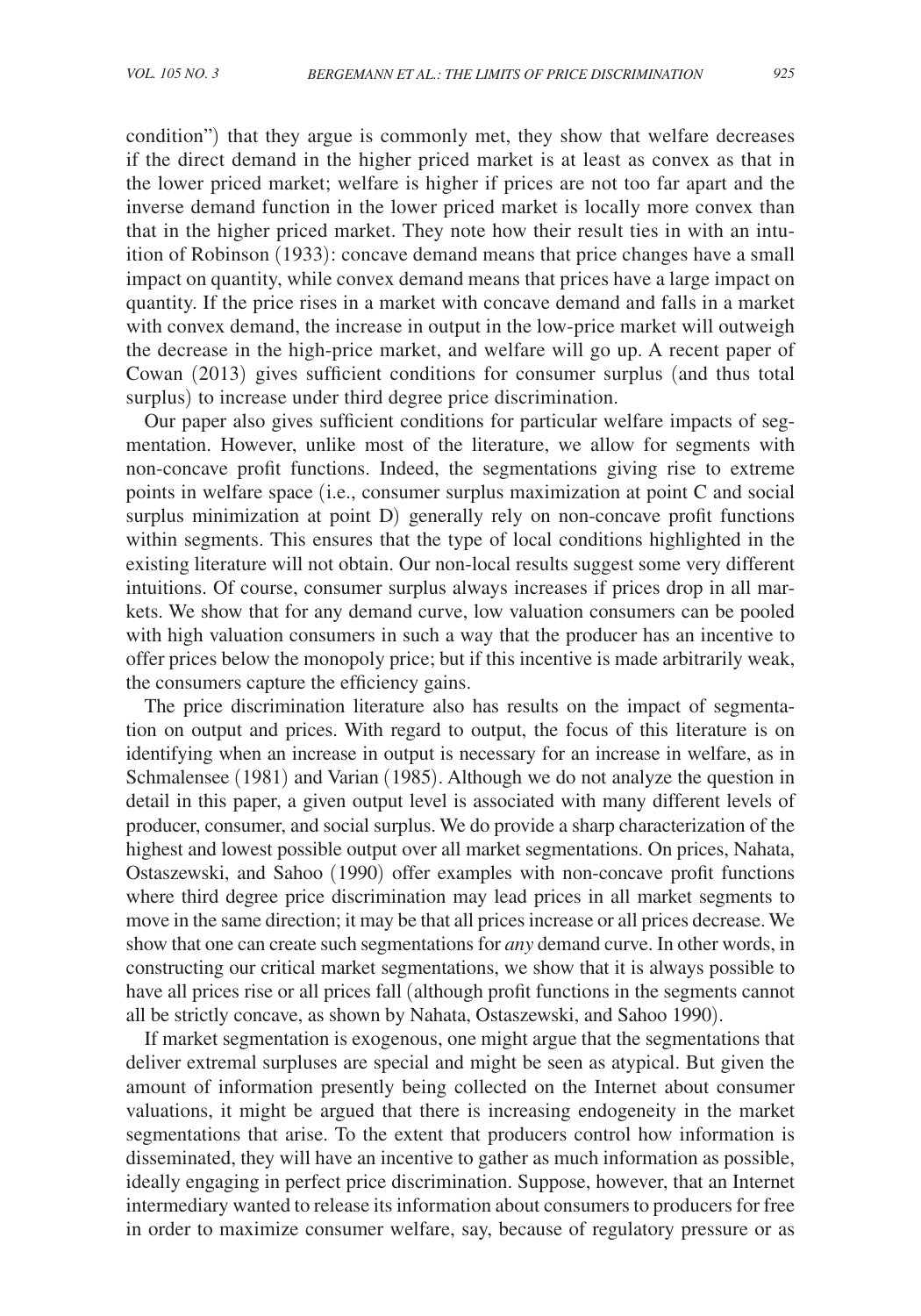condition") that they argue is commonly met, they show that welfare decreases if the direct demand in the higher priced market is at least as convex as that in the lower priced market; welfare is higher if prices are not too far apart and the inverse demand function in the lower priced market is locally more convex than that in the higher priced market. They note how their result ties in with an intuition of Robinson (1933): concave demand means that price changes have a small impact on quantity, while convex demand means that prices have a large impact on quantity. If the price rises in a market with concave demand and falls in a market with convex demand, the increase in output in the low-price market will outweigh the decrease in the high-price market, and welfare will go up. A recent paper of Cowan (2013) gives sufficient conditions for consumer surplus (and thus total surplus) to increase under third degree price discrimination.

Our paper also gives sufficient conditions for particular welfare impacts of segmentation. However, unlike most of the literature, we allow for segments with non-concave profit functions. Indeed, the segmentations giving rise to extreme points in welfare space (i.e., consumer surplus maximization at point C and social surplus minimization at point D) generally rely on non-concave profit functions within segments. This ensures that the type of local conditions highlighted in the existing literature will not obtain. Our non-local results suggest some very different intuitions. Of course, consumer surplus always increases if prices drop in all markets. We show that for any demand curve, low valuation consumers can be pooled with high valuation consumers in such a way that the producer has an incentive to offer prices below the monopoly price; but if this incentive is made arbitrarily weak, the consumers capture the efficiency gains.

The price discrimination literature also has results on the impact of segmentation on output and prices. With regard to output, the focus of this literature is on identifying when an increase in output is necessary for an increase in welfare, as in Schmalensee (1981) and Varian (1985). Although we do not analyze the question in detail in this paper, a given output level is associated with many different levels of producer, consumer, and social surplus. We do provide a sharp characterization of the highest and lowest possible output over all market segmentations. On prices, Nahata, Ostaszewski, and Sahoo (1990) offer examples with non-concave profit functions where third degree price discrimination may lead prices in all market segments to move in the same direction; it may be that all prices increase or all prices decrease. We show that one can create such segmentations for *any* demand curve. In other words, in constructing our critical market segmentations, we show that it is always possible to have all prices rise or all prices fall (although profit functions in the segments cannot all be strictly concave, as shown by Nahata, Ostaszewski, and Sahoo 1990).

If market segmentation is exogenous, one might argue that the segmentations that deliver extremal surpluses are special and might be seen as atypical. But given the amount of information presently being collected on the Internet about consumer valuations, it might be argued that there is increasing endogeneity in the market segmentations that arise. To the extent that producers control how information is disseminated, they will have an incentive to gather as much information as possible, ideally engaging in perfect price discrimination. Suppose, however, that an Internet intermediary wanted to release its information about consumers to producers for free in order to maximize consumer welfare, say, because of regulatory pressure or as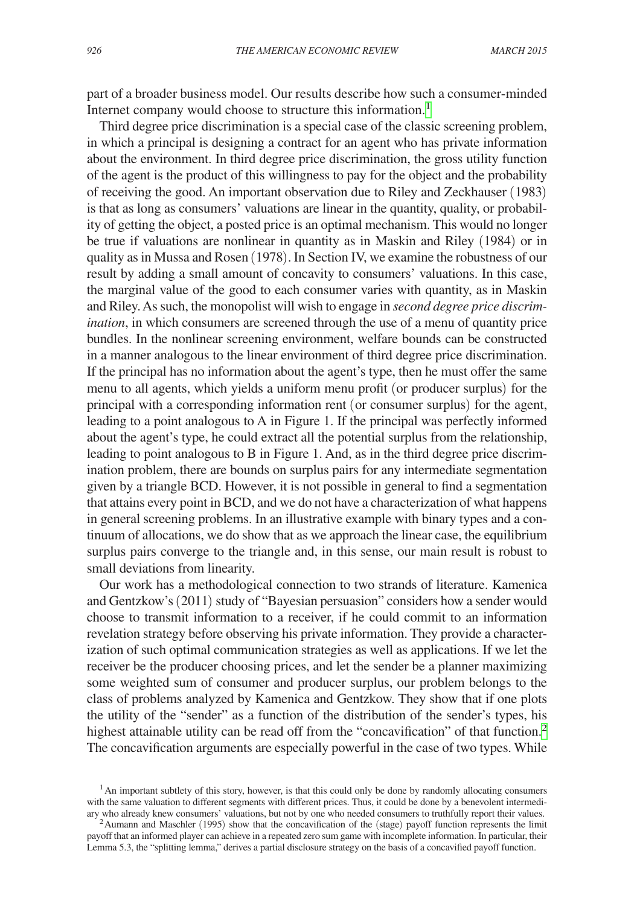part of a broader business model. Our results describe how such a consumer-minded Internet company would choose to structure this information.[1]

Third degree price discrimination is a special case of the classic screening problem, in which a principal is designing a contract for an agent who has private information about the environment. In third degree price discrimination, the gross utility function of the agent is the product of this willingness to pay for the object and the probability of receiving the good. An important observation due to Riley and Zeckhauser (1983) is that as long as consumers' valuations are linear in the quantity, quality, or probability of getting the object, a posted price is an optimal mechanism. This would no longer be true if valuations are nonlinear in quantity as in Maskin and Riley (1984) or in quality as in Mussa and Rosen (1978). In Section IV, we examine the robustness of our result by adding a small amount of concavity to consumers' valuations. In this case, the marginal value of the good to each consumer varies with quantity, as in Maskin and Riley. As such, the monopolist will wish to engage in *second degree price discrimination*, in which consumers are screened through the use of a menu of quantity price bundles. In the nonlinear screening environment, welfare bounds can be constructed in a manner analogous to the linear environment of third degree price discrimination. If the principal has no information about the agent's type, then he must offer the same menu to all agents, which yields a uniform menu profit (or producer surplus) for the principal with a corresponding information rent (or consumer surplus) for the agent, leading to a point analogous to A in Figure 1. If the principal was perfectly informed about the agent's type, he could extract all the potential surplus from the relationship, leading to point analogous to B in Figure 1. And, as in the third degree price discrimination problem, there are bounds on surplus pairs for any intermediate segmentation given by a triangle BCD. However, it is not possible in general to find a segmentation that attains every point in BCD, and we do not have a characterization of what happens in general screening problems. In an illustrative example with binary types and a continuum of allocations, we do show that as we approach the linear case, the equilibrium surplus pairs converge to the triangle and, in this sense, our main result is robust to small deviations from linearity.

Our work has a methodological connection to two strands of literature. Kamenica and Gentzkow's (2011) study of "Bayesian persuasion" considers how a sender would choose to transmit information to a receiver, if he could commit to an information revelation strategy before observing his private information. They provide a characterization of such optimal communication strategies as well as applications. If we let the receiver be the producer choosing prices, and let the sender be a planner maximizing some weighted sum of consumer and producer surplus, our problem belongs to the class of problems analyzed by Kamenica and Gentzkow. They show that if one plots the utility of the "sender" as a function of the distribution of the sender's types, his highest attainable utility can be read off from the "concavification" of that function.[2] The concavification arguments are especially powerful in the case of two types. While

[1] An important subtlety of this story, however, is that this could only be done by randomly allocating consumers with the same valuation to different segments with different prices. Thus, it could be done by a benevolent intermediary who already knew consumers' valuations, but not by one who needed consumers to truthfully report their values.

[2] Aumann and Maschler (1995) show that the concavification of the (stage) payoff function represents the limit payoff that an informed player can achieve in a repeated zero sum game with incomplete information. In particular, their Lemma 5.3, the "splitting lemma," derives a partial disclosure strategy on the basis of a concavified payoff function.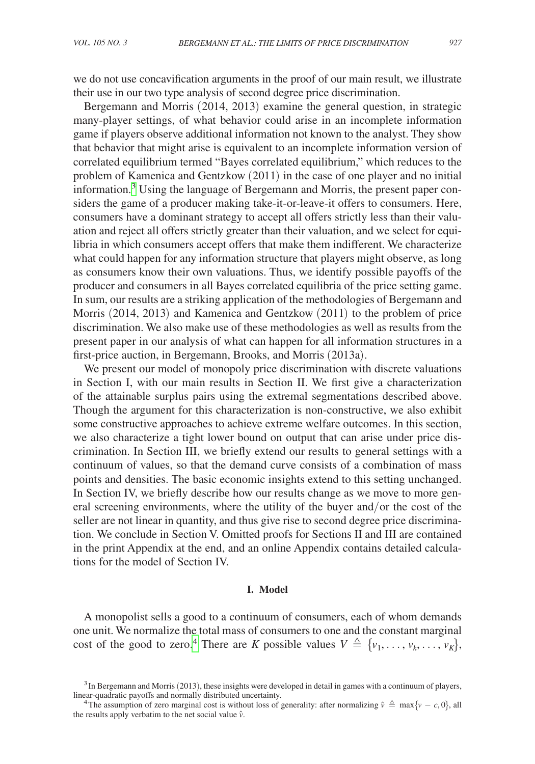we do not use concavification arguments in the proof of our main result, we illustrate their use in our two type analysis of second degree price discrimination.

Bergemann and Morris (2014, 2013) examine the general question, in strategic many-player settings, of what behavior could arise in an incomplete information game if players observe additional information not known to the analyst. They show that behavior that might arise is equivalent to an incomplete information version of correlated equilibrium termed "Bayes correlated equilibrium," which reduces to the problem of Kamenica and Gentzkow (2011) in the case of one player and no initial information.[3] Using the language of Bergemann and Morris, the present paper considers the game of a producer making take-it-or-leave-it offers to consumers. Here, consumers have a dominant strategy to accept all offers strictly less than their valuation and reject all offers strictly greater than their valuation, and we select for equilibria in which consumers accept offers that make them indifferent. We characterize what could happen for any information structure that players might observe, as long as consumers know their own valuations. Thus, we identify possible payoffs of the producer and consumers in all Bayes correlated equilibria of the price setting game. In sum, our results are a striking application of the methodologies of Bergemann and Morris (2014, 2013) and Kamenica and Gentzkow (2011) to the problem of price discrimination. We also make use of these methodologies as well as results from the present paper in our analysis of what can happen for all information structures in a first-price auction, in Bergemann, Brooks, and Morris (2013a).

We present our model of monopoly price discrimination with discrete valuations in Section I, with our main results in Section II. We first give a characterization of the attainable surplus pairs using the extremal segmentations described above. Though the argument for this characterization is non-constructive, we also exhibit some constructive approaches to achieve extreme welfare outcomes. In this section, we also characterize a tight lower bound on output that can arise under price discrimination. In Section III, we briefly extend our results to general settings with a continuum of values, so that the demand curve consists of a combination of mass points and densities. The basic economic insights extend to this setting unchanged. In Section IV, we briefly describe how our results change as we move to more general screening environments, where the utility of the buyer and/or the cost of the seller are not linear in quantity, and thus give rise to second degree price discrimination. We conclude in Section V. Omitted proofs for Sections II and III are contained in the print Appendix at the end, and an online Appendix contains detailed calculations for the model of Section IV.

## I. Model

A monopolist sells a good to a continuum of consumers, each of whom demands one unit. We normalize the total mass of consumers to one and the constant marginal cost of the good to zero.[4] There are $K$ possible values $V \triangleq \{v_1, \ldots, v_k, \ldots, v_K\}$,

---

[3] In Bergemann and Morris (2013), these insights were developed in detail in games with a continuum of players, linear-quadratic payoffs and normally distributed uncertainty.

[4] The assumption of zero marginal cost is without loss of generality: after normalizing $\hat{v} \triangleq \max\{v - c, 0\}$, all the results apply verbatim to the net social value $\hat{v}$.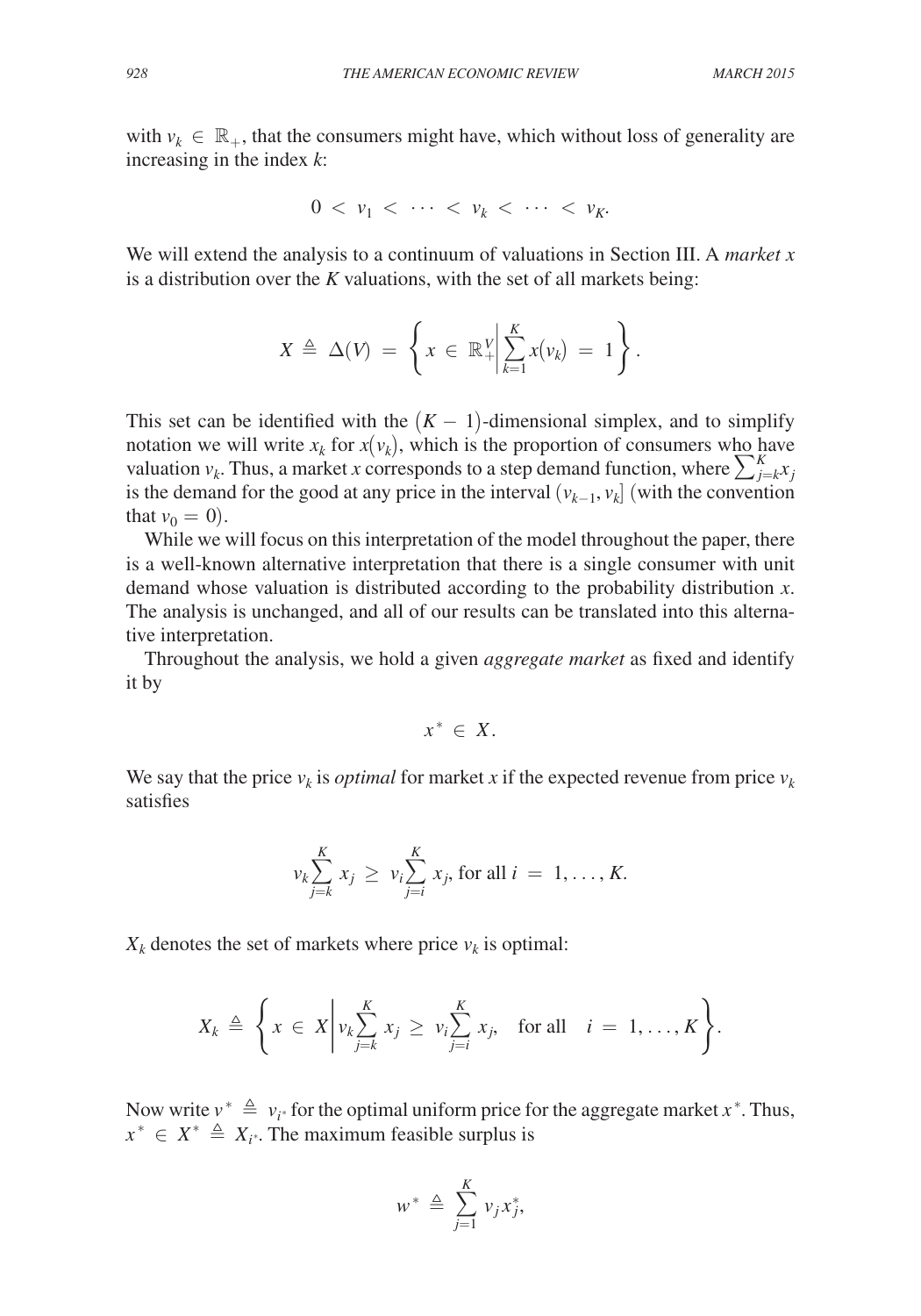with $v_k \in \mathbb{R}_+$, that the consumers might have, which without loss of generality are increasing in the index $k$:

$$0 < v_1 < \cdots < v_k < \cdots < v_K.$$

We will extend the analysis to a continuum of valuations in Section III. A *market* $x$ is a distribution over the $K$ valuations, with the set of all markets being:

$$X \triangleq \Delta(V) = \left\{ x \in \mathbb{R}_+^V \middle| \sum_{k=1}^{K} x(v_k) = 1 \right\}.$$

This set can be identified with the $(K-1)$-dimensional simplex, and to simplify notation we will write $x_k$ for $x(v_k)$, which is the proportion of consumers who have valuation $v_k$. Thus, a market $x$ corresponds to a step demand function, where $\sum_{j=k}^{K} x_j$ is the demand for the good at any price in the interval $(v_{k-1}, v_k]$ (with the convention that $v_0 = 0$).

While we will focus on this interpretation of the model throughout the paper, there is a well-known alternative interpretation that there is a single consumer with unit demand whose valuation is distributed according to the probability distribution $x$. The analysis is unchanged, and all of our results can be translated into this alternative interpretation.

Throughout the analysis, we hold a given *aggregate market* as fixed and identify it by

$$x^* \in X.$$

We say that the price $v_k$ is *optimal* for market $x$ if the expected revenue from price $v_k$ satisfies

$$v_k \sum_{j=k}^{K} x_j \geq v_i \sum_{j=i}^{K} x_j, \text{ for all } i = 1, \ldots, K.$$

$X_k$ denotes the set of markets where price $v_k$ is optimal:

$$X_k \triangleq \left\{ x \in X \middle| v_k \sum_{j=k}^{K} x_j \geq v_i \sum_{j=i}^{K} x_j, \quad \text{for all} \quad i = 1, \ldots, K \right\}.$$

Now write $v^* \triangleq v_{i^*}$ for the optimal uniform price for the aggregate market $x^*$. Thus, $x^* \in X^* \triangleq X_{i^*}$. The maximum feasible surplus is

$$w^* \triangleq \sum_{j=1}^{K} v_j x_j^*,$$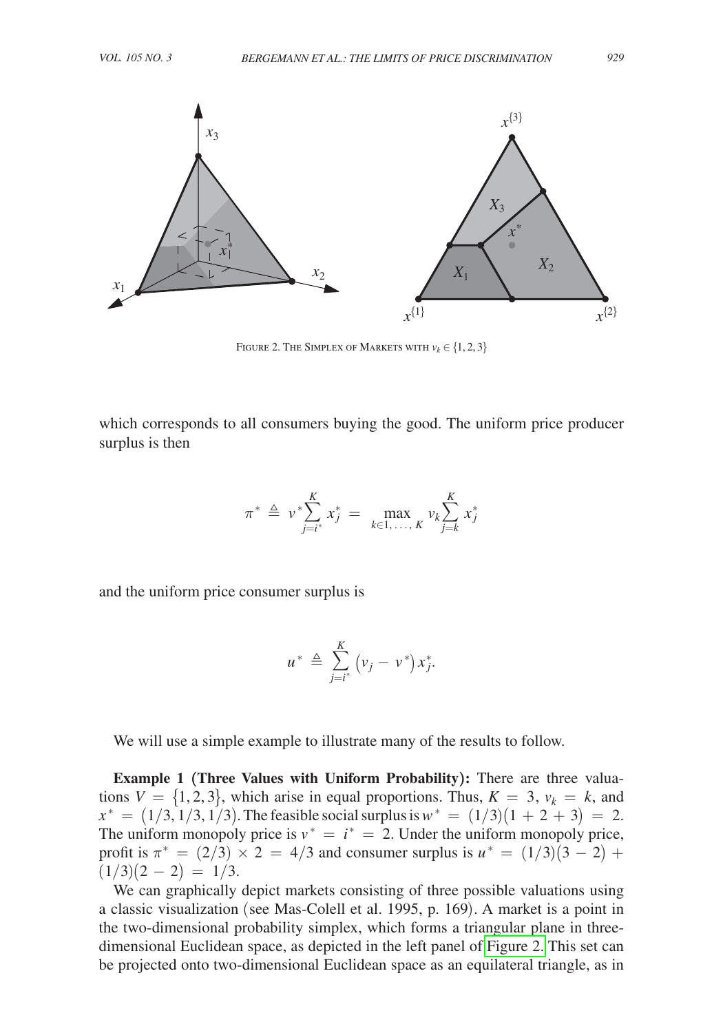$x_3$

$x^*$

$x_1$

$x_2$

$x^{\{3\}}$

$X_3$

$x^*$

$X_1$

$X_2$

$x^{\{1\}}$

$x^{\{2\}}$

Figure 2. The Simplex of Markets with $v_k \in \{1, 2, 3\}$

which corresponds to all consumers buying the good. The uniform price producer surplus is then

$$\pi^* \triangleq v^* \sum_{j=i^*}^{K} x_j^* = \max_{k \in 1, \ldots, K} v_k \sum_{j=k}^{K} x_j^*$$

and the uniform price consumer surplus is

$$u^* \triangleq \sum_{j=i^*}^{K} \left(v_j - v^*\right) x_j^*.$$

We will use a simple example to illustrate many of the results to follow.

**Example 1 (Three Values with Uniform Probability):** There are three valuations $V = \{1, 2, 3\}$, which arise in equal proportions. Thus, $K = 3$, $v_k = k$, and $x^* = (1/3, 1/3, 1/3)$. The feasible social surplus is $w^* = (1/3)(1 + 2 + 3) = 2$. The uniform monopoly price is $v^* = i^* = 2$. Under the uniform monopoly price, profit is $\pi^* = (2/3) \times 2 = 4/3$ and consumer surplus is $u^* = (1/3)(3 - 2) + (1/3)(2 - 2) = 1/3$.

We can graphically depict markets consisting of three possible valuations using a classic visualization (see Mas-Colell et al. 1995, p. 169). A market is a point in the two-dimensional probability simplex, which forms a triangular plane in three-dimensional Euclidean space, as depicted in the left panel of Figure 2. This set can be projected onto two-dimensional Euclidean space as an equilateral triangle, as in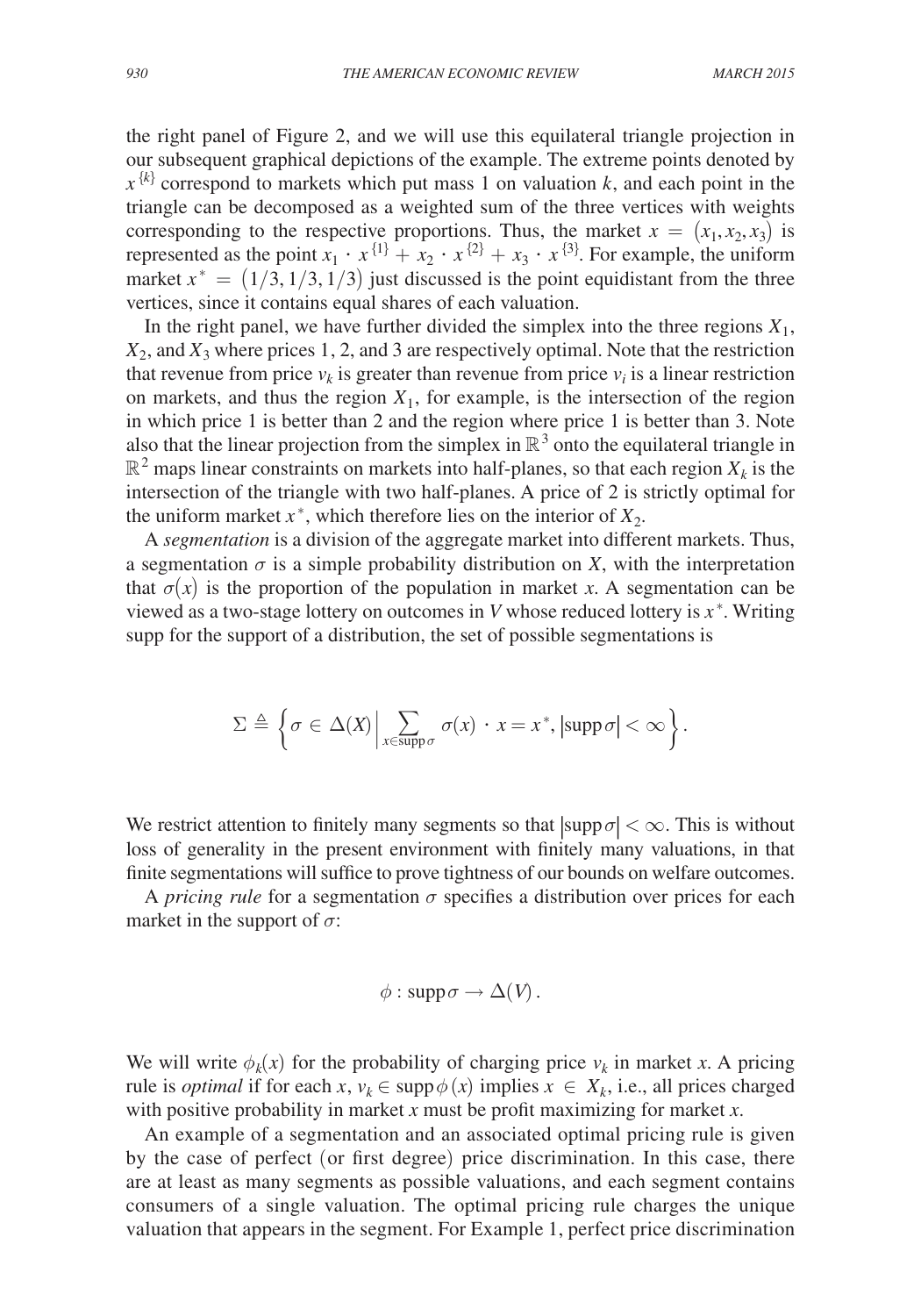the right panel of Figure 2, and we will use this equilateral triangle projection in our subsequent graphical depictions of the example. The extreme points denoted by $x^{\{k\}}$ correspond to markets which put mass 1 on valuation $k$, and each point in the triangle can be decomposed as a weighted sum of the three vertices with weights corresponding to the respective proportions. Thus, the market $x = (x_1, x_2, x_3)$ is represented as the point $x_1 \cdot x^{\{1\}} + x_2 \cdot x^{\{2\}} + x_3 \cdot x^{\{3\}}$. For example, the uniform market $x^* = (1/3, 1/3, 1/3)$ just discussed is the point equidistant from the three vertices, since it contains equal shares of each valuation.

In the right panel, we have further divided the simplex into the three regions $X_1$, $X_2$, and $X_3$ where prices 1, 2, and 3 are respectively optimal. Note that the restriction that revenue from price $v_k$ is greater than revenue from price $v_i$ is a linear restriction on markets, and thus the region $X_1$, for example, is the intersection of the region in which price 1 is better than 2 and the region where price 1 is better than 3. Note also that the linear projection from the simplex in $\mathbb{R}^3$ onto the equilateral triangle in $\mathbb{R}^2$ maps linear constraints on markets into half-planes, so that each region $X_k$ is the intersection of the triangle with two half-planes. A price of 2 is strictly optimal for the uniform market $x^*$, which therefore lies on the interior of $X_2$.

A *segmentation* is a division of the aggregate market into different markets. Thus, a segmentation $\sigma$ is a simple probability distribution on $X$, with the interpretation that $\sigma(x)$ is the proportion of the population in market $x$. A segmentation can be viewed as a two-stage lottery on outcomes in $V$ whose reduced lottery is $x^*$. Writing supp for the support of a distribution, the set of possible segmentations is

$$\Sigma \triangleq \left\{ \sigma \in \Delta(X) \,\middle|\, \sum_{x \in \operatorname{supp}\sigma} \sigma(x) \cdot x = x^*, |\operatorname{supp}\sigma| < \infty \right\}.$$

We restrict attention to finitely many segments so that $|\operatorname{supp}\sigma| < \infty$. This is without loss of generality in the present environment with finitely many valuations, in that finite segmentations will suffice to prove tightness of our bounds on welfare outcomes.

A *pricing rule* for a segmentation $\sigma$ specifies a distribution over prices for each market in the support of $\sigma$:

$$\phi : \operatorname{supp}\sigma \rightarrow \Delta(V).$$

We will write $\phi_k(x)$ for the probability of charging price $v_k$ in market $x$. A pricing rule is *optimal* if for each $x$, $v_k \in \operatorname{supp}\phi(x)$ implies $x \in X_k$, i.e., all prices charged with positive probability in market $x$ must be profit maximizing for market $x$.

An example of a segmentation and an associated optimal pricing rule is given by the case of perfect (or first degree) price discrimination. In this case, there are at least as many segments as possible valuations, and each segment contains consumers of a single valuation. The optimal pricing rule charges the unique valuation that appears in the segment. For Example 1, perfect price discrimination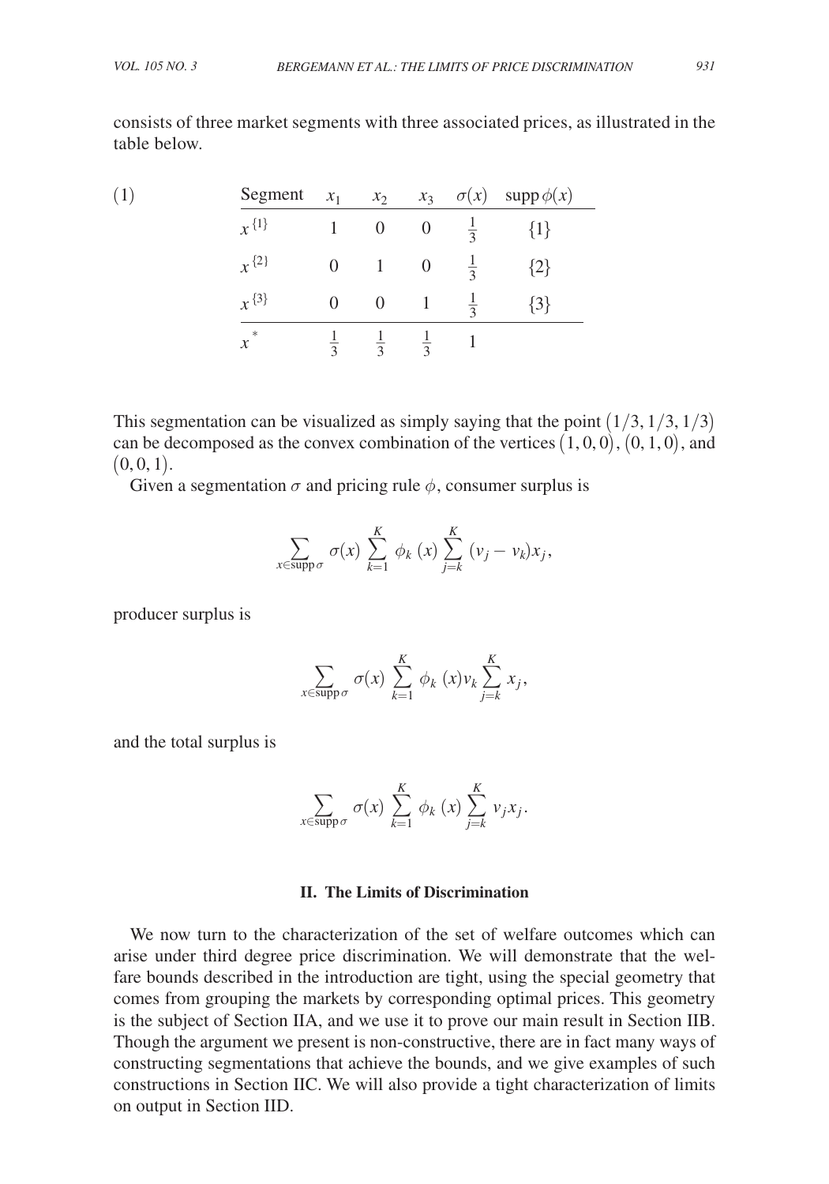consists of three market segments with three associated prices, as illustrated in the table below.

(1)

| Segment | $x_1$ | $x_2$ | $x_3$ | $\sigma(x)$ | $\operatorname{supp} \phi(x)$ |
|---|---|---|---|---|---|
| $x^{\{1\}}$ | 1 | 0 | 0 | $\frac{1}{3}$ | $\{1\}$ |
| $x^{\{2\}}$ | 0 | 1 | 0 | $\frac{1}{3}$ | $\{2\}$ |
| $x^{\{3\}}$ | 0 | 0 | 1 | $\frac{1}{3}$ | $\{3\}$ |
| $x^*$ | $\frac{1}{3}$ | $\frac{1}{3}$ | $\frac{1}{3}$ | 1 | |

This segmentation can be visualized as simply saying that the point $(1/3, 1/3, 1/3)$ can be decomposed as the convex combination of the vertices $(1, 0, 0)$, $(0, 1, 0)$, and $(0, 0, 1)$.

Given a segmentation $\sigma$ and pricing rule $\phi$, consumer surplus is

$$\sum_{x \in \operatorname{supp} \sigma} \sigma(x) \sum_{k=1}^{K} \phi_k(x) \sum_{j=k}^{K} (v_j - v_k) x_j,$$

producer surplus is

$$\sum_{x \in \operatorname{supp} \sigma} \sigma(x) \sum_{k=1}^{K} \phi_k(x) v_k \sum_{j=k}^{K} x_j,$$

and the total surplus is

$$\sum_{x \in \operatorname{supp} \sigma} \sigma(x) \sum_{k=1}^{K} \phi_k(x) \sum_{j=k}^{K} v_j x_j.$$

## II. The Limits of Discrimination

We now turn to the characterization of the set of welfare outcomes which can arise under third degree price discrimination. We will demonstrate that the welfare bounds described in the introduction are tight, using the special geometry that comes from grouping the markets by corresponding optimal prices. This geometry is the subject of Section IIA, and we use it to prove our main result in Section IIB. Though the argument we present is non-constructive, there are in fact many ways of constructing segmentations that achieve the bounds, and we give examples of such constructions in Section IIC. We will also provide a tight characterization of limits on output in Section IID.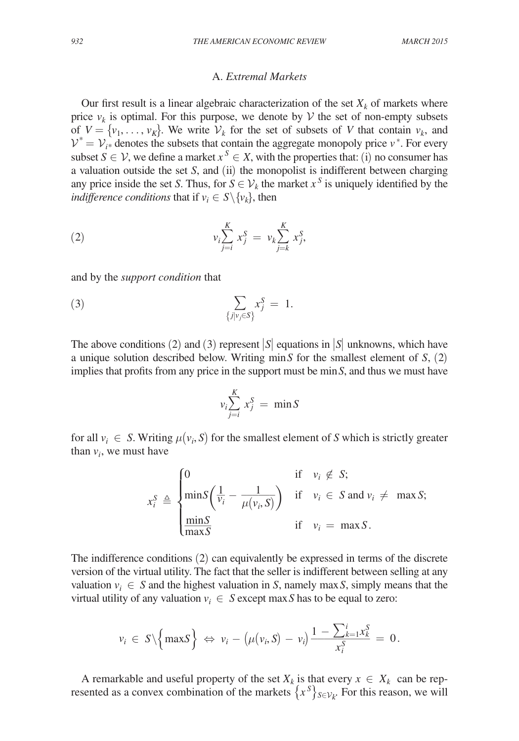### A. *Extremal Markets*

Our first result is a linear algebraic characterization of the set $X_k$ of markets where price $v_k$ is optimal. For this purpose, we denote by $\mathcal{V}$ the set of non-empty subsets of $V = \{v_1, \ldots, v_K\}$. We write $\mathcal{V}_k$ for the set of subsets of $V$ that contain $v_k$, and $\mathcal{V}^* = \mathcal{V}_{i*}$ denotes the subsets that contain the aggregate monopoly price $v^*$. For every subset $S \in \mathcal{V}$, we define a market $x^S \in X$, with the properties that: (i) no consumer has a valuation outside the set $S$, and (ii) the monopolist is indifferent between charging any price inside the set $S$. Thus, for $S \in \mathcal{V}_k$ the market $x^S$ is uniquely identified by the *indifference conditions* that if $v_i \in S \backslash \{v_k\}$, then

$$v_i \sum_{j=i}^{K} x_j^S = v_k \sum_{j=k}^{K} x_j^S, \tag{2}$$

and by the *support condition* that

$$\sum_{\{j | v_j \in S\}} x_j^S = 1. \tag{3}$$

The above conditions (2) and (3) represent $|S|$ equations in $|S|$ unknowns, which have a unique solution described below. Writing $\min S$ for the smallest element of $S$, (2) implies that profits from any price in the support must be $\min S$, and thus we must have

$$v_i \sum_{j=i}^{K} x_j^S = \min S$$

for all $v_i \in S$. Writing $\mu(v_i, S)$ for the smallest element of $S$ which is strictly greater than $v_i$, we must have

$$x_i^S \triangleq \begin{cases} 0 & \text{if } \; v_i \notin S; \\ \min S \left( \dfrac{1}{v_i} - \dfrac{1}{\mu(v_i, S)} \right) & \text{if } \; v_i \in S \text{ and } v_i \neq \max S; \\ \dfrac{\min S}{\max S} & \text{if } \; v_i = \max S. \end{cases}$$

The indifference conditions (2) can equivalently be expressed in terms of the discrete version of the virtual utility. The fact that the seller is indifferent between selling at any valuation $v_i \in S$ and the highest valuation in $S$, namely $\max S$, simply means that the virtual utility of any valuation $v_i \in S$ except $\max S$ has to be equal to zero:

$$v_i \in S \backslash \left\{ \max S \right\} \Leftrightarrow v_i - \left( \mu(v_i, S) - v_i \right) \frac{1 - \sum_{k=1}^{i} x_k^S}{x_i^S} = 0.$$

A remarkable and useful property of the set $X_k$ is that every $x \in X_k$ can be represented as a convex combination of the markets $\{x^S\}_{S \in \mathcal{V}_k}$. For this reason, we will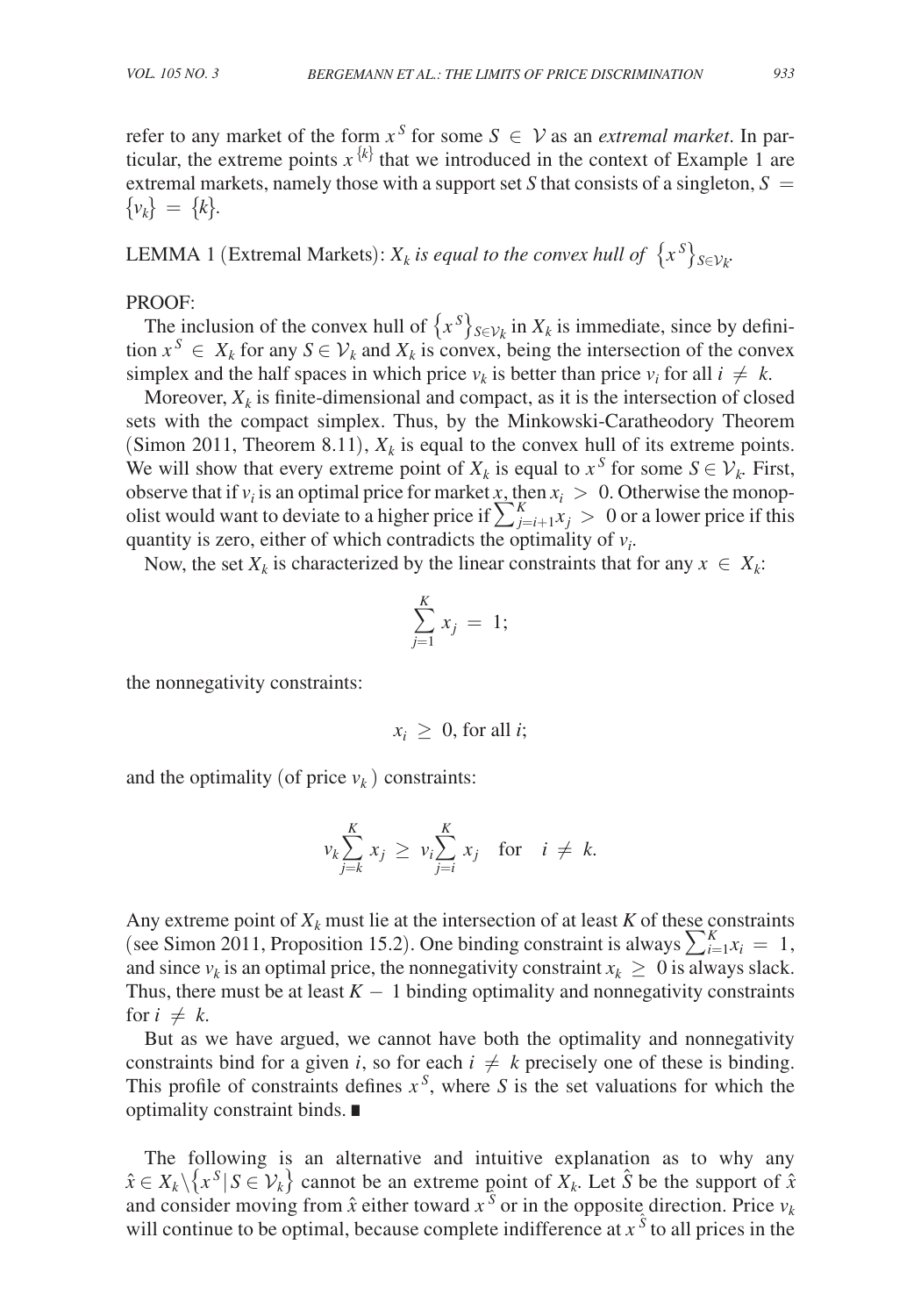refer to any market of the form $x^S$ for some $S \in \mathcal{V}$ as an *extremal market*. In particular, the extreme points $x^{\{k\}}$ that we introduced in the context of Example 1 are extremal markets, namely those with a support set $S$ that consists of a singleton, $S = \{v_k\} = \{k\}$.

LEMMA 1 (Extremal Markets): *$X_k$ is equal to the convex hull of $\{x^S\}_{S \in \mathcal{V}_k}$.*

PROOF:

The inclusion of the convex hull of $\{x^S\}_{S \in \mathcal{V}_k}$ in $X_k$ is immediate, since by definition $x^S \in X_k$ for any $S \in \mathcal{V}_k$ and $X_k$ is convex, being the intersection of the convex simplex and the half spaces in which price $v_k$ is better than price $v_i$ for all $i \neq k$.

Moreover, $X_k$ is finite-dimensional and compact, as it is the intersection of closed sets with the compact simplex. Thus, by the Minkowski-Caratheodory Theorem (Simon 2011, Theorem 8.11), $X_k$ is equal to the convex hull of its extreme points. We will show that every extreme point of $X_k$ is equal to $x^S$ for some $S \in \mathcal{V}_k$. First, observe that if $v_i$ is an optimal price for market $x$, then $x_i > 0$. Otherwise the monopolist would want to deviate to a higher price if $\sum_{j=i+1}^{K} x_j > 0$ or a lower price if this quantity is zero, either of which contradicts the optimality of $v_i$.

Now, the set $X_k$ is characterized by the linear constraints that for any $x \in X_k$:

$$\sum_{j=1}^{K} x_j = 1;$$

the nonnegativity constraints:

$$x_i \geq 0, \text{ for all } i;$$

and the optimality (of price $v_k$) constraints:

$$v_k \sum_{j=k}^{K} x_j \geq v_i \sum_{j=i}^{K} x_j \quad \text{for} \quad i \neq k.$$

Any extreme point of $X_k$ must lie at the intersection of at least $K$ of these constraints (see Simon 2011, Proposition 15.2). One binding constraint is always $\sum_{i=1}^{K} x_i = 1$, and since $v_k$ is an optimal price, the nonnegativity constraint $x_k \geq 0$ is always slack. Thus, there must be at least $K - 1$ binding optimality and nonnegativity constraints for $i \neq k$.

But as we have argued, we cannot have both the optimality and nonnegativity constraints bind for a given $i$, so for each $i \neq k$ precisely one of these is binding. This profile of constraints defines $x^S$, where $S$ is the set valuations for which the optimality constraint binds. ∎

The following is an alternative and intuitive explanation as to why any $\hat{x} \in X_k \setminus \{x^S | S \in \mathcal{V}_k\}$ cannot be an extreme point of $X_k$. Let $\hat{S}$ be the support of $\hat{x}$ and consider moving from $\hat{x}$ either toward $x^{\hat{S}}$ or in the opposite direction. Price $v_k$ will continue to be optimal, because complete indifference at $x^{\hat{S}}$ to all prices in the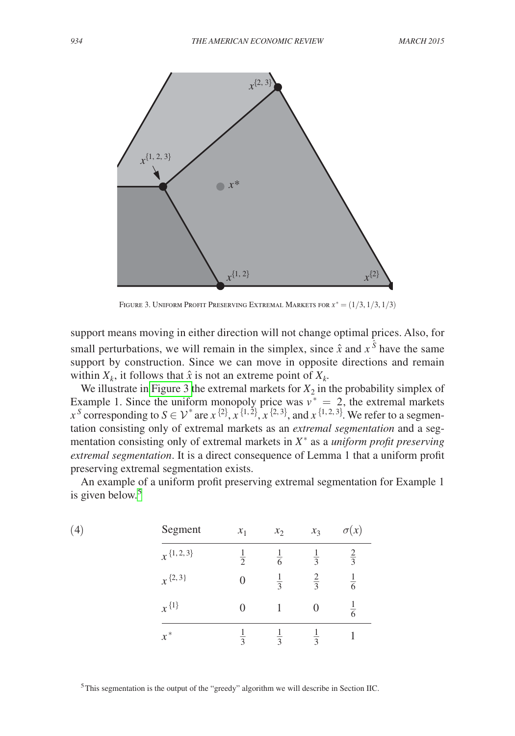FIGURE 3. UNIFORM PROFIT PRESERVING EXTREMAL MARKETS FOR $x^* = (1/3, 1/3, 1/3)$

support means moving in either direction will not change optimal prices. Also, for small perturbations, we will remain in the simplex, since $\hat{x}$ and $x^{\hat{S}}$ have the same support by construction. Since we can move in opposite directions and remain within $X_k$, it follows that $\hat{x}$ is not an extreme point of $X_k$.

We illustrate in Figure 3 the extremal markets for $X_2$ in the probability simplex of Example 1. Since the uniform monopoly price was $v^* = 2$, the extremal markets $x^S$ corresponding to $S \in \mathcal{V}^*$ are $x^{\{2\}}$, $x^{\{1,2\}}$, $x^{\{2,3\}}$, and $x^{\{1,2,3\}}$. We refer to a segmentation consisting only of extremal markets as an *extremal segmentation* and a segmentation consisting only of extremal markets in $X^*$ as a *uniform profit preserving extremal segmentation*. It is a direct consequence of Lemma 1 that a uniform profit preserving extremal segmentation exists.

An example of a uniform profit preserving extremal segmentation for Example 1 is given below.[5]

(4)

| Segment | $x_1$ | $x_2$ | $x_3$ | $\sigma(x)$ |
|---|---|---|---|---|
| $x^{\{1,2,3\}}$ | $\frac{1}{2}$ | $\frac{1}{6}$ | $\frac{1}{3}$ | $\frac{2}{3}$ |
| $x^{\{2,3\}}$ | 0 | $\frac{1}{3}$ | $\frac{2}{3}$ | $\frac{1}{6}$ |
| $x^{\{1\}}$ | 0 | 1 | 0 | $\frac{1}{6}$ |
| $x^*$ | $\frac{1}{3}$ | $\frac{1}{3}$ | $\frac{1}{3}$ | 1 |

[5] This segmentation is the output of the "greedy" algorithm we will describe in Section IIC.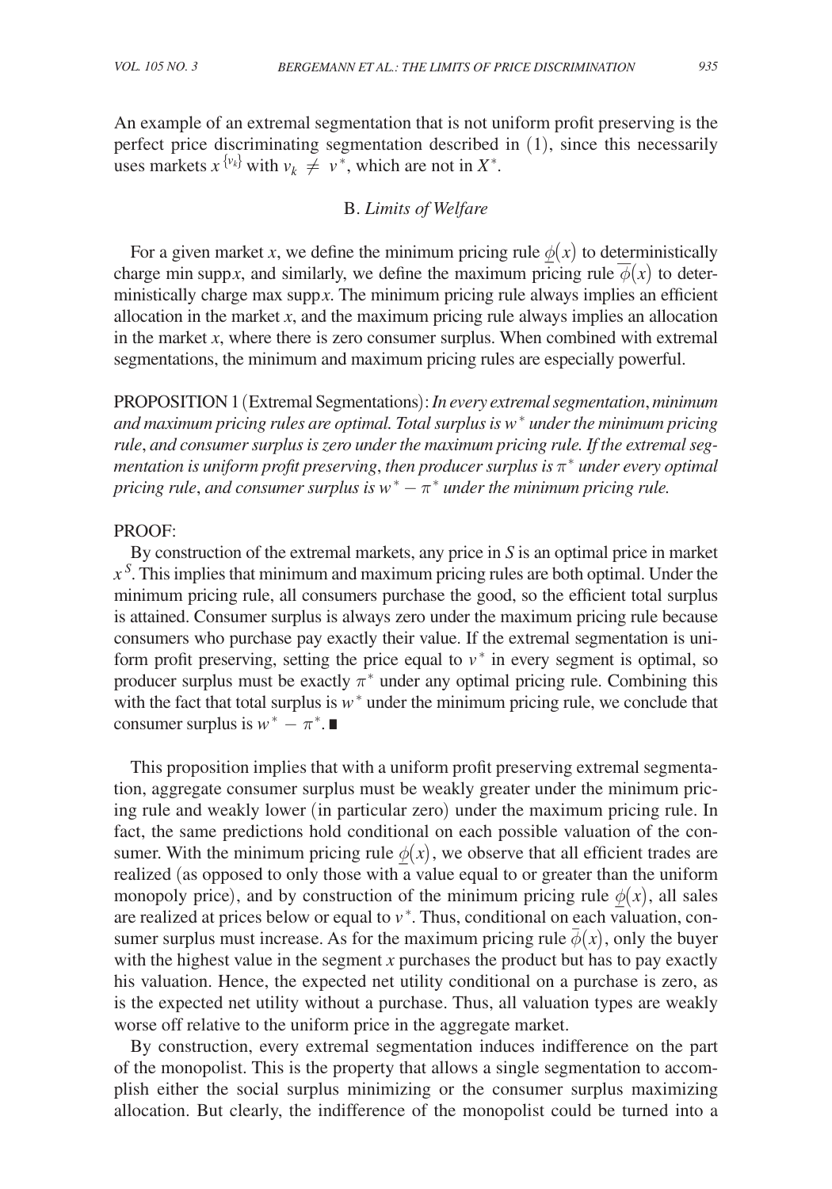An example of an extremal segmentation that is not uniform profit preserving is the perfect price discriminating segmentation described in (1), since this necessarily uses markets $x^{\{v_k\}}$ with $v_k \neq v^*$, which are not in $X^*$.

### B. *Limits of Welfare*

For a given market $x$, we define the minimum pricing rule $\underline{\phi}(x)$ to deterministically charge min supp$x$, and similarly, we define the maximum pricing rule $\overline{\phi}(x)$ to deterministically charge max supp$x$. The minimum pricing rule always implies an efficient allocation in the market $x$, and the maximum pricing rule always implies an allocation in the market $x$, where there is zero consumer surplus. When combined with extremal segmentations, the minimum and maximum pricing rules are especially powerful.

PROPOSITION 1 (Extremal Segmentations): *In every extremal segmentation, minimum and maximum pricing rules are optimal. Total surplus is $w^*$ under the minimum pricing rule, and consumer surplus is zero under the maximum pricing rule. If the extremal segmentation is uniform profit preserving, then producer surplus is $\pi^*$ under every optimal pricing rule, and consumer surplus is $w^* - \pi^*$ under the minimum pricing rule.*

PROOF:

By construction of the extremal markets, any price in $S$ is an optimal price in market $x^S$. This implies that minimum and maximum pricing rules are both optimal. Under the minimum pricing rule, all consumers purchase the good, so the efficient total surplus is attained. Consumer surplus is always zero under the maximum pricing rule because consumers who purchase pay exactly their value. If the extremal segmentation is uniform profit preserving, setting the price equal to $v^*$ in every segment is optimal, so producer surplus must be exactly $\pi^*$ under any optimal pricing rule. Combining this with the fact that total surplus is $w^*$ under the minimum pricing rule, we conclude that consumer surplus is $w^* - \pi^*$. ∎

This proposition implies that with a uniform profit preserving extremal segmentation, aggregate consumer surplus must be weakly greater under the minimum pricing rule and weakly lower (in particular zero) under the maximum pricing rule. In fact, the same predictions hold conditional on each possible valuation of the consumer. With the minimum pricing rule $\underline{\phi}(x)$, we observe that all efficient trades are realized (as opposed to only those with a value equal to or greater than the uniform monopoly price), and by construction of the minimum pricing rule $\underline{\phi}(x)$, all sales are realized at prices below or equal to $v^*$. Thus, conditional on each valuation, consumer surplus must increase. As for the maximum pricing rule $\overline{\phi}(x)$, only the buyer with the highest value in the segment $x$ purchases the product but has to pay exactly his valuation. Hence, the expected net utility conditional on a purchase is zero, as is the expected net utility without a purchase. Thus, all valuation types are weakly worse off relative to the uniform price in the aggregate market.

By construction, every extremal segmentation induces indifference on the part of the monopolist. This is the property that allows a single segmentation to accomplish either the social surplus minimizing or the consumer surplus maximizing allocation. But clearly, the indifference of the monopolist could be turned into a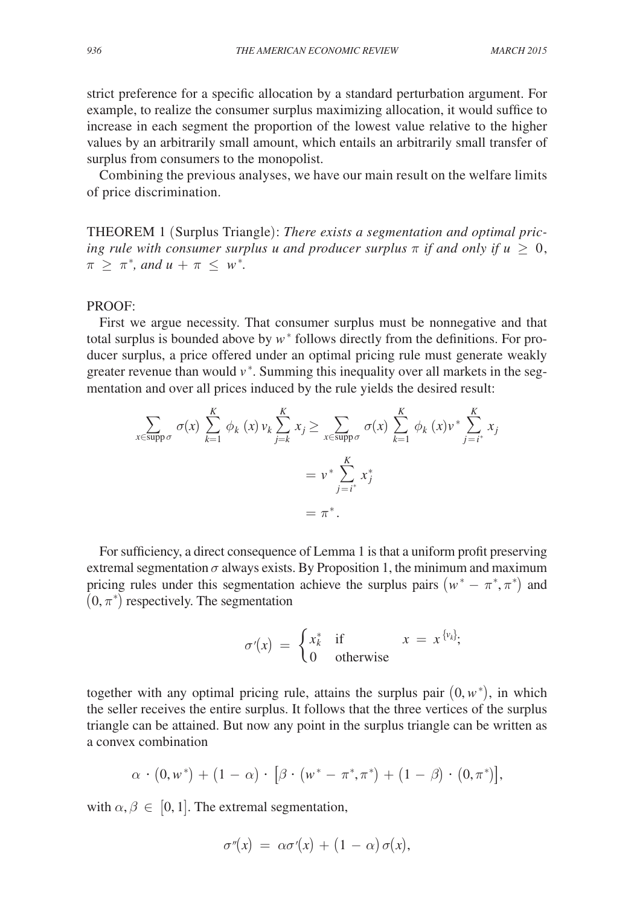strict preference for a specific allocation by a standard perturbation argument. For example, to realize the consumer surplus maximizing allocation, it would suffice to increase in each segment the proportion of the lowest value relative to the higher values by an arbitrarily small amount, which entails an arbitrarily small transfer of surplus from consumers to the monopolist.

Combining the previous analyses, we have our main result on the welfare limits of price discrimination.

THEOREM 1 (Surplus Triangle): *There exists a segmentation and optimal pricing rule with consumer surplus $u$ and producer surplus $\pi$ if and only if $u \geq 0$, $\pi \geq \pi^*$, and $u + \pi \leq w^*$.*

PROOF:

First we argue necessity. That consumer surplus must be nonnegative and that total surplus is bounded above by $w^*$ follows directly from the definitions. For producer surplus, a price offered under an optimal pricing rule must generate weakly greater revenue than would $v^*$. Summing this inequality over all markets in the segmentation and over all prices induced by the rule yields the desired result:

$$\sum_{x \in \operatorname{supp} \sigma} \sigma(x) \sum_{k=1}^{K} \phi_k(x) v_k \sum_{j=k}^{K} x_j \geq \sum_{x \in \operatorname{supp} \sigma} \sigma(x) \sum_{k=1}^{K} \phi_k(x) v^* \sum_{j=i^*}^{K} x_j$$

$$= v^* \sum_{j=i^*}^{K} x_j^*$$

$$= \pi^*.$$

For sufficiency, a direct consequence of Lemma 1 is that a uniform profit preserving extremal segmentation $\sigma$ always exists. By Proposition 1, the minimum and maximum pricing rules under this segmentation achieve the surplus pairs $(w^* - \pi^*, \pi^*)$ and $(0, \pi^*)$ respectively. The segmentation

$$\sigma'(x) = \begin{cases} x_k^* & \text{if} \quad x = x^{\{v_k\}}; \\ 0 & \text{otherwise} \end{cases}$$

together with any optimal pricing rule, attains the surplus pair $(0, w^*)$, in which the seller receives the entire surplus. It follows that the three vertices of the surplus triangle can be attained. But now any point in the surplus triangle can be written as a convex combination

$$\alpha \cdot (0, w^*) + (1 - \alpha) \cdot \left[\beta \cdot (w^* - \pi^*, \pi^*) + (1 - \beta) \cdot (0, \pi^*)\right],$$

with $\alpha, \beta \in [0, 1]$. The extremal segmentation,

$$\sigma''(x) = \alpha \sigma'(x) + (1 - \alpha) \sigma(x),$$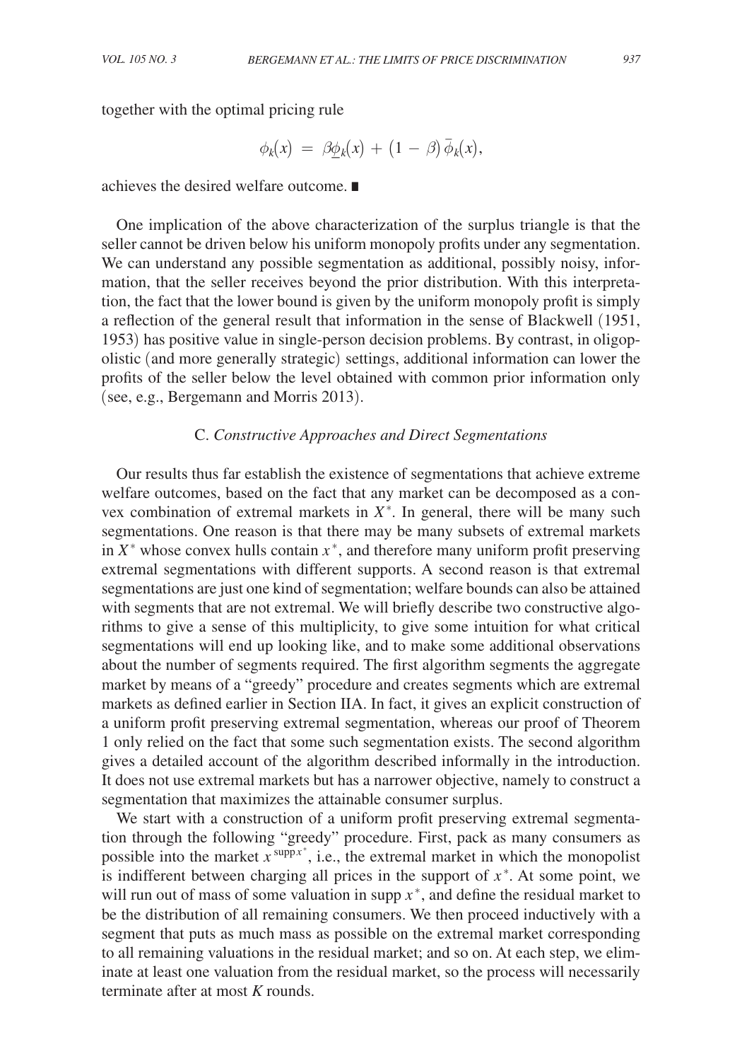together with the optimal pricing rule

$$\phi_k(x) = \beta \underline{\phi}_k(x) + (1 - \beta) \bar{\phi}_k(x),$$

achieves the desired welfare outcome. ■

One implication of the above characterization of the surplus triangle is that the seller cannot be driven below his uniform monopoly profits under any segmentation. We can understand any possible segmentation as additional, possibly noisy, information, that the seller receives beyond the prior distribution. With this interpretation, the fact that the lower bound is given by the uniform monopoly profit is simply a reflection of the general result that information in the sense of Blackwell (1951, 1953) has positive value in single-person decision problems. By contrast, in oligopolistic (and more generally strategic) settings, additional information can lower the profits of the seller below the level obtained with common prior information only (see, e.g., Bergemann and Morris 2013).

### C. *Constructive Approaches and Direct Segmentations*

Our results thus far establish the existence of segmentations that achieve extreme welfare outcomes, based on the fact that any market can be decomposed as a convex combination of extremal markets in $X^*$. In general, there will be many such segmentations. One reason is that there may be many subsets of extremal markets in $X^*$ whose convex hulls contain $x^*$, and therefore many uniform profit preserving extremal segmentations with different supports. A second reason is that extremal segmentations are just one kind of segmentation; welfare bounds can also be attained with segments that are not extremal. We will briefly describe two constructive algorithms to give a sense of this multiplicity, to give some intuition for what critical segmentations will end up looking like, and to make some additional observations about the number of segments required. The first algorithm segments the aggregate market by means of a "greedy" procedure and creates segments which are extremal markets as defined earlier in Section IIA. In fact, it gives an explicit construction of a uniform profit preserving extremal segmentation, whereas our proof of Theorem 1 only relied on the fact that some such segmentation exists. The second algorithm gives a detailed account of the algorithm described informally in the introduction. It does not use extremal markets but has a narrower objective, namely to construct a segmentation that maximizes the attainable consumer surplus.

We start with a construction of a uniform profit preserving extremal segmentation through the following "greedy" procedure. First, pack as many consumers as possible into the market $x^{\text{supp}\, x^*}$, i.e., the extremal market in which the monopolist is indifferent between charging all prices in the support of $x^*$. At some point, we will run out of mass of some valuation in supp $x^*$, and define the residual market to be the distribution of all remaining consumers. We then proceed inductively with a segment that puts as much mass as possible on the extremal market corresponding to all remaining valuations in the residual market; and so on. At each step, we eliminate at least one valuation from the residual market, so the process will necessarily terminate after at most $K$ rounds.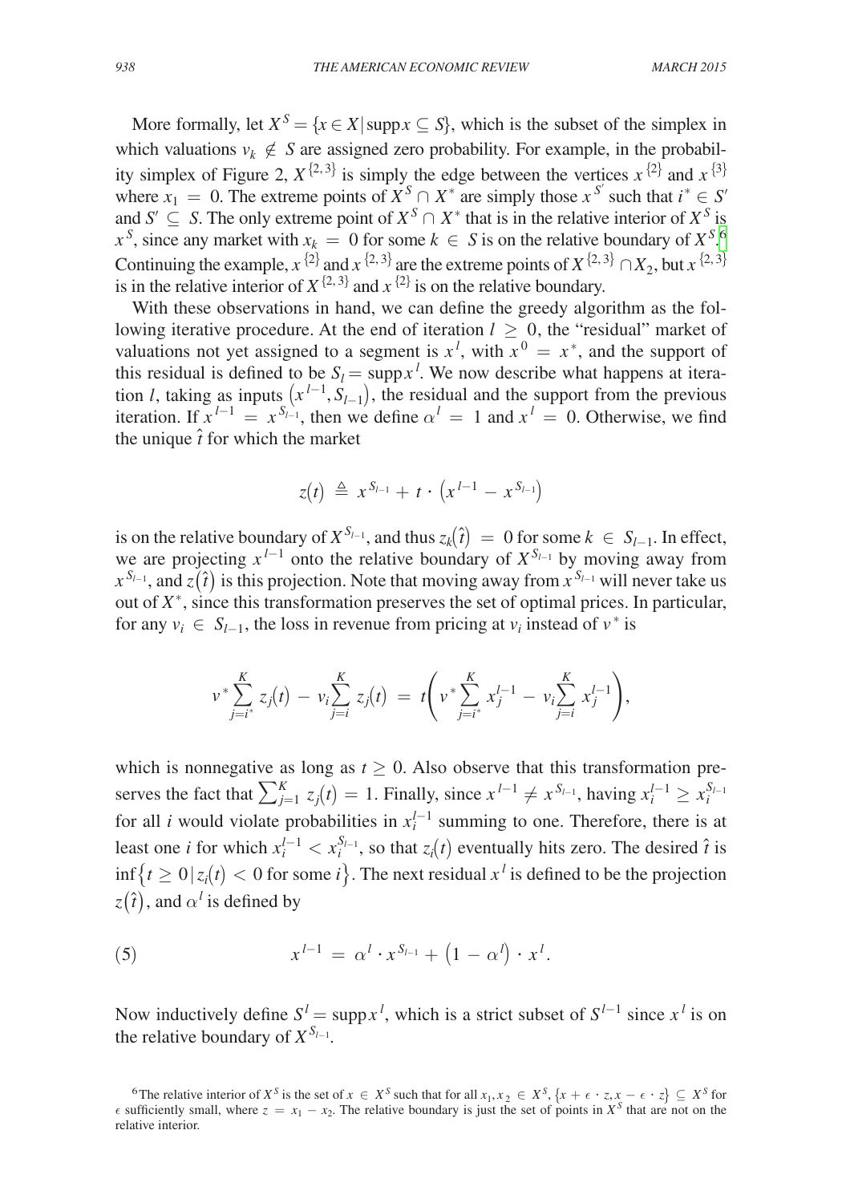More formally, let $X^S = \{x \in X | \operatorname{supp} x \subseteq S\}$, which is the subset of the simplex in which valuations $v_k \notin S$ are assigned zero probability. For example, in the probability simplex of Figure 2, $X^{\{2,3\}}$ is simply the edge between the vertices $x^{\{2\}}$ and $x^{\{3\}}$ where $x_1 = 0$. The extreme points of $X^S \cap X^*$ are simply those $x^{S'}$ such that $i^* \in S'$ and $S' \subseteq S$. The only extreme point of $X^S \cap X^*$ that is in the relative interior of $X^S$ is $x^S$, since any market with $x_k = 0$ for some $k \in S$ is on the relative boundary of $X^S$.[6] Continuing the example, $x^{\{2\}}$ and $x^{\{2,3\}}$ are the extreme points of $X^{\{2,3\}} \cap X_2$, but $x^{\{2,3\}}$ is in the relative interior of $X^{\{2,3\}}$ and $x^{\{2\}}$ is on the relative boundary.

With these observations in hand, we can define the greedy algorithm as the following iterative procedure. At the end of iteration $l \geq 0$, the "residual" market of valuations not yet assigned to a segment is $x^l$, with $x^0 = x^*$, and the support of this residual is defined to be $S_l = \operatorname{supp} x^l$. We now describe what happens at iteration $l$, taking as inputs $(x^{l-1}, S_{l-1})$, the residual and the support from the previous iteration. If $x^{l-1} = x^{S_{l-1}}$, then we define $\alpha^l = 1$ and $x^l = 0$. Otherwise, we find the unique $\hat{t}$ for which the market

$$z(t) \triangleq x^{S_{l-1}} + t \cdot \left(x^{l-1} - x^{S_{l-1}}\right)$$

is on the relative boundary of $X^{S_{l-1}}$, and thus $z_k(\hat{t}) = 0$ for some $k \in S_{l-1}$. In effect, we are projecting $x^{l-1}$ onto the relative boundary of $X^{S_{l-1}}$ by moving away from $x^{S_{l-1}}$, and $z(\hat{t})$ is this projection. Note that moving away from $x^{S_{l-1}}$ will never take us out of $X^*$, since this transformation preserves the set of optimal prices. In particular, for any $v_i \in S_{l-1}$, the loss in revenue from pricing at $v_i$ instead of $v^*$ is

$$v^* \sum_{j=i^*}^{K} z_j(t) - v_i \sum_{j=i}^{K} z_j(t) = t\left(v^* \sum_{j=i^*}^{K} x_j^{l-1} - v_i \sum_{j=i}^{K} x_j^{l-1}\right),$$

which is nonnegative as long as $t \geq 0$. Also observe that this transformation preserves the fact that $\sum_{j=1}^{K} z_j(t) = 1$. Finally, since $x^{l-1} \neq x^{S_{l-1}}$, having $x_i^{l-1} \geq x_i^{S_{l-1}}$ for all $i$ would violate probabilities in $x_i^{l-1}$ summing to one. Therefore, there is at least one $i$ for which $x_i^{l-1} < x_i^{S_{l-1}}$, so that $z_i(t)$ eventually hits zero. The desired $\hat{t}$ is $\inf\{t \geq 0 | z_i(t) < 0 \text{ for some } i\}$. The next residual $x^l$ is defined to be the projection $z(\hat{t})$, and $\alpha^l$ is defined by

$$x^{l-1} = \alpha^l \cdot x^{S_{l-1}} + \left(1 - \alpha^l\right) \cdot x^l. \tag{5}$$

Now inductively define $S^l = \operatorname{supp} x^l$, which is a strict subset of $S^{l-1}$ since $x^l$ is on the relative boundary of $X^{S_{l-1}}$.

[6] The relative interior of $X^S$ is the set of $x \in X^S$ such that for all $x_1, x_2 \in X^S$, $\{x + \epsilon \cdot z, x - \epsilon \cdot z\} \subseteq X^S$ for $\epsilon$ sufficiently small, where $z = x_1 - x_2$. The relative boundary is just the set of points in $X^S$ that are not on the relative interior.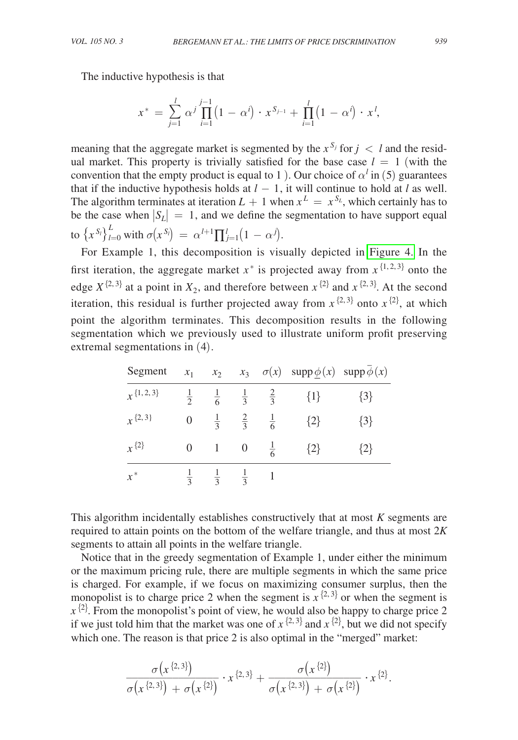The inductive hypothesis is that

$$x^* = \sum_{j=1}^{l} \alpha^j \prod_{i=1}^{j-1} \left(1 - \alpha^i\right) \cdot x^{S_{j-1}} + \prod_{i=1}^{l} \left(1 - \alpha^i\right) \cdot x^l,$$

meaning that the aggregate market is segmented by the $x^{S_j}$ for $j < l$ and the residual market. This property is trivially satisfied for the base case $l = 1$ (with the convention that the empty product is equal to 1). Our choice of $\alpha^l$ in (5) guarantees that if the inductive hypothesis holds at $l - 1$, it will continue to hold at $l$ as well. The algorithm terminates at iteration $L + 1$ when $x^L = x^{S_L}$, which certainly has to be the case when $|S_L| = 1$, and we define the segmentation to have support equal to $\{x^{S_l}\}_{l=0}^{L}$ with $\sigma(x^{S_l}) = \alpha^{l+1} \prod_{j=1}^{l} (1 - \alpha^j)$.

For Example 1, this decomposition is visually depicted in Figure 4. In the first iteration, the aggregate market $x^*$ is projected away from $x^{\{1,2,3\}}$ onto the edge $X^{\{2,3\}}$ at a point in $X_2$, and therefore between $x^{\{2\}}$ and $x^{\{2,3\}}$. At the second iteration, this residual is further projected away from $x^{\{2,3\}}$ onto $x^{\{2\}}$, at which point the algorithm terminates. This decomposition results in the following segmentation which we previously used to illustrate uniform profit preserving extremal segmentations in (4).

| Segment | $x_1$ | $x_2$ | $x_3$ | $\sigma(x)$ | $\text{supp}\, \underline{\phi}(x)$ | $\text{supp}\, \overline{\phi}(x)$ |
|---|---|---|---|---|---|---|
| $x^{\{1,2,3\}}$ | $\frac{1}{2}$ | $\frac{1}{6}$ | $\frac{1}{3}$ | $\frac{2}{3}$ | $\{1\}$ | $\{3\}$ |
| $x^{\{2,3\}}$ | $0$ | $\frac{1}{3}$ | $\frac{2}{3}$ | $\frac{1}{6}$ | $\{2\}$ | $\{3\}$ |
| $x^{\{2\}}$ | $0$ | $1$ | $0$ | $\frac{1}{6}$ | $\{2\}$ | $\{2\}$ |
| $x^*$ | $\frac{1}{3}$ | $\frac{1}{3}$ | $\frac{1}{3}$ | $1$ | | |

This algorithm incidentally establishes constructively that at most $K$ segments are required to attain points on the bottom of the welfare triangle, and thus at most $2K$ segments to attain all points in the welfare triangle.

Notice that in the greedy segmentation of Example 1, under either the minimum or the maximum pricing rule, there are multiple segments in which the same price is charged. For example, if we focus on maximizing consumer surplus, then the monopolist is to charge price 2 when the segment is $x^{\{2,3\}}$ or when the segment is $x^{\{2\}}$. From the monopolist's point of view, he would also be happy to charge price 2 if we just told him that the market was one of $x^{\{2,3\}}$ and $x^{\{2\}}$, but we did not specify which one. The reason is that price 2 is also optimal in the "merged" market:

$$\frac{\sigma\left(x^{\{2,3\}}\right)}{\sigma\left(x^{\{2,3\}}\right) + \sigma\left(x^{\{2\}}\right)} \cdot x^{\{2,3\}} + \frac{\sigma\left(x^{\{2\}}\right)}{\sigma\left(x^{\{2,3\}}\right) + \sigma\left(x^{\{2\}}\right)} \cdot x^{\{2\}}.$$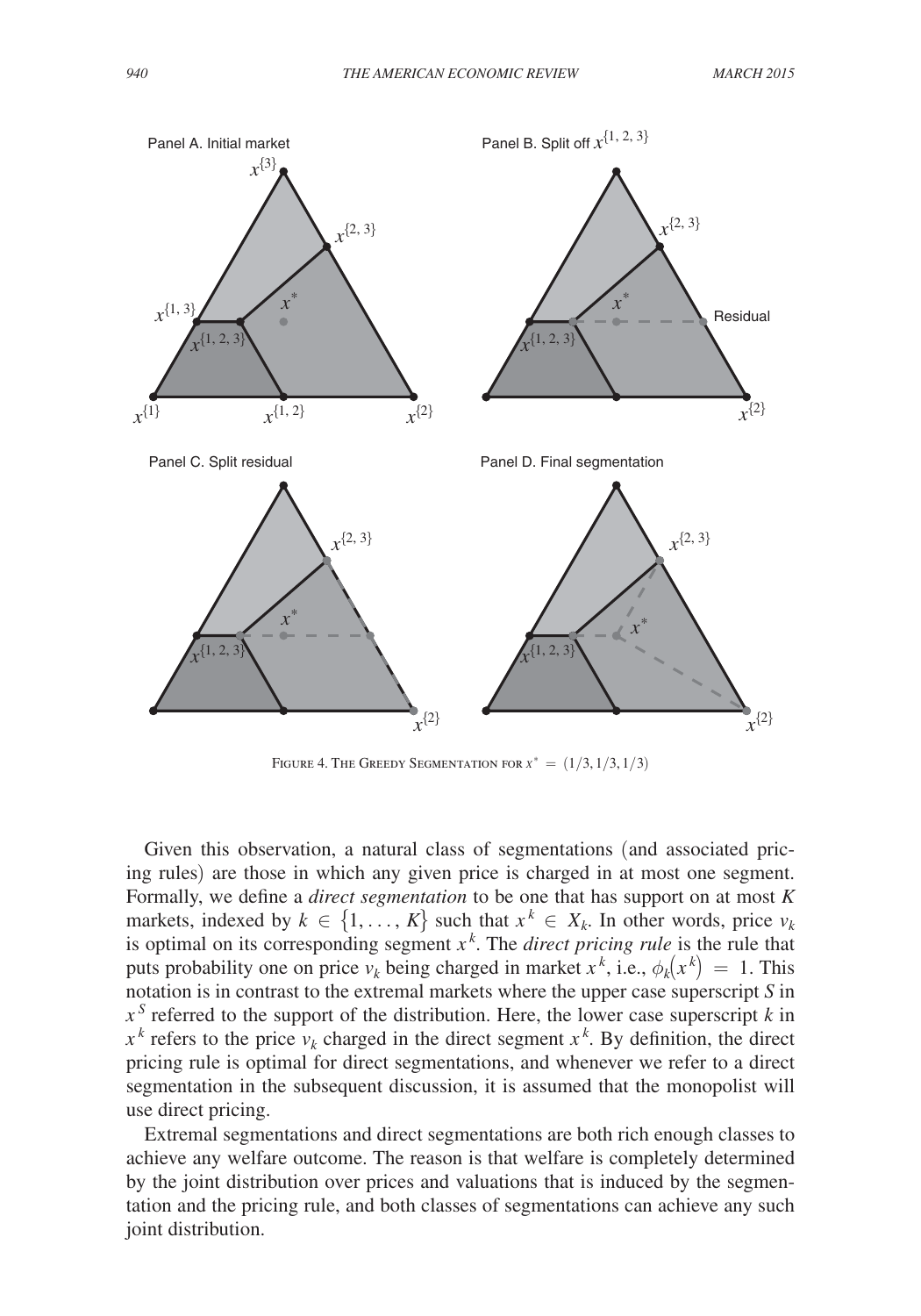Panel A. Initial market

$x^{\{3\}}$

$x^{\{2,3\}}$

$x^{\{1,3\}}$

$x^*$

$x^{\{1,2,3\}}$

$x^{\{1\}}$

$x^{\{1,2\}}$

$x^{\{2\}}$

Panel B. Split off $x^{\{1,2,3\}}$

$x^{\{2,3\}}$

$x^*$

Residual

$x^{\{1,2,3\}}$

$x^{\{2\}}$

Panel C. Split residual

$x^{\{2,3\}}$

$x^*$

$x^{\{1,2,3\}}$

$x^{\{2\}}$

Panel D. Final segmentation

$x^{\{2,3\}}$

$x^*$

$x^{\{1,2,3\}}$

$x^{\{2\}}$

Figure 4. The Greedy Segmentation for $x^* = (1/3, 1/3, 1/3)$

Given this observation, a natural class of segmentations (and associated pricing rules) are those in which any given price is charged in at most one segment. Formally, we define a *direct segmentation* to be one that has support on at most $K$ markets, indexed by $k \in \{1, \ldots, K\}$ such that $x^k \in X_k$. In other words, price $v_k$ is optimal on its corresponding segment $x^k$. The *direct pricing rule* is the rule that puts probability one on price $v_k$ being charged in market $x^k$, i.e., $\phi_k(x^k) = 1$. This notation is in contrast to the extremal markets where the upper case superscript $S$ in $x^S$ referred to the support of the distribution. Here, the lower case superscript $k$ in $x^k$ refers to the price $v_k$ charged in the direct segment $x^k$. By definition, the direct pricing rule is optimal for direct segmentations, and whenever we refer to a direct segmentation in the subsequent discussion, it is assumed that the monopolist will use direct pricing.

Extremal segmentations and direct segmentations are both rich enough classes to achieve any welfare outcome. The reason is that welfare is completely determined by the joint distribution over prices and valuations that is induced by the segmentation and the pricing rule, and both classes of segmentations can achieve any such joint distribution.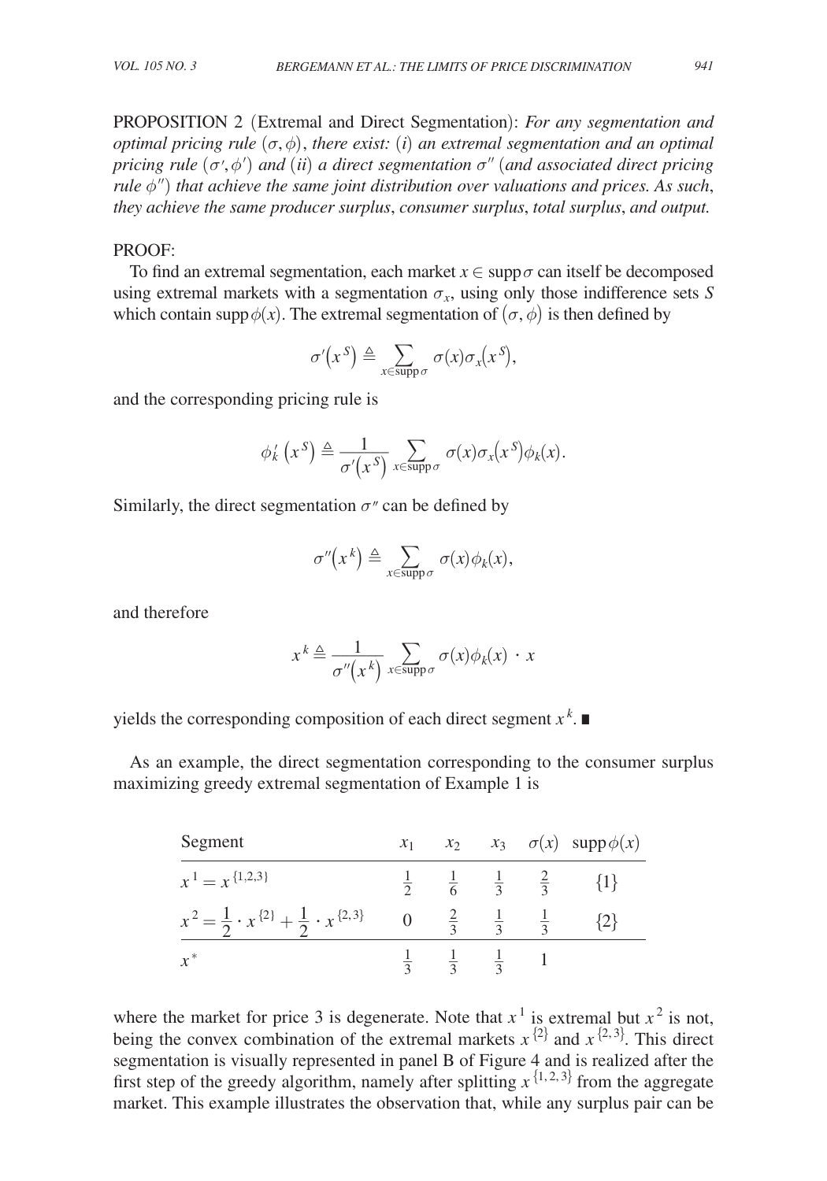PROPOSITION 2 (Extremal and Direct Segmentation): *For any segmentation and optimal pricing rule* $(\sigma, \phi)$, *there exist:* (*i*) *an extremal segmentation and an optimal pricing rule* $(\sigma', \phi')$ *and* (*ii*) *a direct segmentation* $\sigma''$ (*and associated direct pricing rule* $\phi''$) *that achieve the same joint distribution over valuations and prices. As such, they achieve the same producer surplus, consumer surplus, total surplus, and output.*

PROOF:

To find an extremal segmentation, each market $x \in \operatorname{supp} \sigma$ can itself be decomposed using extremal markets with a segmentation $\sigma_x$, using only those indifference sets $S$ which contain $\operatorname{supp} \phi(x)$. The extremal segmentation of $(\sigma, \phi)$ is then defined by

$$\sigma'(x^S) \triangleq \sum_{x \in \operatorname{supp} \sigma} \sigma(x) \sigma_x(x^S),$$

and the corresponding pricing rule is

$$\phi'_k(x^S) \triangleq \frac{1}{\sigma'(x^S)} \sum_{x \in \operatorname{supp} \sigma} \sigma(x) \sigma_x(x^S) \phi_k(x).$$

Similarly, the direct segmentation $\sigma''$ can be defined by

$$\sigma''(x^k) \triangleq \sum_{x \in \operatorname{supp} \sigma} \sigma(x) \phi_k(x),$$

and therefore

$$x^k \triangleq \frac{1}{\sigma''(x^k)} \sum_{x \in \operatorname{supp} \sigma} \sigma(x) \phi_k(x) \cdot x$$

yields the corresponding composition of each direct segment $x^k$. ■

As an example, the direct segmentation corresponding to the consumer surplus maximizing greedy extremal segmentation of Example 1 is

| Segment | $x_1$ | $x_2$ | $x_3$ | $\sigma(x)$ | $\operatorname{supp} \phi(x)$ |
|---|---|---|---|---|---|
| $x^1 = x^{\{1,2,3\}}$ | $\frac{1}{2}$ | $\frac{1}{6}$ | $\frac{1}{3}$ | $\frac{2}{3}$ | $\{1\}$ |
| $x^2 = \frac{1}{2} \cdot x^{\{2\}} + \frac{1}{2} \cdot x^{\{2,3\}}$ | 0 | $\frac{2}{3}$ | $\frac{1}{3}$ | $\frac{1}{3}$ | $\{2\}$ |
| $x^*$ | $\frac{1}{3}$ | $\frac{1}{3}$ | $\frac{1}{3}$ | 1 | |

where the market for price 3 is degenerate. Note that $x^1$ is extremal but $x^2$ is not, being the convex combination of the extremal markets $x^{\{2\}}$ and $x^{\{2,3\}}$. This direct segmentation is visually represented in panel B of Figure 4 and is realized after the first step of the greedy algorithm, namely after splitting $x^{\{1,2,3\}}$ from the aggregate market. This example illustrates the observation that, while any surplus pair can be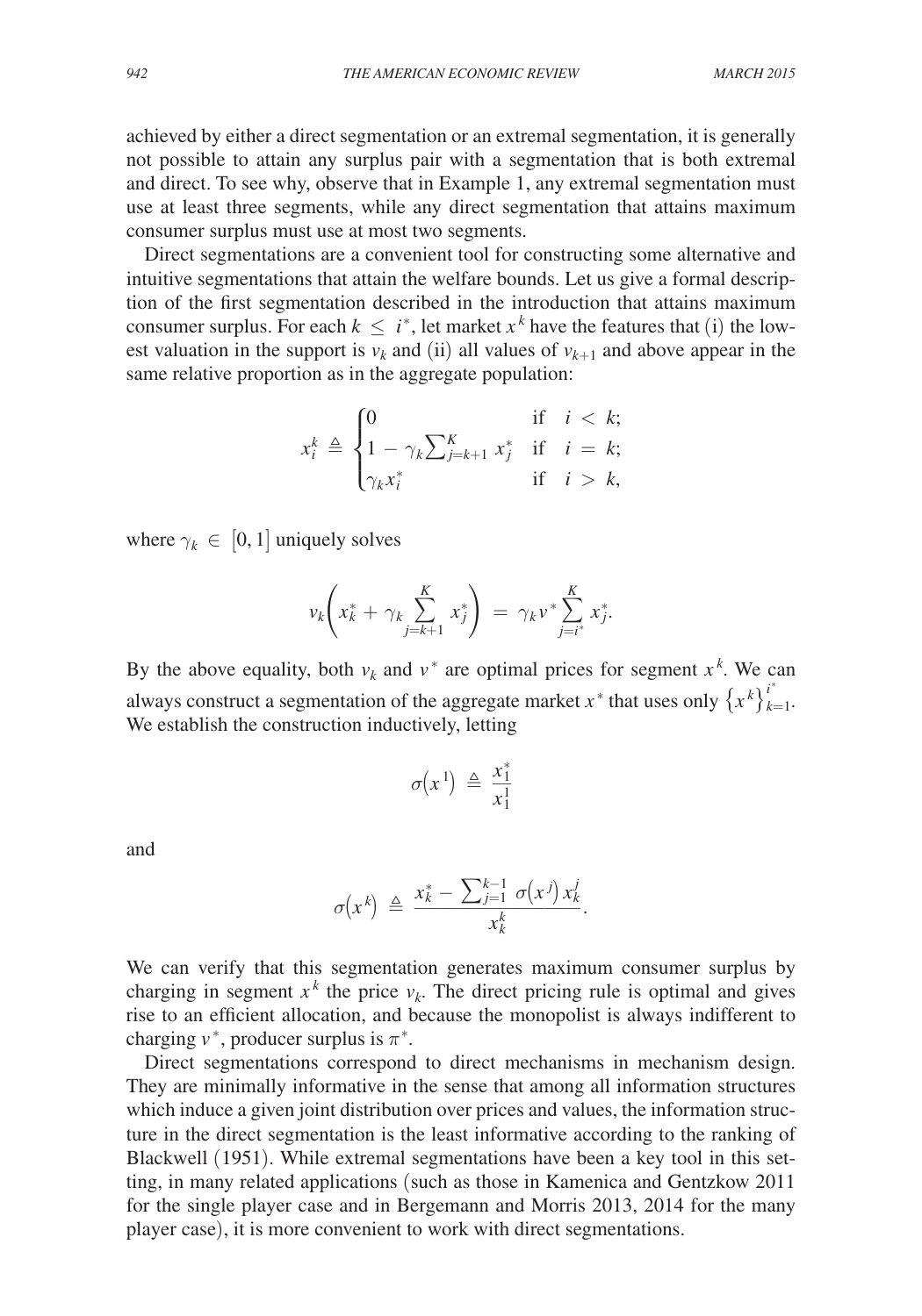achieved by either a direct segmentation or an extremal segmentation, it is generally not possible to attain any surplus pair with a segmentation that is both extremal and direct. To see why, observe that in Example 1, any extremal segmentation must use at least three segments, while any direct segmentation that attains maximum consumer surplus must use at most two segments.

Direct segmentations are a convenient tool for constructing some alternative and intuitive segmentations that attain the welfare bounds. Let us give a formal description of the first segmentation described in the introduction that attains maximum consumer surplus. For each $k \leq i^*$, let market $x^k$ have the features that (i) the lowest valuation in the support is $v_k$ and (ii) all values of $v_{k+1}$ and above appear in the same relative proportion as in the aggregate population:

$$x_i^k \triangleq \begin{cases} 0 & \text{if} \quad i < k; \\ 1 - \gamma_k \sum_{j=k+1}^{K} x_j^* & \text{if} \quad i = k; \\ \gamma_k x_i^* & \text{if} \quad i > k, \end{cases}$$

where $\gamma_k \in [0,1]$ uniquely solves

$$v_k \left( x_k^* + \gamma_k \sum_{j=k+1}^{K} x_j^* \right) = \gamma_k v^* \sum_{j=i^*}^{K} x_j^*.$$

By the above equality, both $v_k$ and $v^*$ are optimal prices for segment $x^k$. We can always construct a segmentation of the aggregate market $x^*$ that uses only $\{x^k\}_{k=1}^{i^*}$. We establish the construction inductively, letting

$$\sigma(x^1) \triangleq \frac{x_1^*}{x_1^1}$$

and

$$\sigma(x^k) \triangleq \frac{x_k^* - \sum_{j=1}^{k-1} \sigma(x^j) x_k^j}{x_k^k}.$$

We can verify that this segmentation generates maximum consumer surplus by charging in segment $x^k$ the price $v_k$. The direct pricing rule is optimal and gives rise to an efficient allocation, and because the monopolist is always indifferent to charging $v^*$, producer surplus is $\pi^*$.

Direct segmentations correspond to direct mechanisms in mechanism design. They are minimally informative in the sense that among all information structures which induce a given joint distribution over prices and values, the information structure in the direct segmentation is the least informative according to the ranking of Blackwell (1951). While extremal segmentations have been a key tool in this setting, in many related applications (such as those in Kamenica and Gentzkow 2011 for the single player case and in Bergemann and Morris 2013, 2014 for the many player case), it is more convenient to work with direct segmentations.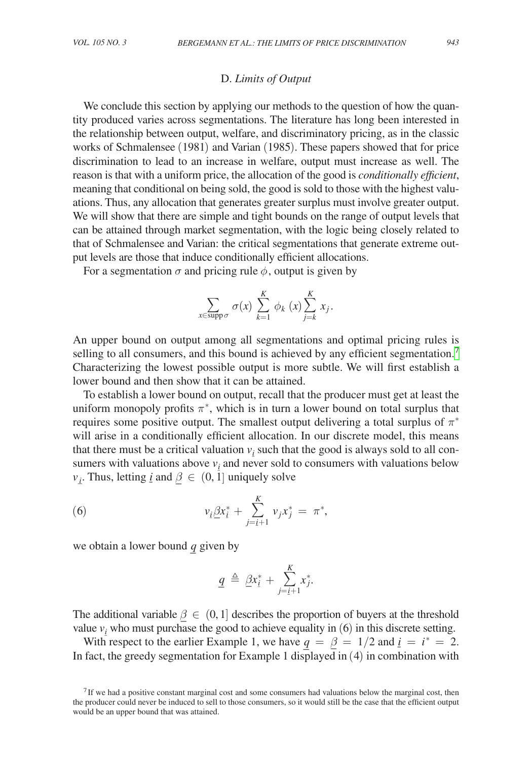### D. *Limits of Output*

We conclude this section by applying our methods to the question of how the quantity produced varies across segmentations. The literature has long been interested in the relationship between output, welfare, and discriminatory pricing, as in the classic works of Schmalensee (1981) and Varian (1985). These papers showed that for price discrimination to lead to an increase in welfare, output must increase as well. The reason is that with a uniform price, the allocation of the good is *conditionally efficient*, meaning that conditional on being sold, the good is sold to those with the highest valuations. Thus, any allocation that generates greater surplus must involve greater output. We will show that there are simple and tight bounds on the range of output levels that can be attained through market segmentation, with the logic being closely related to that of Schmalensee and Varian: the critical segmentations that generate extreme output levels are those that induce conditionally efficient allocations.

For a segmentation $\sigma$ and pricing rule $\phi$, output is given by

$$\sum_{x \in \operatorname{supp} \sigma} \sigma(x) \sum_{k=1}^{K} \phi_k(x) \sum_{j=k}^{K} x_j.$$

An upper bound on output among all segmentations and optimal pricing rules is selling to all consumers, and this bound is achieved by any efficient segmentation.[7] Characterizing the lowest possible output is more subtle. We will first establish a lower bound and then show that it can be attained.

To establish a lower bound on output, recall that the producer must get at least the uniform monopoly profits $\pi^*$, which is in turn a lower bound on total surplus that requires some positive output. The smallest output delivering a total surplus of $\pi^*$ will arise in a conditionally efficient allocation. In our discrete model, this means that there must be a critical valuation $v_{\underline{i}}$ such that the good is always sold to all consumers with valuations above $v_{\underline{i}}$ and never sold to consumers with valuations below $v_{\underline{i}}$. Thus, letting $\underline{i}$ and $\underline{\beta} \in (0,1]$ uniquely solve

$$v_{\underline{i}} \underline{\beta} x_{\underline{i}}^* + \sum_{j=\underline{i}+1}^{K} v_j x_j^* = \pi^*, \tag{6}$$

we obtain a lower bound $\underline{q}$ given by

$$\underline{q} \triangleq \underline{\beta} x_{\underline{i}}^* + \sum_{j=\underline{i}+1}^{K} x_j^*.$$

The additional variable $\underline{\beta} \in (0,1]$ describes the proportion of buyers at the threshold value $v_{\underline{i}}$ who must purchase the good to achieve equality in (6) in this discrete setting.

With respect to the earlier Example 1, we have $\underline{q} = \underline{\beta} = 1/2$ and $\underline{i} = i^* = 2$. In fact, the greedy segmentation for Example 1 displayed in (4) in combination with

[7] If we had a positive constant marginal cost and some consumers had valuations below the marginal cost, then the producer could never be induced to sell to those consumers, so it would still be the case that the efficient output would be an upper bound that was attained.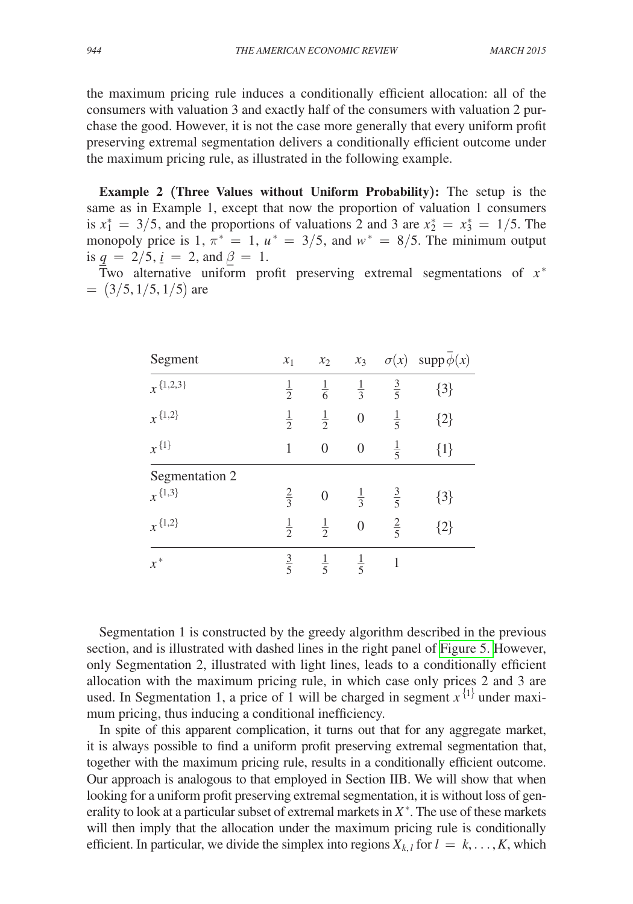the maximum pricing rule induces a conditionally efficient allocation: all of the consumers with valuation 3 and exactly half of the consumers with valuation 2 purchase the good. However, it is not the case more generally that every uniform profit preserving extremal segmentation delivers a conditionally efficient outcome under the maximum pricing rule, as illustrated in the following example.

**Example 2 (Three Values without Uniform Probability):** The setup is the same as in Example 1, except that now the proportion of valuation 1 consumers is $x_1^* = 3/5$, and the proportions of valuations 2 and 3 are $x_2^* = x_3^* = 1/5$. The monopoly price is 1, $\pi^* = 1$, $u^* = 3/5$, and $w^* = 8/5$. The minimum output is $\underline{q} = 2/5$, $\underline{i} = 2$, and $\underline{\beta} = 1$.

Two alternative uniform profit preserving extremal segmentations of $x^* = (3/5, 1/5, 1/5)$ are

| Segment | $x_1$ | $x_2$ | $x_3$ | $\sigma(x)$ | $\text{supp}\,\bar{\phi}(x)$ |
|---|---|---|---|---|---|
| $x^{\{1,2,3\}}$ | $\frac{1}{2}$ | $\frac{1}{6}$ | $\frac{1}{3}$ | $\frac{3}{5}$ | $\{3\}$ |
| $x^{\{1,2\}}$ | $\frac{1}{2}$ | $\frac{1}{2}$ | 0 | $\frac{1}{5}$ | $\{2\}$ |
| $x^{\{1\}}$ | 1 | 0 | 0 | $\frac{1}{5}$ | $\{1\}$ |
| Segmentation 2 | | | | | |
| $x^{\{1,3\}}$ | $\frac{2}{3}$ | 0 | $\frac{1}{3}$ | $\frac{3}{5}$ | $\{3\}$ |
| $x^{\{1,2\}}$ | $\frac{1}{2}$ | $\frac{1}{2}$ | 0 | $\frac{2}{5}$ | $\{2\}$ |
| $x^*$ | $\frac{3}{5}$ | $\frac{1}{5}$ | $\frac{1}{5}$ | 1 | |

Segmentation 1 is constructed by the greedy algorithm described in the previous section, and is illustrated with dashed lines in the right panel of Figure 5. However, only Segmentation 2, illustrated with light lines, leads to a conditionally efficient allocation with the maximum pricing rule, in which case only prices 2 and 3 are used. In Segmentation 1, a price of 1 will be charged in segment $x^{\{1\}}$ under maximum pricing, thus inducing a conditional inefficiency.

In spite of this apparent complication, it turns out that for any aggregate market, it is always possible to find a uniform profit preserving extremal segmentation that, together with the maximum pricing rule, results in a conditionally efficient outcome. Our approach is analogous to that employed in Section IIB. We will show that when looking for a uniform profit preserving extremal segmentation, it is without loss of generality to look at a particular subset of extremal markets in $X^*$. The use of these markets will then imply that the allocation under the maximum pricing rule is conditionally efficient. In particular, we divide the simplex into regions $X_{k,l}$ for $l = k, \ldots, K$, which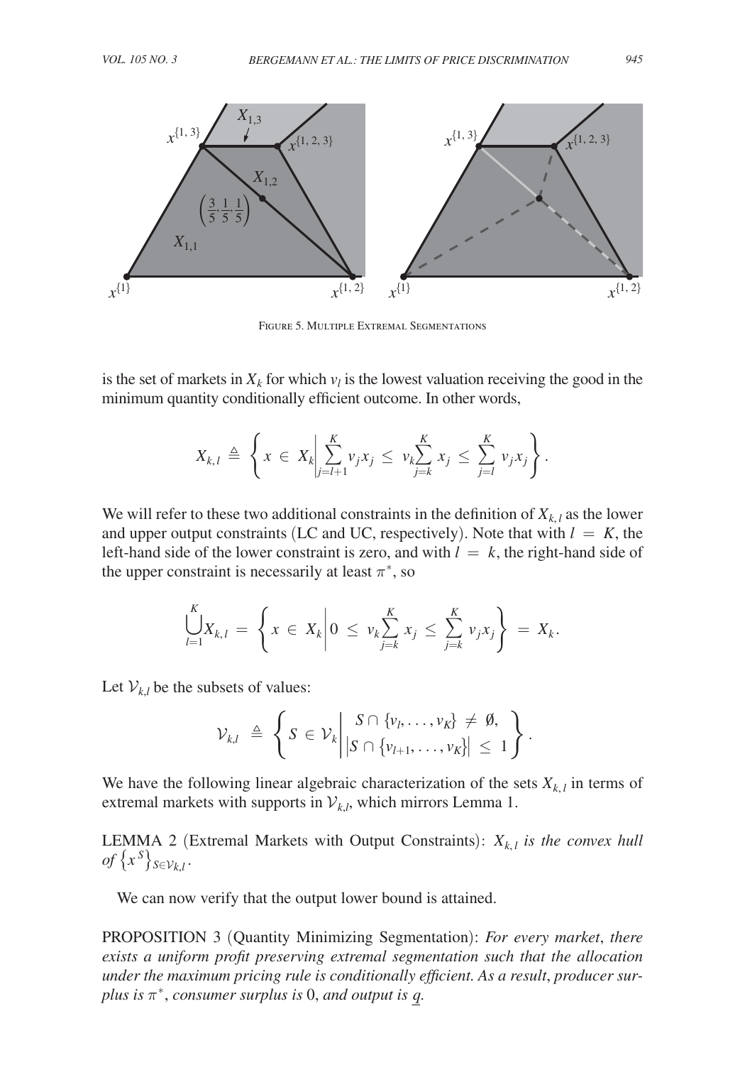$x^{\{1,3\}}$

$X_{1,3}$

$x^{\{1,2,3\}}$

$X_{1,2}$

$\left(\frac{3}{5}, \frac{1}{5}, \frac{1}{5}\right)$

$X_{1,1}$

$x^{\{1\}}$

$x^{\{1,2\}}$

$x^{\{1,3\}}$

$x^{\{1,2,3\}}$

$x^{\{1\}}$

$x^{\{1,2\}}$

Figure 5. Multiple Extremal Segmentations

is the set of markets in $X_k$ for which $v_l$ is the lowest valuation receiving the good in the minimum quantity conditionally efficient outcome. In other words,

$$X_{k,l} \triangleq \left\{ x \in X_k \left| \sum_{j=l+1}^{K} v_j x_j \leq v_k \sum_{j=k}^{K} x_j \leq \sum_{j=l}^{K} v_j x_j \right. \right\}.$$

We will refer to these two additional constraints in the definition of $X_{k,l}$ as the lower and upper output constraints (LC and UC, respectively). Note that with $l = K$, the left-hand side of the lower constraint is zero, and with $l = k$, the right-hand side of the upper constraint is necessarily at least $\pi^*$, so

$$\bigcup_{l=1}^{K} X_{k,l} = \left\{ x \in X_k \left| 0 \leq v_k \sum_{j=k}^{K} x_j \leq \sum_{j=k}^{K} v_j x_j \right. \right\} = X_k.$$

Let $\mathcal{V}_{k,l}$ be the subsets of values:

$$\mathcal{V}_{k,l} \triangleq \left\{ S \in \mathcal{V}_k \left| \begin{array}{c} S \cap \{v_l, \ldots, v_K\} \neq \emptyset, \\ \left|S \cap \{v_{l+1}, \ldots, v_K\}\right| \leq 1 \end{array} \right. \right\}.$$

We have the following linear algebraic characterization of the sets $X_{k,l}$ in terms of extremal markets with supports in $\mathcal{V}_{k,l}$, which mirrors Lemma 1.

LEMMA 2 (Extremal Markets with Output Constraints): *$X_{k,l}$ is the convex hull of $\{x^S\}_{S \in \mathcal{V}_{k,l}}$.*

We can now verify that the output lower bound is attained.

PROPOSITION 3 (Quantity Minimizing Segmentation): *For every market, there exists a uniform profit preserving extremal segmentation such that the allocation under the maximum pricing rule is conditionally efficient. As a result, producer surplus is $\pi^*$, consumer surplus is 0, and output is $\underline{q}$.*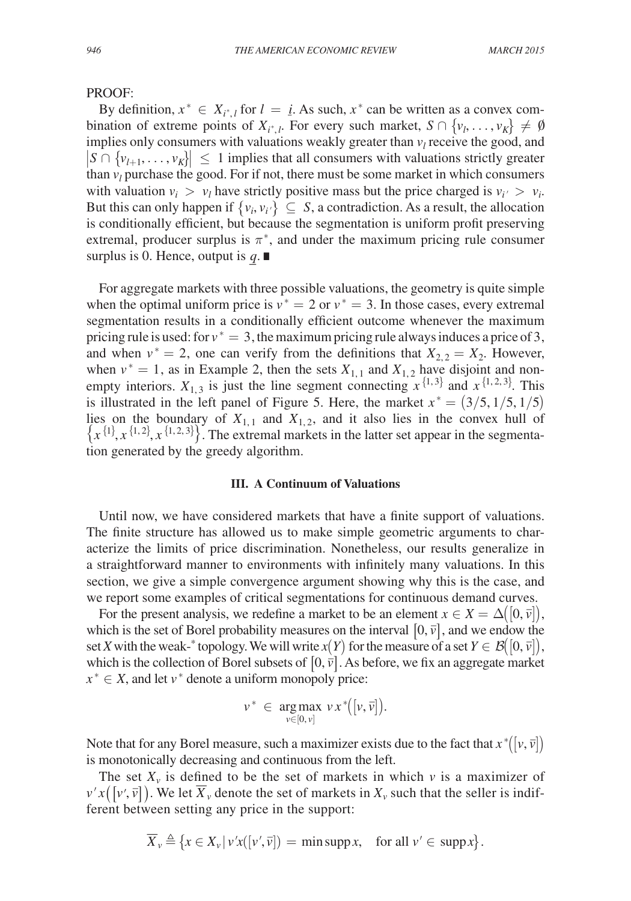PROOF:

By definition, $x^* \in X_{i^*,l}$ for $l = \underline{i}$. As such, $x^*$ can be written as a convex combination of extreme points of $X_{i^*,l}$. For every such market, $S \cap \{v_l, \ldots, v_K\} \neq \emptyset$ implies only consumers with valuations weakly greater than $v_l$ receive the good, and $|S \cap \{v_{l+1}, \ldots, v_K\}| \leq 1$ implies that all consumers with valuations strictly greater than $v_l$ purchase the good. For if not, there must be some market in which consumers with valuation $v_i > v_l$ have strictly positive mass but the price charged is $v_{i'} > v_i$. But this can only happen if $\{v_i, v_{i'}\} \subseteq S$, a contradiction. As a result, the allocation is conditionally efficient, but because the segmentation is uniform profit preserving extremal, producer surplus is $\pi^*$, and under the maximum pricing rule consumer surplus is 0. Hence, output is $\underline{q}$. ∎

For aggregate markets with three possible valuations, the geometry is quite simple when the optimal uniform price is $v^* = 2$ or $v^* = 3$. In those cases, every extremal segmentation results in a conditionally efficient outcome whenever the maximum pricing rule is used: for $v^* = 3$, the maximum pricing rule always induces a price of 3, and when $v^* = 2$, one can verify from the definitions that $X_{2,2} = X_2$. However, when $v^* = 1$, as in Example 2, then the sets $X_{1,1}$ and $X_{1,2}$ have disjoint and nonempty interiors. $X_{1,3}$ is just the line segment connecting $x^{\{1,3\}}$ and $x^{\{1,2,3\}}$. This is illustrated in the left panel of Figure 5. Here, the market $x^* = (3/5, 1/5, 1/5)$ lies on the boundary of $X_{1,1}$ and $X_{1,2}$, and it also lies in the convex hull of $\{x^{\{1\}}, x^{\{1,2\}}, x^{\{1,2,3\}}\}$. The extremal markets in the latter set appear in the segmentation generated by the greedy algorithm.

### III. A Continuum of Valuations

Until now, we have considered markets that have a finite support of valuations. The finite structure has allowed us to make simple geometric arguments to characterize the limits of price discrimination. Nonetheless, our results generalize in a straightforward manner to environments with infinitely many valuations. In this section, we give a simple convergence argument showing why this is the case, and we report some examples of critical segmentations for continuous demand curves.

For the present analysis, we redefine a market to be an element $x \in X = \Delta([0, \bar{v}])$, which is the set of Borel probability measures on the interval $[0, \bar{v}]$, and we endow the set $X$ with the weak-* topology. We will write $x(Y)$ for the measure of a set $Y \in \mathcal{B}([0, \bar{v}])$, which is the collection of Borel subsets of $[0, \bar{v}]$. As before, we fix an aggregate market $x^* \in X$, and let $v^*$ denote a uniform monopoly price:

$$v^* \in \underset{v \in [0, v]}{\arg\max}\; v x^*([v, \bar{v}]).$$

Note that for any Borel measure, such a maximizer exists due to the fact that $x^*([v, \bar{v}])$ is monotonically decreasing and continuous from the left.

The set $X_v$ is defined to be the set of markets in which $v$ is a maximizer of $v' x([v', \bar{v}])$. We let $\overline{X}_v$ denote the set of markets in $X_v$ such that the seller is indifferent between setting any price in the support:

$$\overline{X}_v \triangleq \{x \in X_v \,|\, v' x([v', \bar{v}]) = \min \operatorname{supp} x, \quad \text{for all } v' \in \operatorname{supp} x\}.$$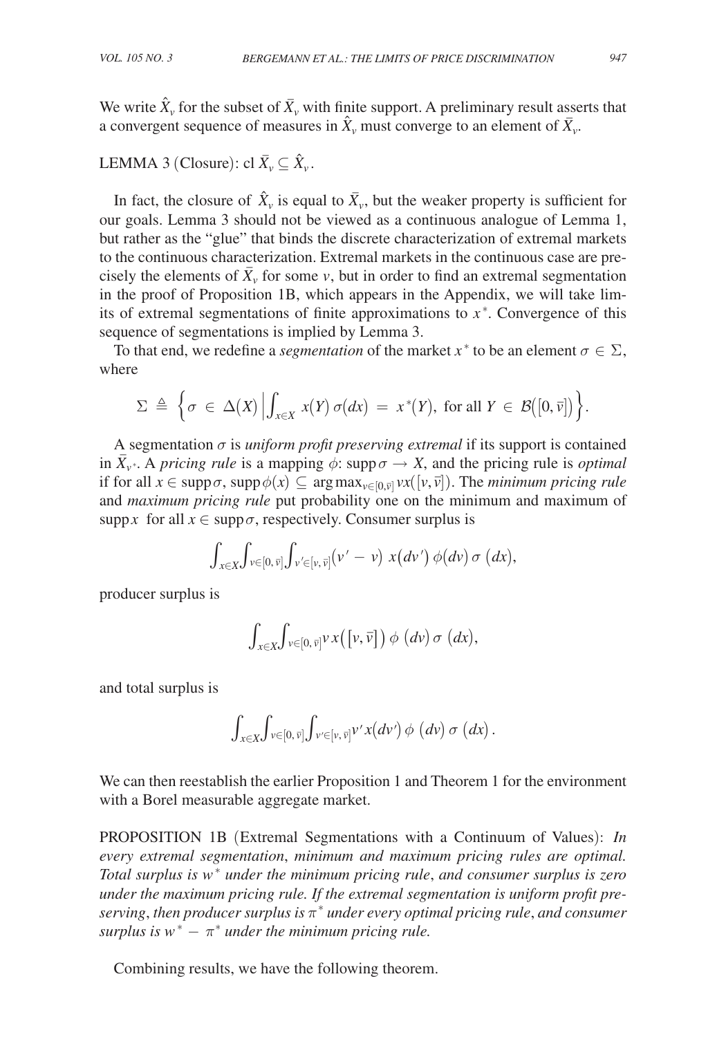We write $\hat{X}_v$ for the subset of $\bar{X}_v$ with finite support. A preliminary result asserts that a convergent sequence of measures in $\hat{X}_v$ must converge to an element of $\bar{X}_v$.

LEMMA 3 (Closure): cl $\bar{X}_v \subseteq \hat{X}_v$.

In fact, the closure of $\hat{X}_v$ is equal to $\bar{X}_v$, but the weaker property is sufficient for our goals. Lemma 3 should not be viewed as a continuous analogue of Lemma 1, but rather as the "glue" that binds the discrete characterization of extremal markets to the continuous characterization. Extremal markets in the continuous case are precisely the elements of $\bar{X}_v$ for some $v$, but in order to find an extremal segmentation in the proof of Proposition 1B, which appears in the Appendix, we will take limits of extremal segmentations of finite approximations to $x^*$. Convergence of this sequence of segmentations is implied by Lemma 3.

To that end, we redefine a *segmentation* of the market $x^*$ to be an element $\sigma \in \Sigma$, where

$$\Sigma \triangleq \left\{ \sigma \in \Delta(X) \,\Big|\, \int_{x \in X} x(Y)\, \sigma(dx) = x^*(Y), \text{ for all } Y \in \mathcal{B}([0, \bar{v}]) \right\}.$$

A segmentation $\sigma$ is *uniform profit preserving extremal* if its support is contained in $\bar{X}_{v^*}$. A *pricing rule* is a mapping $\phi$: supp $\sigma \to X$, and the pricing rule is *optimal* if for all $x \in \operatorname{supp}\sigma$, $\operatorname{supp}\phi(x) \subseteq \arg\max_{v \in [0,\bar{v}]} v x([v, \bar{v}])$. The *minimum pricing rule* and *maximum pricing rule* put probability one on the minimum and maximum of supp$\,x$ for all $x \in \operatorname{supp}\sigma$, respectively. Consumer surplus is

$$\int_{x \in X} \int_{v \in [0,\bar{v}]} \int_{v' \in [v, \bar{v}]} (v' - v)\, x(dv')\, \phi(dv)\, \sigma(dx),$$

producer surplus is

$$\int_{x \in X} \int_{v \in [0,\bar{v}]} v\, x([v, \bar{v}])\, \phi(dv)\, \sigma(dx),$$

and total surplus is

$$\int_{x \in X} \int_{v \in [0,\bar{v}]} \int_{v' \in [v, \bar{v}]} v'\, x(dv')\, \phi(dv)\, \sigma(dx).$$

We can then reestablish the earlier Proposition 1 and Theorem 1 for the environment with a Borel measurable aggregate market.

PROPOSITION 1B (Extremal Segmentations with a Continuum of Values): *In every extremal segmentation, minimum and maximum pricing rules are optimal. Total surplus is $w^*$ under the minimum pricing rule, and consumer surplus is zero under the maximum pricing rule. If the extremal segmentation is uniform profit preserving, then producer surplus is $\pi^*$ under every optimal pricing rule, and consumer surplus is $w^* - \pi^*$ under the minimum pricing rule.*

Combining results, we have the following theorem.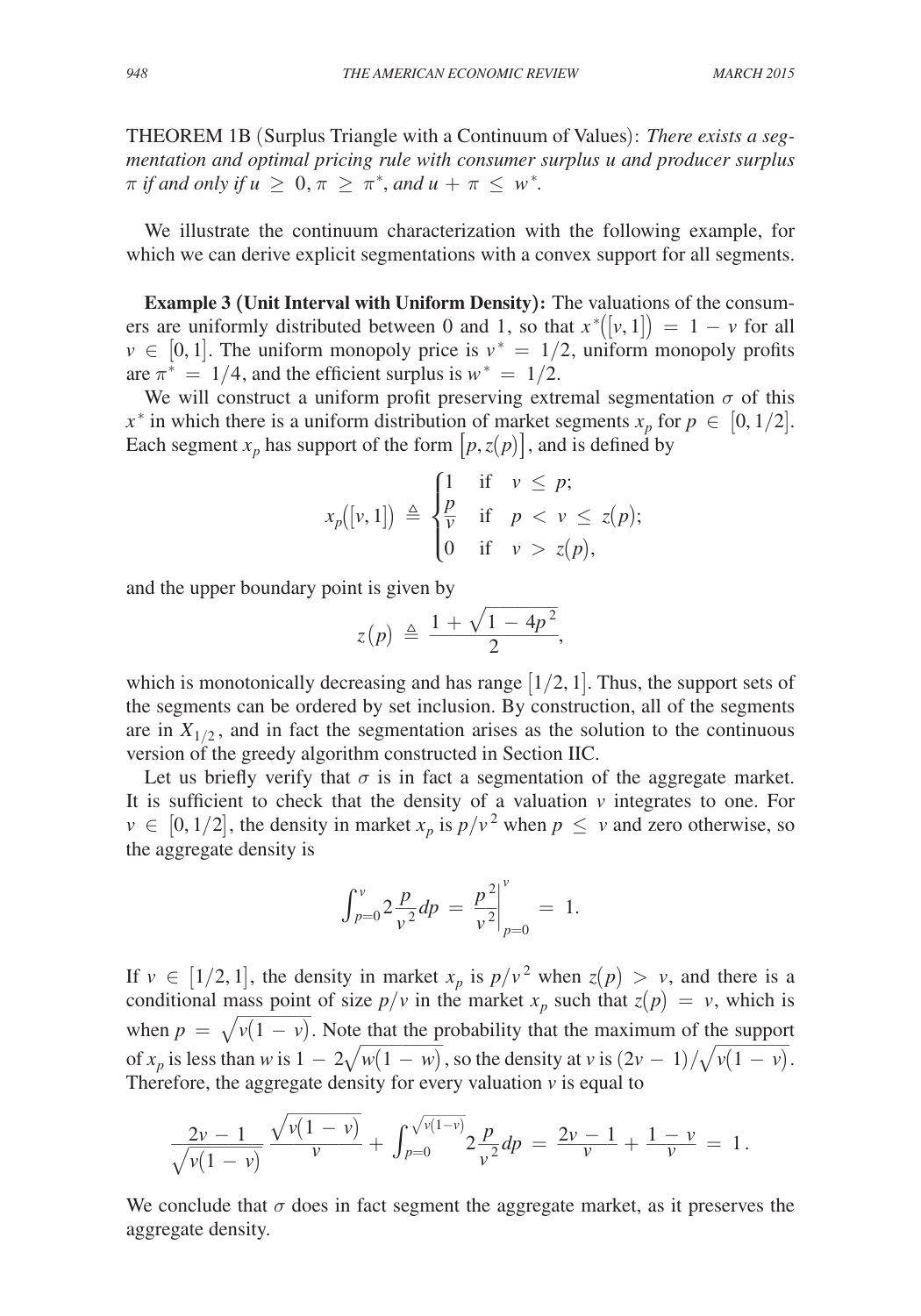THEOREM 1B (Surplus Triangle with a Continuum of Values): *There exists a segmentation and optimal pricing rule with consumer surplus u and producer surplus $\pi$ if and only if $u \geq 0, \pi \geq \pi^*$, and $u + \pi \leq w^*$.*

We illustrate the continuum characterization with the following example, for which we can derive explicit segmentations with a convex support for all segments.

**Example 3 (Unit Interval with Uniform Density):** The valuations of the consumers are uniformly distributed between 0 and 1, so that $x^*([v, 1]) = 1 - v$ for all $v \in [0, 1]$. The uniform monopoly price is $v^* = 1/2$, uniform monopoly profits are $\pi^* = 1/4$, and the efficient surplus is $w^* = 1/2$.

We will construct a uniform profit preserving extremal segmentation $\sigma$ of this $x^*$ in which there is a uniform distribution of market segments $x_p$ for $p \in [0, 1/2]$. Each segment $x_p$ has support of the form $[p, z(p)]$, and is defined by

$$x_p([v, 1]) \triangleq \begin{cases} 1 & \text{if } \; v \leq p; \\ \dfrac{p}{v} & \text{if } \; p < v \leq z(p); \\ 0 & \text{if } \; v > z(p), \end{cases}$$

and the upper boundary point is given by

$$z(p) \triangleq \frac{1 + \sqrt{1 - 4p^2}}{2},$$

which is monotonically decreasing and has range $[1/2, 1]$. Thus, the support sets of the segments can be ordered by set inclusion. By construction, all of the segments are in $X_{1/2}$, and in fact the segmentation arises as the solution to the continuous version of the greedy algorithm constructed in Section IIC.

Let us briefly verify that $\sigma$ is in fact a segmentation of the aggregate market. It is sufficient to check that the density of a valuation $v$ integrates to one. For $v \in [0, 1/2]$, the density in market $x_p$ is $p/v^2$ when $p \leq v$ and zero otherwise, so the aggregate density is

$$\int_{p=0}^{v} 2 \frac{p}{v^2} dp = \left. \frac{p^2}{v^2} \right|_{p=0}^{v} = 1.$$

If $v \in [1/2, 1]$, the density in market $x_p$ is $p/v^2$ when $z(p) > v$, and there is a conditional mass point of size $p/v$ in the market $x_p$ such that $z(p) = v$, which is when $p = \sqrt{v(1-v)}$. Note that the probability that the maximum of the support of $x_p$ is less than $w$ is $1 - 2\sqrt{w(1-w)}$, so the density at $v$ is $(2v - 1)/\sqrt{v(1-v)}$. Therefore, the aggregate density for every valuation $v$ is equal to

$$\frac{2v - 1}{\sqrt{v(1-v)}} \frac{\sqrt{v(1-v)}}{v} + \int_{p=0}^{\sqrt{v(1-v)}} 2 \frac{p}{v^2} dp = \frac{2v - 1}{v} + \frac{1 - v}{v} = 1.$$

We conclude that $\sigma$ does in fact segment the aggregate market, as it preserves the aggregate density.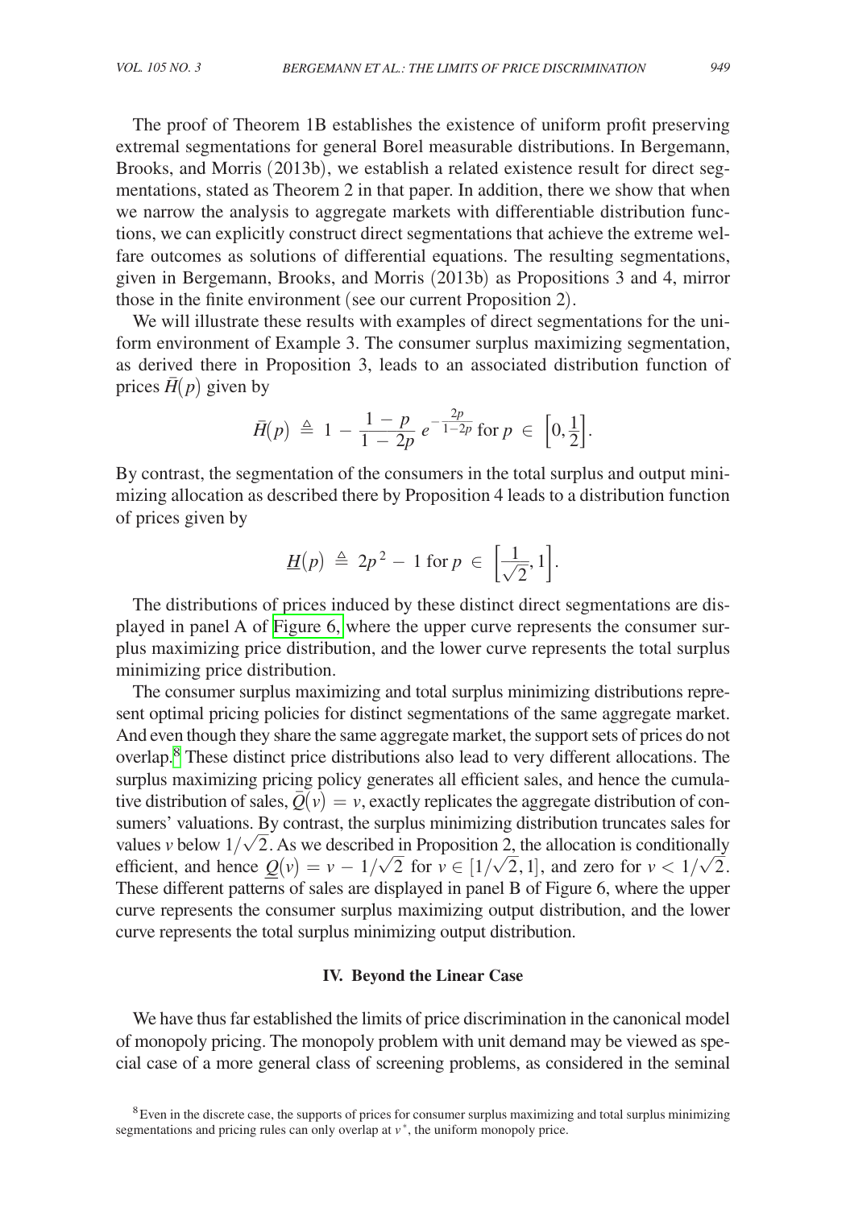The proof of Theorem 1B establishes the existence of uniform profit preserving extremal segmentations for general Borel measurable distributions. In Bergemann, Brooks, and Morris (2013b), we establish a related existence result for direct segmentations, stated as Theorem 2 in that paper. In addition, there we show that when we narrow the analysis to aggregate markets with differentiable distribution functions, we can explicitly construct direct segmentations that achieve the extreme welfare outcomes as solutions of differential equations. The resulting segmentations, given in Bergemann, Brooks, and Morris (2013b) as Propositions 3 and 4, mirror those in the finite environment (see our current Proposition 2).

We will illustrate these results with examples of direct segmentations for the uniform environment of Example 3. The consumer surplus maximizing segmentation, as derived there in Proposition 3, leads to an associated distribution function of prices $\bar{H}(p)$ given by

$$\bar{H}(p) \triangleq 1 - \frac{1-p}{1-2p} e^{-\frac{2p}{1-2p}} \text{ for } p \in \left[0, \frac{1}{2}\right].$$

By contrast, the segmentation of the consumers in the total surplus and output minimizing allocation as described there by Proposition 4 leads to a distribution function of prices given by

$$\underline{H}(p) \triangleq 2p^2 - 1 \text{ for } p \in \left[\frac{1}{\sqrt{2}}, 1\right].$$

The distributions of prices induced by these distinct direct segmentations are displayed in panel A of Figure 6, where the upper curve represents the consumer surplus maximizing price distribution, and the lower curve represents the total surplus minimizing price distribution.

The consumer surplus maximizing and total surplus minimizing distributions represent optimal pricing policies for distinct segmentations of the same aggregate market. And even though they share the same aggregate market, the support sets of prices do not overlap.[8] These distinct price distributions also lead to very different allocations. The surplus maximizing pricing policy generates all efficient sales, and hence the cumulative distribution of sales, $\bar{Q}(v) = v$, exactly replicates the aggregate distribution of consumers' valuations. By contrast, the surplus minimizing distribution truncates sales for values $v$ below $1/\sqrt{2}$. As we described in Proposition 2, the allocation is conditionally efficient, and hence $\underline{Q}(v) = v - 1/\sqrt{2}$ for $v \in [1/\sqrt{2}, 1]$, and zero for $v < 1/\sqrt{2}$. These different patterns of sales are displayed in panel B of Figure 6, where the upper curve represents the consumer surplus maximizing output distribution, and the lower curve represents the total surplus minimizing output distribution.

## IV. Beyond the Linear Case

We have thus far established the limits of price discrimination in the canonical model of monopoly pricing. The monopoly problem with unit demand may be viewed as special case of a more general class of screening problems, as considered in the seminal

[8] Even in the discrete case, the supports of prices for consumer surplus maximizing and total surplus minimizing segmentations and pricing rules can only overlap at $v^*$, the uniform monopoly price.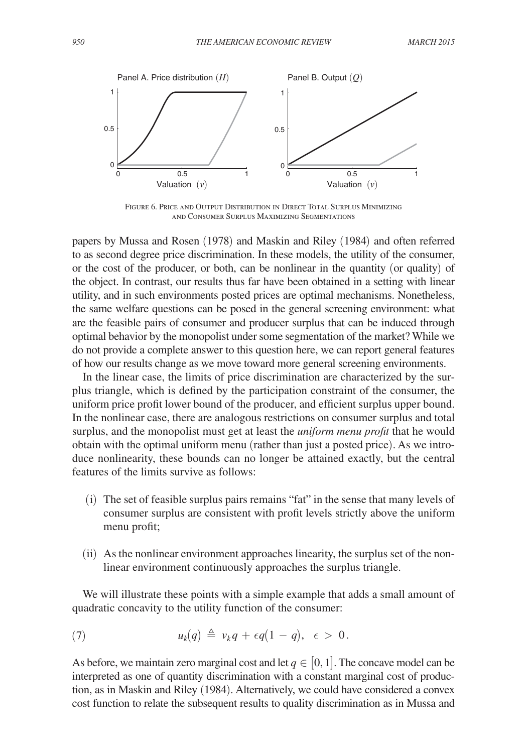Panel A. Price distribution $(H)$

1

0.5

0

0 0.5 1

Valuation $(v)$

Panel B. Output $(Q)$

1

0.5

0

0 0.5 1

Valuation $(v)$

Figure 6. Price and Output Distribution in Direct Total Surplus Minimizing and Consumer Surplus Maximizing Segmentations

papers by Mussa and Rosen (1978) and Maskin and Riley (1984) and often referred to as second degree price discrimination. In these models, the utility of the consumer, or the cost of the producer, or both, can be nonlinear in the quantity (or quality) of the object. In contrast, our results thus far have been obtained in a setting with linear utility, and in such environments posted prices are optimal mechanisms. Nonetheless, the same welfare questions can be posed in the general screening environment: what are the feasible pairs of consumer and producer surplus that can be induced through optimal behavior by the monopolist under some segmentation of the market? While we do not provide a complete answer to this question here, we can report general features of how our results change as we move toward more general screening environments.

In the linear case, the limits of price discrimination are characterized by the surplus triangle, which is defined by the participation constraint of the consumer, the uniform price profit lower bound of the producer, and efficient surplus upper bound. In the nonlinear case, there are analogous restrictions on consumer surplus and total surplus, and the monopolist must get at least the *uniform menu profit* that he would obtain with the optimal uniform menu (rather than just a posted price). As we introduce nonlinearity, these bounds can no longer be attained exactly, but the central features of the limits survive as follows:

(i) The set of feasible surplus pairs remains "fat" in the sense that many levels of consumer surplus are consistent with profit levels strictly above the uniform menu profit;

(ii) As the nonlinear environment approaches linearity, the surplus set of the nonlinear environment continuously approaches the surplus triangle.

We will illustrate these points with a simple example that adds a small amount of quadratic concavity to the utility function of the consumer:

$$u_k(q) \triangleq v_k q + \epsilon q(1 - q), \quad \epsilon > 0. \tag{7}$$

As before, we maintain zero marginal cost and let $q \in [0, 1]$. The concave model can be interpreted as one of quantity discrimination with a constant marginal cost of production, as in Maskin and Riley (1984). Alternatively, we could have considered a convex cost function to relate the subsequent results to quality discrimination as in Mussa and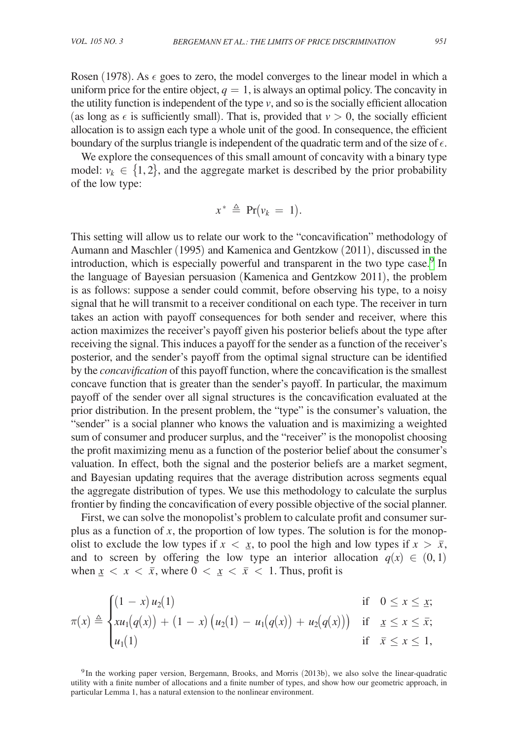Rosen (1978). As $\epsilon$ goes to zero, the model converges to the linear model in which a uniform price for the entire object, $q = 1$, is always an optimal policy. The concavity in the utility function is independent of the type $v$, and so is the socially efficient allocation (as long as $\epsilon$ is sufficiently small). That is, provided that $v > 0$, the socially efficient allocation is to assign each type a whole unit of the good. In consequence, the efficient boundary of the surplus triangle is independent of the quadratic term and of the size of $\epsilon$.

We explore the consequences of this small amount of concavity with a binary type model: $v_k \in \{1, 2\}$, and the aggregate market is described by the prior probability of the low type:

$$x^* \triangleq \Pr(v_k = 1).$$

This setting will allow us to relate our work to the "concavification" methodology of Aumann and Maschler (1995) and Kamenica and Gentzkow (2011), discussed in the introduction, which is especially powerful and transparent in the two type case.[9] In the language of Bayesian persuasion (Kamenica and Gentzkow 2011), the problem is as follows: suppose a sender could commit, before observing his type, to a noisy signal that he will transmit to a receiver conditional on each type. The receiver in turn takes an action with payoff consequences for both sender and receiver, where this action maximizes the receiver's payoff given his posterior beliefs about the type after receiving the signal. This induces a payoff for the sender as a function of the receiver's posterior, and the sender's payoff from the optimal signal structure can be identified by the *concavification* of this payoff function, where the concavification is the smallest concave function that is greater than the sender's payoff. In particular, the maximum payoff of the sender over all signal structures is the concavification evaluated at the prior distribution. In the present problem, the "type" is the consumer's valuation, the "sender" is a social planner who knows the valuation and is maximizing a weighted sum of consumer and producer surplus, and the "receiver" is the monopolist choosing the profit maximizing menu as a function of the posterior belief about the consumer's valuation. In effect, both the signal and the posterior beliefs are a market segment, and Bayesian updating requires that the average distribution across segments equal the aggregate distribution of types. We use this methodology to calculate the surplus frontier by finding the concavification of every possible objective of the social planner.

First, we can solve the monopolist's problem to calculate profit and consumer surplus as a function of $x$, the proportion of low types. The solution is for the monopolist to exclude the low types if $x < \underline{x}$, to pool the high and low types if $x > \bar{x}$, and to screen by offering the low type an interior allocation $q(x) \in (0, 1)$ when $\underline{x} < x < \bar{x}$, where $0 < \underline{x} < \bar{x} < 1$. Thus, profit is

$$\pi(x) \triangleq \begin{cases} (1 - x)\, u_2(1) & \text{if} \quad 0 \leq x \leq \underline{x}; \\ x u_1(q(x)) + (1 - x)\left(u_2(1) - u_1(q(x)) + u_2(q(x))\right) & \text{if} \quad \underline{x} \leq x \leq \bar{x}; \\ u_1(1) & \text{if} \quad \bar{x} \leq x \leq 1, \end{cases}$$

[9] In the working paper version, Bergemann, Brooks, and Morris (2013b), we also solve the linear-quadratic utility with a finite number of allocations and a finite number of types, and show how our geometric approach, in particular Lemma 1, has a natural extension to the nonlinear environment.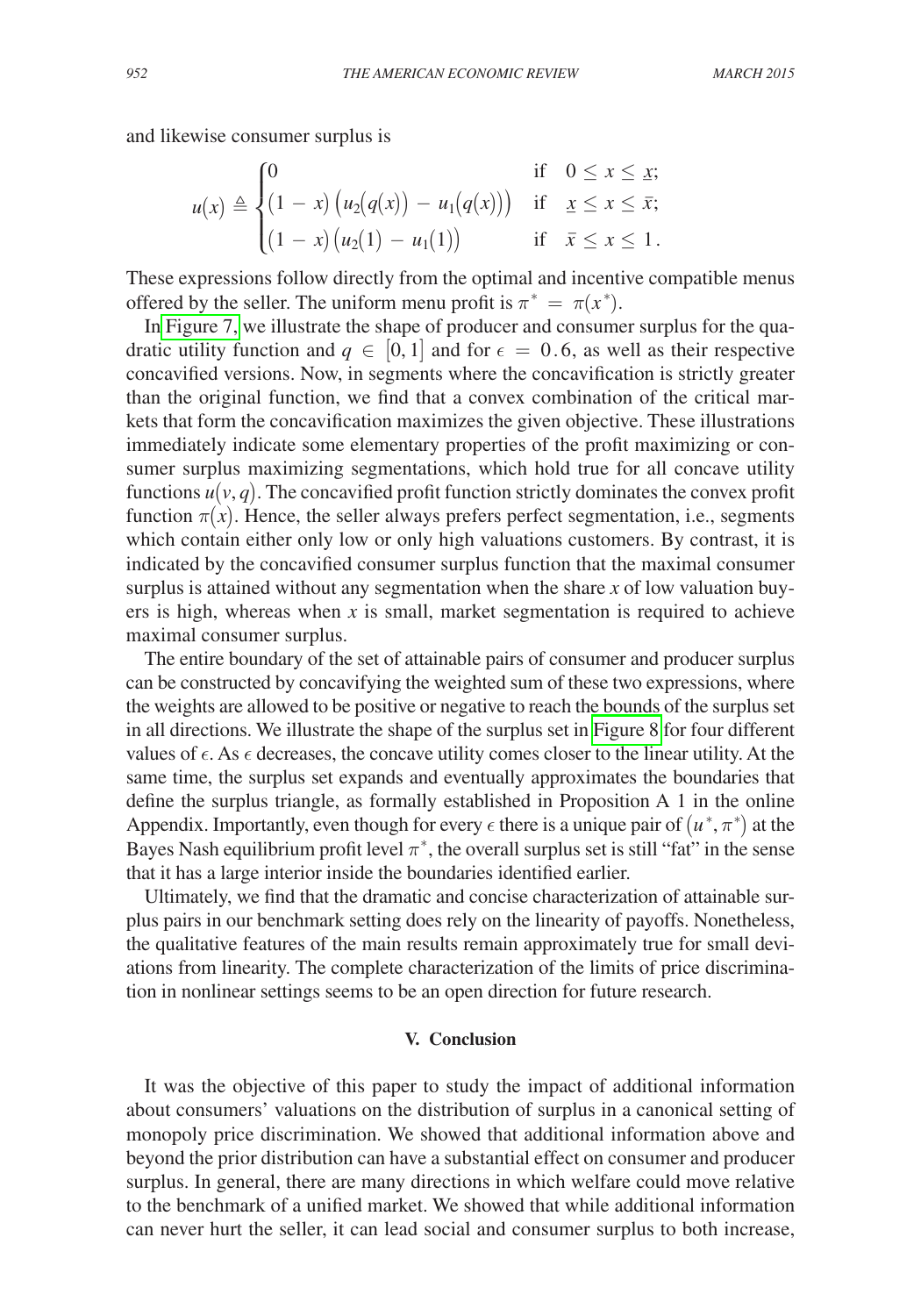and likewise consumer surplus is

$$u(x) \triangleq \begin{cases} 0 & \text{if} \quad 0 \leq x \leq \underline{x}; \\ (1-x)\left(u_2\big(q(x)\big) - u_1\big(q(x)\big)\right) & \text{if} \quad \underline{x} \leq x \leq \bar{x}; \\ (1-x)\big(u_2(1) - u_1(1)\big) & \text{if} \quad \bar{x} \leq x \leq 1. \end{cases}$$

These expressions follow directly from the optimal and incentive compatible menus offered by the seller. The uniform menu profit is $\pi^* = \pi(x^*)$.

In Figure 7, we illustrate the shape of producer and consumer surplus for the quadratic utility function and $q \in [0,1]$ and for $\epsilon = 0.6$, as well as their respective concavified versions. Now, in segments where the concavification is strictly greater than the original function, we find that a convex combination of the critical markets that form the concavification maximizes the given objective. These illustrations immediately indicate some elementary properties of the profit maximizing or consumer surplus maximizing segmentations, which hold true for all concave utility functions $u(v,q)$. The concavified profit function strictly dominates the convex profit function $\pi(x)$. Hence, the seller always prefers perfect segmentation, i.e., segments which contain either only low or only high valuations customers. By contrast, it is indicated by the concavified consumer surplus function that the maximal consumer surplus is attained without any segmentation when the share $x$ of low valuation buyers is high, whereas when $x$ is small, market segmentation is required to achieve maximal consumer surplus.

The entire boundary of the set of attainable pairs of consumer and producer surplus can be constructed by concavifying the weighted sum of these two expressions, where the weights are allowed to be positive or negative to reach the bounds of the surplus set in all directions. We illustrate the shape of the surplus set in Figure 8 for four different values of $\epsilon$. As $\epsilon$ decreases, the concave utility comes closer to the linear utility. At the same time, the surplus set expands and eventually approximates the boundaries that define the surplus triangle, as formally established in Proposition A 1 in the online Appendix. Importantly, even though for every $\epsilon$ there is a unique pair of $(u^*, \pi^*)$ at the Bayes Nash equilibrium profit level $\pi^*$, the overall surplus set is still "fat" in the sense that it has a large interior inside the boundaries identified earlier.

Ultimately, we find that the dramatic and concise characterization of attainable surplus pairs in our benchmark setting does rely on the linearity of payoffs. Nonetheless, the qualitative features of the main results remain approximately true for small deviations from linearity. The complete characterization of the limits of price discrimination in nonlinear settings seems to be an open direction for future research.

## V. Conclusion

It was the objective of this paper to study the impact of additional information about consumers' valuations on the distribution of surplus in a canonical setting of monopoly price discrimination. We showed that additional information above and beyond the prior distribution can have a substantial effect on consumer and producer surplus. In general, there are many directions in which welfare could move relative to the benchmark of a unified market. We showed that while additional information can never hurt the seller, it can lead social and consumer surplus to both increase,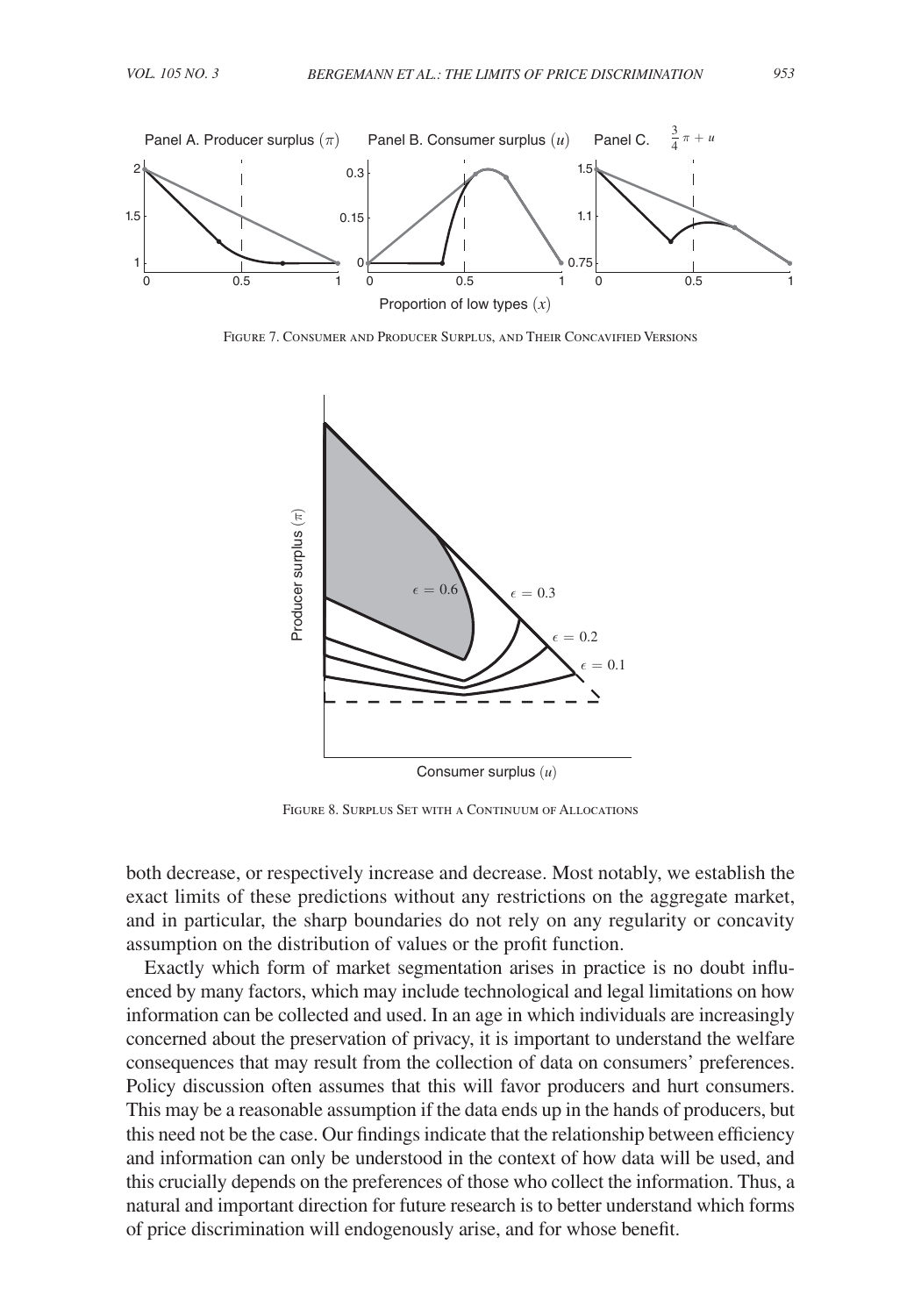Panel A. Producer surplus ($\pi$)

Panel B. Consumer surplus ($u$)

Panel C. $\frac{3}{4}\pi + u$

2

1.5

1

0.3

0.15

0

1.5

1.1

0.75

0 0.5 1

Proportion of low types ($x$)

Figure 7. Consumer and Producer Surplus, and Their Concavified Versions

Producer surplus ($\pi$)

$\epsilon = 0.6$

$\epsilon = 0.3$

$\epsilon = 0.2$

$\epsilon = 0.1$

Consumer surplus ($u$)

Figure 8. Surplus Set with a Continuum of Allocations

both decrease, or respectively increase and decrease. Most notably, we establish the exact limits of these predictions without any restrictions on the aggregate market, and in particular, the sharp boundaries do not rely on any regularity or concavity assumption on the distribution of values or the profit function.

Exactly which form of market segmentation arises in practice is no doubt influenced by many factors, which may include technological and legal limitations on how information can be collected and used. In an age in which individuals are increasingly concerned about the preservation of privacy, it is important to understand the welfare consequences that may result from the collection of data on consumers' preferences. Policy discussion often assumes that this will favor producers and hurt consumers. This may be a reasonable assumption if the data ends up in the hands of producers, but this need not be the case. Our findings indicate that the relationship between efficiency and information can only be understood in the context of how data will be used, and this crucially depends on the preferences of those who collect the information. Thus, a natural and important direction for future research is to better understand which forms of price discrimination will endogenously arise, and for whose benefit.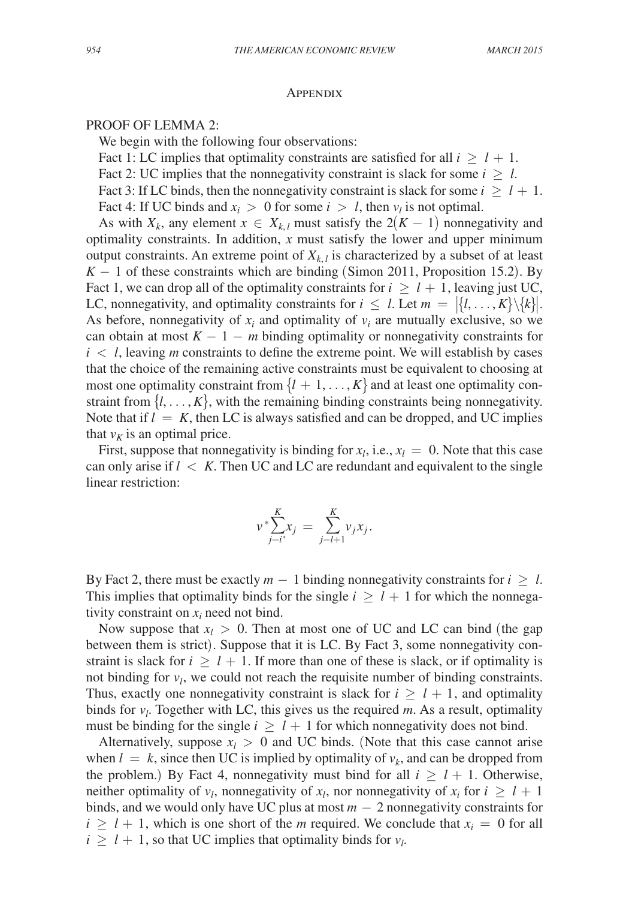## Appendix

PROOF OF LEMMA 2:

We begin with the following four observations:

Fact 1: LC implies that optimality constraints are satisfied for all $i \geq l+1$.

Fact 2: UC implies that the nonnegativity constraint is slack for some $i \geq l$.

Fact 3: If LC binds, then the nonnegativity constraint is slack for some $i \geq l+1$.

Fact 4: If UC binds and $x_i > 0$ for some $i > l$, then $v_l$ is not optimal.

As with $X_k$, any element $x \in X_{k,l}$ must satisfy the $2(K-1)$ nonnegativity and optimality constraints. In addition, $x$ must satisfy the lower and upper minimum output constraints. An extreme point of $X_{k,l}$ is characterized by a subset of at least $K-1$ of these constraints which are binding (Simon 2011, Proposition 15.2). By Fact 1, we can drop all of the optimality constraints for $i \geq l+1$, leaving just UC, LC, nonnegativity, and optimality constraints for $i \leq l$. Let $m = |\{l, \ldots, K\} \setminus \{k\}|$. As before, nonnegativity of $x_i$ and optimality of $v_i$ are mutually exclusive, so we can obtain at most $K-1-m$ binding optimality or nonnegativity constraints for $i < l$, leaving $m$ constraints to define the extreme point. We will establish by cases that the choice of the remaining active constraints must be equivalent to choosing at most one optimality constraint from $\{l+1, \ldots, K\}$ and at least one optimality constraint from $\{l, \ldots, K\}$, with the remaining binding constraints being nonnegativity. Note that if $l = K$, then LC is always satisfied and can be dropped, and UC implies that $v_K$ is an optimal price.

First, suppose that nonnegativity is binding for $x_l$, i.e., $x_l = 0$. Note that this case can only arise if $l < K$. Then UC and LC are redundant and equivalent to the single linear restriction:

$$v^* \sum_{j=i^*}^{K} x_j = \sum_{j=l+1}^{K} v_j x_j.$$

By Fact 2, there must be exactly $m-1$ binding nonnegativity constraints for $i \geq l$. This implies that optimality binds for the single $i \geq l+1$ for which the nonnegativity constraint on $x_i$ need not bind.

Now suppose that $x_l > 0$. Then at most one of UC and LC can bind (the gap between them is strict). Suppose that it is LC. By Fact 3, some nonnegativity constraint is slack for $i \geq l+1$. If more than one of these is slack, or if optimality is not binding for $v_l$, we could not reach the requisite number of binding constraints. Thus, exactly one nonnegativity constraint is slack for $i \geq l+1$, and optimality binds for $v_l$. Together with LC, this gives us the required $m$. As a result, optimality must be binding for the single $i \geq l+1$ for which nonnegativity does not bind.

Alternatively, suppose $x_l > 0$ and UC binds. (Note that this case cannot arise when $l = k$, since then UC is implied by optimality of $v_k$, and can be dropped from the problem.) By Fact 4, nonnegativity must bind for all $i \geq l+1$. Otherwise, neither optimality of $v_l$, nonnegativity of $x_l$, nor nonnegativity of $x_i$ for $i \geq l+1$ binds, and we would only have UC plus at most $m-2$ nonnegativity constraints for $i \geq l+1$, which is one short of the $m$ required. We conclude that $x_i = 0$ for all $i \geq l+1$, so that UC implies that optimality binds for $v_l$.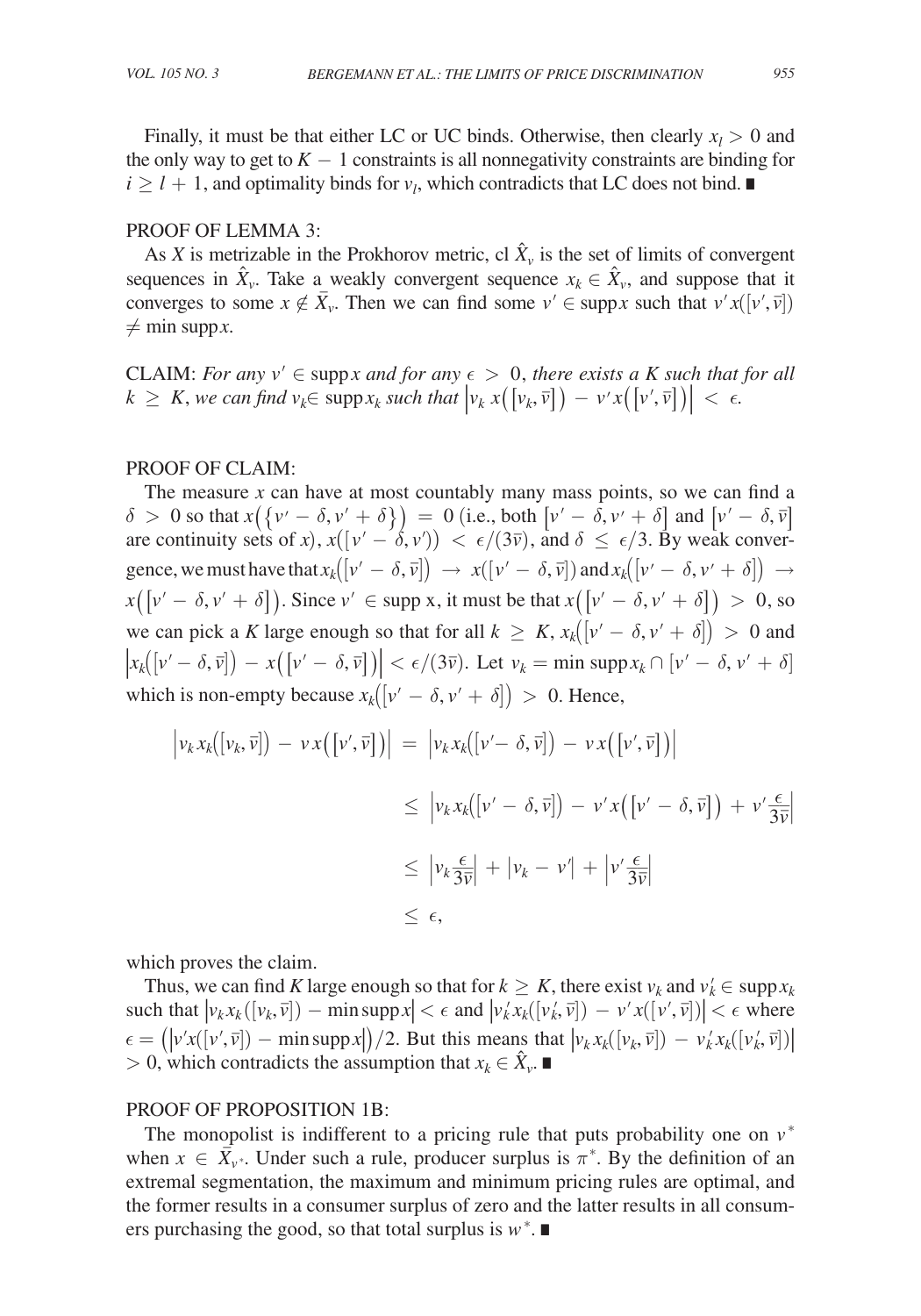Finally, it must be that either LC or UC binds. Otherwise, then clearly $x_l > 0$ and the only way to get to $K - 1$ constraints is all nonnegativity constraints are binding for $i \geq l+1$, and optimality binds for $v_l$, which contradicts that LC does not bind. ∎

PROOF OF LEMMA 3:

As $X$ is metrizable in the Prokhorov metric, cl $\hat{X}_v$ is the set of limits of convergent sequences in $\hat{X}_v$. Take a weakly convergent sequence $x_k \in \hat{X}_v$, and suppose that it converges to some $x \notin \bar{X}_v$. Then we can find some $v' \in \operatorname{supp} x$ such that $v' x([v', \bar{v}]) \neq \min \operatorname{supp} x$.

CLAIM: *For any $v' \in \operatorname{supp} x$ and for any $\epsilon > 0$, there exists a $K$ such that for all $k \geq K$, we can find $v_k \in \operatorname{supp} x_k$ such that $\left| v_k\, x\left([v_k, \bar{v}]\right) - v' x\left([v', \bar{v}]\right)\right| < \epsilon$.*

PROOF OF CLAIM:

The measure $x$ can have at most countably many mass points, so we can find a $\delta > 0$ so that $x\left(\{v' - \delta, v' + \delta\}\right) = 0$ (i.e., both $[v' - \delta, v' + \delta]$ and $[v' - \delta, \bar{v}]$ are continuity sets of $x$), $x([v' - \delta, v')) < \epsilon/(3\bar{v})$, and $\delta \leq \epsilon/3$. By weak convergence, we must have that $x_k\left([v' - \delta, \bar{v}]\right) \to x([v' - \delta, \bar{v}])$ and $x_k\left([v' - \delta, v' + \delta]\right) \to x\left([v' - \delta, v' + \delta]\right)$. Since $v' \in$ supp x, it must be that $x\left([v' - \delta, v' + \delta]\right) > 0$, so we can pick a $K$ large enough so that for all $k \geq K$, $x_k\left([v' - \delta, v' + \delta]\right) > 0$ and $\left| x_k\left([v' - \delta, \bar{v}]\right) - x\left([v' - \delta, \bar{v}]\right)\right| < \epsilon/(3\bar{v})$. Let $v_k = \min \operatorname{supp} x_k \cap [v' - \delta, v' + \delta]$ which is non-empty because $x_k\left([v' - \delta, v' + \delta]\right) > 0$. Hence,

$$
\begin{aligned}
\left| v_k x_k\left([v_k, \bar{v}]\right) - v\, x\left([v', \bar{v}]\right)\right| &= \left| v_k x_k\left([v' - \delta, \bar{v}]\right) - v\, x\left([v', \bar{v}]\right)\right| \\
&\leq \left| v_k x_k\left([v' - \delta, \bar{v}]\right) - v' x\left([v' - \delta, \bar{v}]\right) + v' \frac{\epsilon}{3\bar{v}}\right| \\
&\leq \left| v_k \frac{\epsilon}{3\bar{v}}\right| + \left| v_k - v'\right| + \left| v' \frac{\epsilon}{3\bar{v}}\right| \\
&\leq \epsilon,
\end{aligned}
$$

which proves the claim.

Thus, we can find $K$ large enough so that for $k \geq K$, there exist $v_k$ and $v'_k \in \operatorname{supp} x_k$ such that $\left| v_k x_k([v_k, \bar{v}]) - \min \operatorname{supp} x\right| < \epsilon$ and $\left| v'_k x_k([v'_k, \bar{v}]) - v' x([v', \bar{v}])\right| < \epsilon$ where $\epsilon = \left(\left| v' x([v', \bar{v}]) - \min \operatorname{supp} x\right|\right)/2$. But this means that $\left| v_k x_k([v_k, \bar{v}]) - v'_k x_k([v'_k, \bar{v}])\right| > 0$, which contradicts the assumption that $x_k \in \hat{X}_v$. ∎

PROOF OF PROPOSITION 1B:

The monopolist is indifferent to a pricing rule that puts probability one on $v^*$ when $x \in \bar{X}_{v^*}$. Under such a rule, producer surplus is $\pi^*$. By the definition of an extremal segmentation, the maximum and minimum pricing rules are optimal, and the former results in a consumer surplus of zero and the latter results in all consumers purchasing the good, so that total surplus is $w^*$. ∎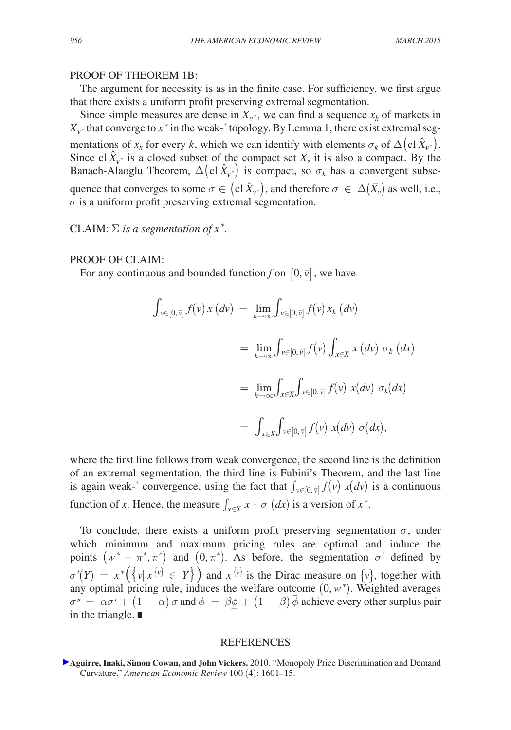PROOF OF THEOREM 1B:

The argument for necessity is as in the finite case. For sufficiency, we first argue that there exists a uniform profit preserving extremal segmentation.

Since simple measures are dense in $X_{v^*}$, we can find a sequence $x_k$ of markets in $X_{v^*}$ that converge to $x^*$ in the weak-$^*$ topology. By Lemma 1, there exist extremal segmentations of $x_k$ for every $k$, which we can identify with elements $\sigma_k$ of $\Delta\big(\text{cl}\,\hat{X}_{v^*}\big)$. Since $\text{cl}\,\hat{X}_{v^*}$ is a closed subset of the compact set $X$, it is also a compact. By the Banach-Alaoglu Theorem, $\Delta\big(\text{cl}\,\hat{X}_{v^*}\big)$ is compact, so $\sigma_k$ has a convergent subsequence that converges to some $\sigma \in \big(\text{cl}\,\hat{X}_{v^*}\big)$, and therefore $\sigma \in \Delta\big(\bar{X}_v\big)$ as well, i.e., $\sigma$ is a uniform profit preserving extremal segmentation.

CLAIM: $\Sigma$ *is a segmentation of* $x^*$.

PROOF OF CLAIM:

For any continuous and bounded function $f$ on $[0,\bar{v}]$, we have

$$\begin{aligned}
\int_{v\in[0,\bar{v}]} f(v)\, x\,(dv) &= \lim_{k\to\infty}\int_{v\in[0,\bar{v}]} f(v)\, x_k\,(dv) \\
&= \lim_{k\to\infty}\int_{v\in[0,\bar{v}]} f(v) \int_{x\in X} x\,(dv)\;\sigma_k\,(dx) \\
&= \lim_{k\to\infty}\int_{x\in X}\int_{v\in[0,\bar{v}]} f(v)\; x(dv)\;\sigma_k(dx) \\
&= \int_{x\in X}\int_{v\in[0,\bar{v}]} f(v)\; x(dv)\;\sigma(dx),
\end{aligned}$$

where the first line follows from weak convergence, the second line is the definition of an extremal segmentation, the third line is Fubini's Theorem, and the last line is again weak-$^*$ convergence, using the fact that $\int_{v\in[0,\bar{v}]} f(v)\; x(dv)$ is a continuous function of $x$. Hence, the measure $\int_{x\in X} x\cdot\sigma\,(dx)$ is a version of $x^*$.

To conclude, there exists a uniform profit preserving segmentation $\sigma$, under which minimum and maximum pricing rules are optimal and induce the points $(w^*-\pi^*,\pi^*)$ and $(0,\pi^*)$. As before, the segmentation $\sigma'$ defined by $\sigma'(Y) = x^*\big(\{v|\,x^{\{v\}}\in Y\}\big)$ and $x^{\{v\}}$ is the Dirac measure on $\{v\}$, together with any optimal pricing rule, induces the welfare outcome $(0,w^*)$. Weighted averages $\sigma'' = \alpha\sigma' + (1-\alpha)\,\sigma$ and $\phi = \beta\underline{\phi} + (1-\beta)\,\bar{\phi}$ achieve every other surplus pair in the triangle. ∎

## REFERENCES

**Aguirre, Inaki, Simon Cowan, and John Vickers.** 2010. "Monopoly Price Discrimination and Demand Curvature." *American Economic Review* 100 (4): 1601–15.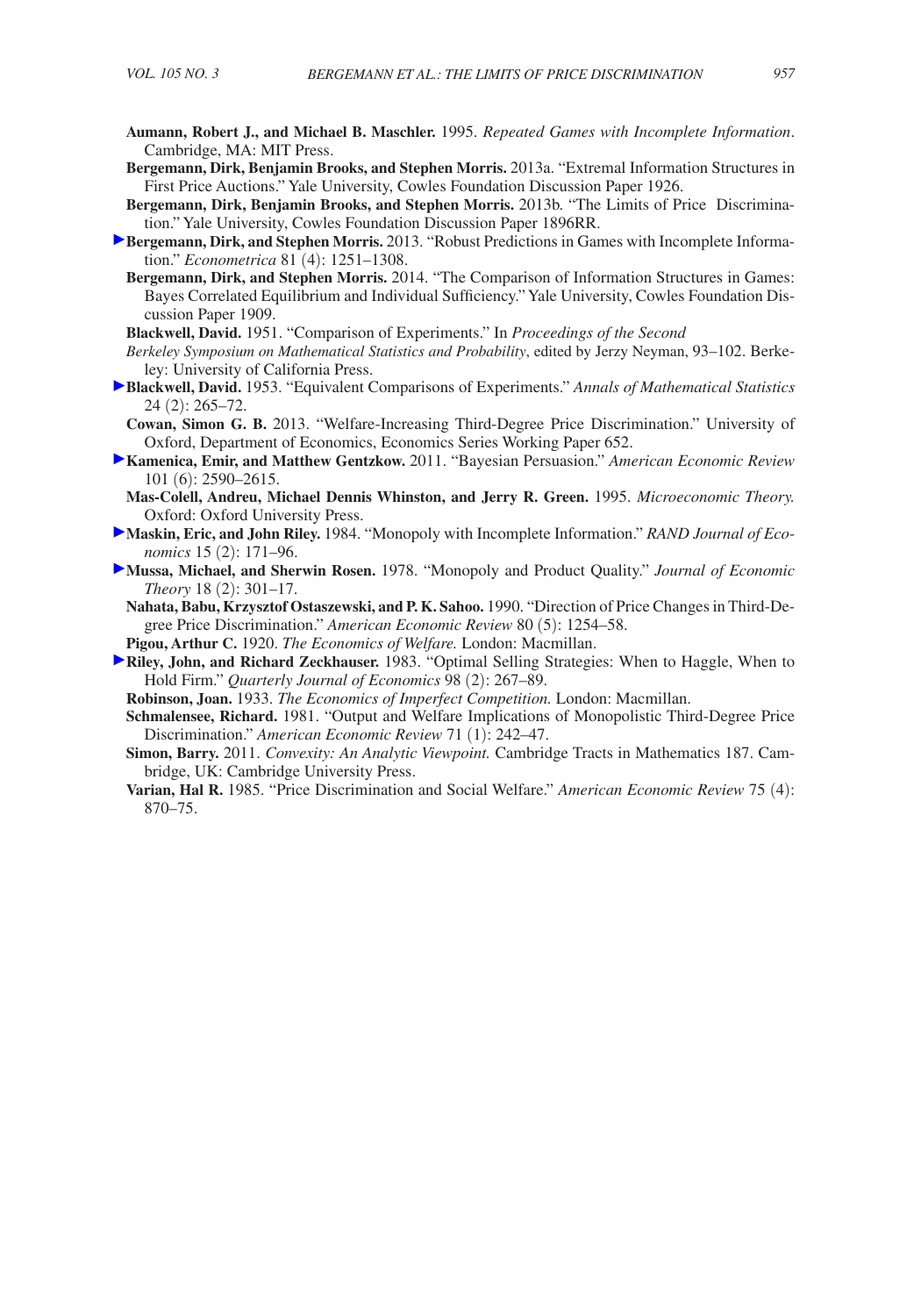**Aumann, Robert J., and Michael B. Maschler.** 1995. *Repeated Games with Incomplete Information*. Cambridge, MA: MIT Press.

**Bergemann, Dirk, Benjamin Brooks, and Stephen Morris.** 2013a. "Extremal Information Structures in First Price Auctions." Yale University, Cowles Foundation Discussion Paper 1926.

**Bergemann, Dirk, Benjamin Brooks, and Stephen Morris.** 2013b. "The Limits of Price Discrimination." Yale University, Cowles Foundation Discussion Paper 1896RR.

**Bergemann, Dirk, and Stephen Morris.** 2013. "Robust Predictions in Games with Incomplete Information." *Econometrica* 81 (4): 1251–1308.

**Bergemann, Dirk, and Stephen Morris.** 2014. "The Comparison of Information Structures in Games: Bayes Correlated Equilibrium and Individual Sufficiency." Yale University, Cowles Foundation Discussion Paper 1909.

**Blackwell, David.** 1951. "Comparison of Experiments." In *Proceedings of the Second Berkeley Symposium on Mathematical Statistics and Probability*, edited by Jerzy Neyman, 93–102. Berkeley: University of California Press.

**Blackwell, David.** 1953. "Equivalent Comparisons of Experiments." *Annals of Mathematical Statistics* 24 (2): 265–72.

**Cowan, Simon G. B.** 2013. "Welfare-Increasing Third-Degree Price Discrimination." University of Oxford, Department of Economics, Economics Series Working Paper 652.

**Kamenica, Emir, and Matthew Gentzkow.** 2011. "Bayesian Persuasion." *American Economic Review* 101 (6): 2590–2615.

**Mas-Colell, Andreu, Michael Dennis Whinston, and Jerry R. Green.** 1995. *Microeconomic Theory.* Oxford: Oxford University Press.

**Maskin, Eric, and John Riley.** 1984. "Monopoly with Incomplete Information." *RAND Journal of Economics* 15 (2): 171–96.

**Mussa, Michael, and Sherwin Rosen.** 1978. "Monopoly and Product Quality." *Journal of Economic Theory* 18 (2): 301–17.

**Nahata, Babu, Krzysztof Ostaszewski, and P. K. Sahoo.** 1990. "Direction of Price Changes in Third-Degree Price Discrimination." *American Economic Review* 80 (5): 1254–58.

**Pigou, Arthur C.** 1920. *The Economics of Welfare.* London: Macmillan.

**Riley, John, and Richard Zeckhauser.** 1983. "Optimal Selling Strategies: When to Haggle, When to Hold Firm." *Quarterly Journal of Economics* 98 (2): 267–89.

**Robinson, Joan.** 1933. *The Economics of Imperfect Competition.* London: Macmillan.

**Schmalensee, Richard.** 1981. "Output and Welfare Implications of Monopolistic Third-Degree Price Discrimination." *American Economic Review* 71 (1): 242–47.

**Simon, Barry.** 2011. *Convexity: An Analytic Viewpoint.* Cambridge Tracts in Mathematics 187. Cambridge, UK: Cambridge University Press.

**Varian, Hal R.** 1985. "Price Discrimination and Social Welfare." *American Economic Review* 75 (4): 870–75.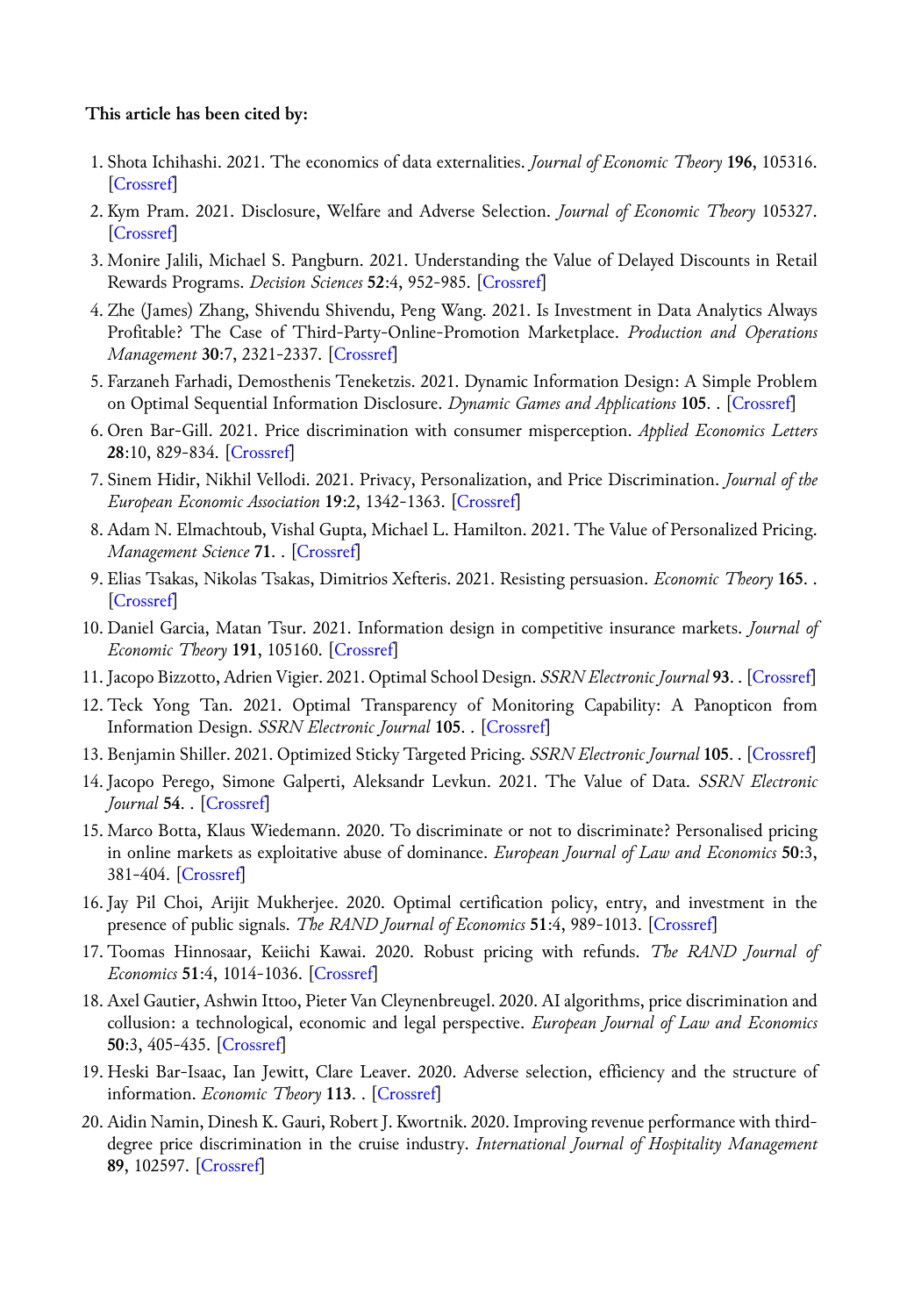**This article has been cited by:**

1. Shota Ichihashi. 2021. The economics of data externalities. *Journal of Economic Theory* **196**, 105316. [Crossref]
2. Kym Pram. 2021. Disclosure, Welfare and Adverse Selection. *Journal of Economic Theory* 105327. [Crossref]
3. Monire Jalili, Michael S. Pangburn. 2021. Understanding the Value of Delayed Discounts in Retail Rewards Programs. *Decision Sciences* **52**:4, 952-985. [Crossref]
4. Zhe (James) Zhang, Shivendu Shivendu, Peng Wang. 2021. Is Investment in Data Analytics Always Profitable? The Case of Third-Party-Online-Promotion Marketplace. *Production and Operations Management* **30**:7, 2321-2337. [Crossref]
5. Farzaneh Farhadi, Demosthenis Teneketzis. 2021. Dynamic Information Design: A Simple Problem on Optimal Sequential Information Disclosure. *Dynamic Games and Applications* **105**. . [Crossref]
6. Oren Bar-Gill. 2021. Price discrimination with consumer misperception. *Applied Economics Letters* **28**:10, 829-834. [Crossref]
7. Sinem Hidir, Nikhil Vellodi. 2021. Privacy, Personalization, and Price Discrimination. *Journal of the European Economic Association* **19**:2, 1342-1363. [Crossref]
8. Adam N. Elmachtoub, Vishal Gupta, Michael L. Hamilton. 2021. The Value of Personalized Pricing. *Management Science* **71**. . [Crossref]
9. Elias Tsakas, Nikolas Tsakas, Dimitrios Xefteris. 2021. Resisting persuasion. *Economic Theory* **165**. . [Crossref]
10. Daniel Garcia, Matan Tsur. 2021. Information design in competitive insurance markets. *Journal of Economic Theory* **191**, 105160. [Crossref]
11. Jacopo Bizzotto, Adrien Vigier. 2021. Optimal School Design. *SSRN Electronic Journal* **93**. . [Crossref]
12. Teck Yong Tan. 2021. Optimal Transparency of Monitoring Capability: A Panopticon from Information Design. *SSRN Electronic Journal* **105**. . [Crossref]
13. Benjamin Shiller. 2021. Optimized Sticky Targeted Pricing. *SSRN Electronic Journal* **105**. . [Crossref]
14. Jacopo Perego, Simone Galperti, Aleksandr Levkun. 2021. The Value of Data. *SSRN Electronic Journal* **54**. . [Crossref]
15. Marco Botta, Klaus Wiedemann. 2020. To discriminate or not to discriminate? Personalised pricing in online markets as exploitative abuse of dominance. *European Journal of Law and Economics* **50**:3, 381-404. [Crossref]
16. Jay Pil Choi, Arijit Mukherjee. 2020. Optimal certification policy, entry, and investment in the presence of public signals. *The RAND Journal of Economics* **51**:4, 989-1013. [Crossref]
17. Toomas Hinnosaar, Keiichi Kawai. 2020. Robust pricing with refunds. *The RAND Journal of Economics* **51**:4, 1014-1036. [Crossref]
18. Axel Gautier, Ashwin Ittoo, Pieter Van Cleynenbreugel. 2020. AI algorithms, price discrimination and collusion: a technological, economic and legal perspective. *European Journal of Law and Economics* **50**:3, 405-435. [Crossref]
19. Heski Bar-Isaac, Ian Jewitt, Clare Leaver. 2020. Adverse selection, efficiency and the structure of information. *Economic Theory* **113**. . [Crossref]
20. Aidin Namin, Dinesh K. Gauri, Robert J. Kwortnik. 2020. Improving revenue performance with third-degree price discrimination in the cruise industry. *International Journal of Hospitality Management* **89**, 102597. [Crossref]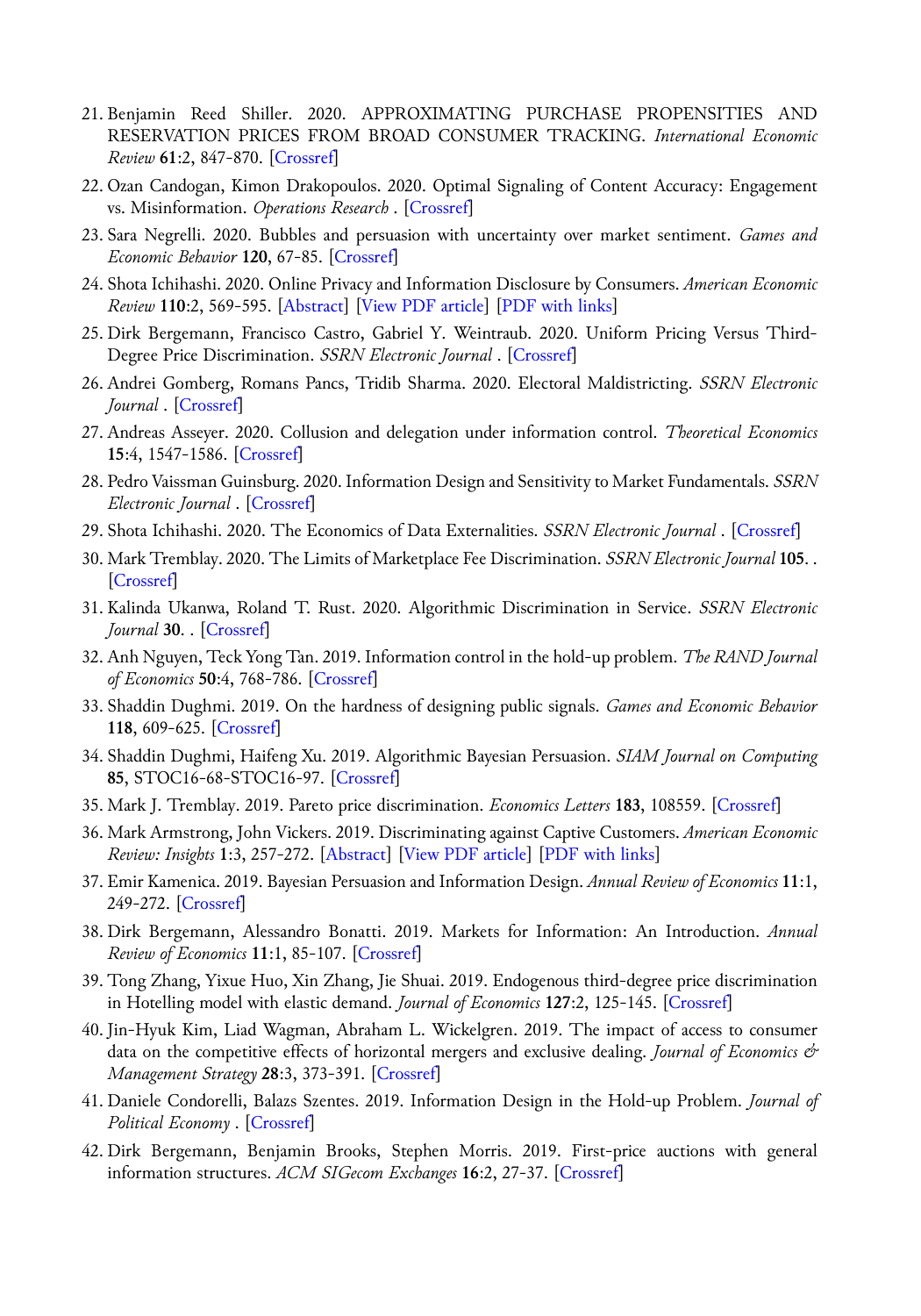21. Benjamin Reed Shiller. 2020. APPROXIMATING PURCHASE PROPENSITIES AND RESERVATION PRICES FROM BROAD CONSUMER TRACKING. *International Economic Review* **61**:2, 847-870. [Crossref]
22. Ozan Candogan, Kimon Drakopoulos. 2020. Optimal Signaling of Content Accuracy: Engagement vs. Misinformation. *Operations Research* . [Crossref]
23. Sara Negrelli. 2020. Bubbles and persuasion with uncertainty over market sentiment. *Games and Economic Behavior* **120**, 67-85. [Crossref]
24. Shota Ichihashi. 2020. Online Privacy and Information Disclosure by Consumers. *American Economic Review* **110**:2, 569-595. [Abstract] [View PDF article] [PDF with links]
25. Dirk Bergemann, Francisco Castro, Gabriel Y. Weintraub. 2020. Uniform Pricing Versus Third-Degree Price Discrimination. *SSRN Electronic Journal* . [Crossref]
26. Andrei Gomberg, Romans Pancs, Tridib Sharma. 2020. Electoral Maldistricting. *SSRN Electronic Journal* . [Crossref]
27. Andreas Asseyer. 2020. Collusion and delegation under information control. *Theoretical Economics* **15**:4, 1547-1586. [Crossref]
28. Pedro Vaissman Guinsburg. 2020. Information Design and Sensitivity to Market Fundamentals. *SSRN Electronic Journal* . [Crossref]
29. Shota Ichihashi. 2020. The Economics of Data Externalities. *SSRN Electronic Journal* . [Crossref]
30. Mark Tremblay. 2020. The Limits of Marketplace Fee Discrimination. *SSRN Electronic Journal* **105**. . [Crossref]
31. Kalinda Ukanwa, Roland T. Rust. 2020. Algorithmic Discrimination in Service. *SSRN Electronic Journal* **30**. . [Crossref]
32. Anh Nguyen, Teck Yong Tan. 2019. Information control in the hold-up problem. *The RAND Journal of Economics* **50**:4, 768-786. [Crossref]
33. Shaddin Dughmi. 2019. On the hardness of designing public signals. *Games and Economic Behavior* **118**, 609-625. [Crossref]
34. Shaddin Dughmi, Haifeng Xu. 2019. Algorithmic Bayesian Persuasion. *SIAM Journal on Computing* **85**, STOC16-68-STOC16-97. [Crossref]
35. Mark J. Tremblay. 2019. Pareto price discrimination. *Economics Letters* **183**, 108559. [Crossref]
36. Mark Armstrong, John Vickers. 2019. Discriminating against Captive Customers. *American Economic Review: Insights* **1**:3, 257-272. [Abstract] [View PDF article] [PDF with links]
37. Emir Kamenica. 2019. Bayesian Persuasion and Information Design. *Annual Review of Economics* **11**:1, 249-272. [Crossref]
38. Dirk Bergemann, Alessandro Bonatti. 2019. Markets for Information: An Introduction. *Annual Review of Economics* **11**:1, 85-107. [Crossref]
39. Tong Zhang, Yixue Huo, Xin Zhang, Jie Shuai. 2019. Endogenous third-degree price discrimination in Hotelling model with elastic demand. *Journal of Economics* **127**:2, 125-145. [Crossref]
40. Jin-Hyuk Kim, Liad Wagman, Abraham L. Wickelgren. 2019. The impact of access to consumer data on the competitive effects of horizontal mergers and exclusive dealing. *Journal of Economics & Management Strategy* **28**:3, 373-391. [Crossref]
41. Daniele Condorelli, Balazs Szentes. 2019. Information Design in the Hold-up Problem. *Journal of Political Economy* . [Crossref]
42. Dirk Bergemann, Benjamin Brooks, Stephen Morris. 2019. First-price auctions with general information structures. *ACM SIGecom Exchanges* **16**:2, 27-37. [Crossref]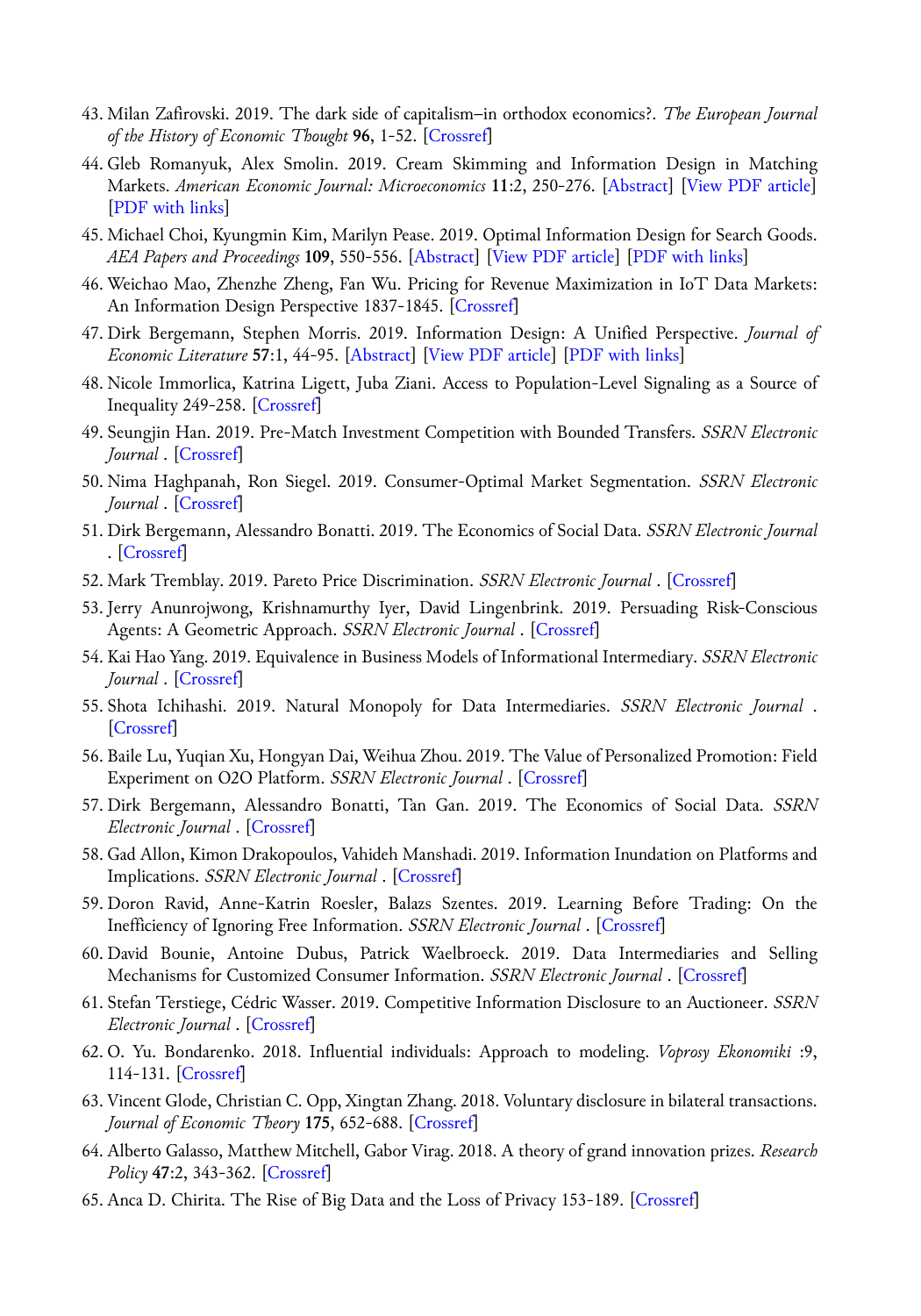43. Milan Zafirovski. 2019. The dark side of capitalism–in orthodox economics?. *The European Journal of the History of Economic Thought* **96**, 1-52. [Crossref]
44. Gleb Romanyuk, Alex Smolin. 2019. Cream Skimming and Information Design in Matching Markets. *American Economic Journal: Microeconomics* **11**:2, 250-276. [Abstract] [View PDF article] [PDF with links]
45. Michael Choi, Kyungmin Kim, Marilyn Pease. 2019. Optimal Information Design for Search Goods. *AEA Papers and Proceedings* **109**, 550-556. [Abstract] [View PDF article] [PDF with links]
46. Weichao Mao, Zhenzhe Zheng, Fan Wu. Pricing for Revenue Maximization in IoT Data Markets: An Information Design Perspective 1837-1845. [Crossref]
47. Dirk Bergemann, Stephen Morris. 2019. Information Design: A Unified Perspective. *Journal of Economic Literature* **57**:1, 44-95. [Abstract] [View PDF article] [PDF with links]
48. Nicole Immorlica, Katrina Ligett, Juba Ziani. Access to Population-Level Signaling as a Source of Inequality 249-258. [Crossref]
49. Seungjin Han. 2019. Pre-Match Investment Competition with Bounded Transfers. *SSRN Electronic Journal* . [Crossref]
50. Nima Haghpanah, Ron Siegel. 2019. Consumer-Optimal Market Segmentation. *SSRN Electronic Journal* . [Crossref]
51. Dirk Bergemann, Alessandro Bonatti. 2019. The Economics of Social Data. *SSRN Electronic Journal* . [Crossref]
52. Mark Tremblay. 2019. Pareto Price Discrimination. *SSRN Electronic Journal* . [Crossref]
53. Jerry Anunrojwong, Krishnamurthy Iyer, David Lingenbrink. 2019. Persuading Risk-Conscious Agents: A Geometric Approach. *SSRN Electronic Journal* . [Crossref]
54. Kai Hao Yang. 2019. Equivalence in Business Models of Informational Intermediary. *SSRN Electronic Journal* . [Crossref]
55. Shota Ichihashi. 2019. Natural Monopoly for Data Intermediaries. *SSRN Electronic Journal* . [Crossref]
56. Baile Lu, Yuqian Xu, Hongyan Dai, Weihua Zhou. 2019. The Value of Personalized Promotion: Field Experiment on O2O Platform. *SSRN Electronic Journal* . [Crossref]
57. Dirk Bergemann, Alessandro Bonatti, Tan Gan. 2019. The Economics of Social Data. *SSRN Electronic Journal* . [Crossref]
58. Gad Allon, Kimon Drakopoulos, Vahideh Manshadi. 2019. Information Inundation on Platforms and Implications. *SSRN Electronic Journal* . [Crossref]
59. Doron Ravid, Anne-Katrin Roesler, Balazs Szentes. 2019. Learning Before Trading: On the Inefficiency of Ignoring Free Information. *SSRN Electronic Journal* . [Crossref]
60. David Bounie, Antoine Dubus, Patrick Waelbroeck. 2019. Data Intermediaries and Selling Mechanisms for Customized Consumer Information. *SSRN Electronic Journal* . [Crossref]
61. Stefan Terstiege, Cédric Wasser. 2019. Competitive Information Disclosure to an Auctioneer. *SSRN Electronic Journal* . [Crossref]
62. O. Yu. Bondarenko. 2018. Influential individuals: Approach to modeling. *Voprosy Ekonomiki* :9, 114-131. [Crossref]
63. Vincent Glode, Christian C. Opp, Xingtan Zhang. 2018. Voluntary disclosure in bilateral transactions. *Journal of Economic Theory* **175**, 652-688. [Crossref]
64. Alberto Galasso, Matthew Mitchell, Gabor Virag. 2018. A theory of grand innovation prizes. *Research Policy* **47**:2, 343-362. [Crossref]
65. Anca D. Chirita. The Rise of Big Data and the Loss of Privacy 153-189. [Crossref]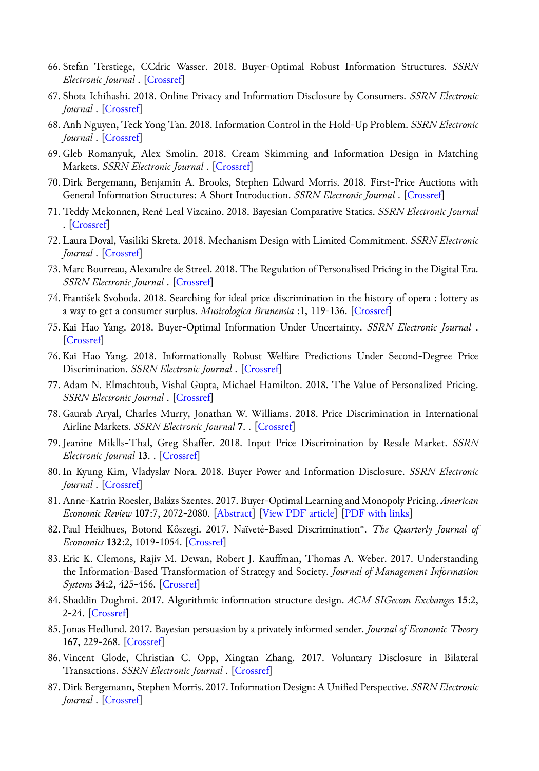66. Stefan Terstiege, CCdric Wasser. 2018. Buyer-Optimal Robust Information Structures. *SSRN Electronic Journal* . [Crossref]
67. Shota Ichihashi. 2018. Online Privacy and Information Disclosure by Consumers. *SSRN Electronic Journal* . [Crossref]
68. Anh Nguyen, Teck Yong Tan. 2018. Information Control in the Hold-Up Problem. *SSRN Electronic Journal* . [Crossref]
69. Gleb Romanyuk, Alex Smolin. 2018. Cream Skimming and Information Design in Matching Markets. *SSRN Electronic Journal* . [Crossref]
70. Dirk Bergemann, Benjamin A. Brooks, Stephen Edward Morris. 2018. First-Price Auctions with General Information Structures: A Short Introduction. *SSRN Electronic Journal* . [Crossref]
71. Teddy Mekonnen, René Leal Vizcaíno. 2018. Bayesian Comparative Statics. *SSRN Electronic Journal* . [Crossref]
72. Laura Doval, Vasiliki Skreta. 2018. Mechanism Design with Limited Commitment. *SSRN Electronic Journal* . [Crossref]
73. Marc Bourreau, Alexandre de Streel. 2018. The Regulation of Personalised Pricing in the Digital Era. *SSRN Electronic Journal* . [Crossref]
74. František Svoboda. 2018. Searching for ideal price discrimination in the history of opera : lottery as a way to get a consumer surplus. *Musicologica Brunensia* :1, 119-136. [Crossref]
75. Kai Hao Yang. 2018. Buyer-Optimal Information Under Uncertainty. *SSRN Electronic Journal* . [Crossref]
76. Kai Hao Yang. 2018. Informationally Robust Welfare Predictions Under Second-Degree Price Discrimination. *SSRN Electronic Journal* . [Crossref]
77. Adam N. Elmachtoub, Vishal Gupta, Michael Hamilton. 2018. The Value of Personalized Pricing. *SSRN Electronic Journal* . [Crossref]
78. Gaurab Aryal, Charles Murry, Jonathan W. Williams. 2018. Price Discrimination in International Airline Markets. *SSRN Electronic Journal* **7**. . [Crossref]
79. Jeanine Miklls-Thal, Greg Shaffer. 2018. Input Price Discrimination by Resale Market. *SSRN Electronic Journal* **13**. . [Crossref]
80. In Kyung Kim, Vladyslav Nora. 2018. Buyer Power and Information Disclosure. *SSRN Electronic Journal* . [Crossref]
81. Anne-Katrin Roesler, Balázs Szentes. 2017. Buyer-Optimal Learning and Monopoly Pricing. *American Economic Review* **107**:7, 2072-2080. [Abstract] [View PDF article] [PDF with links]
82. Paul Heidhues, Botond Kőszegi. 2017. Naïveté-Based Discrimination*. *The Quarterly Journal of Economics* **132**:2, 1019-1054. [Crossref]
83. Eric K. Clemons, Rajiv M. Dewan, Robert J. Kauffman, Thomas A. Weber. 2017. Understanding the Information-Based Transformation of Strategy and Society. *Journal of Management Information Systems* **34**:2, 425-456. [Crossref]
84. Shaddin Dughmi. 2017. Algorithmic information structure design. *ACM SIGecom Exchanges* **15**:2, 2-24. [Crossref]
85. Jonas Hedlund. 2017. Bayesian persuasion by a privately informed sender. *Journal of Economic Theory* **167**, 229-268. [Crossref]
86. Vincent Glode, Christian C. Opp, Xingtan Zhang. 2017. Voluntary Disclosure in Bilateral Transactions. *SSRN Electronic Journal* . [Crossref]
87. Dirk Bergemann, Stephen Morris. 2017. Information Design: A Unified Perspective. *SSRN Electronic Journal* . [Crossref]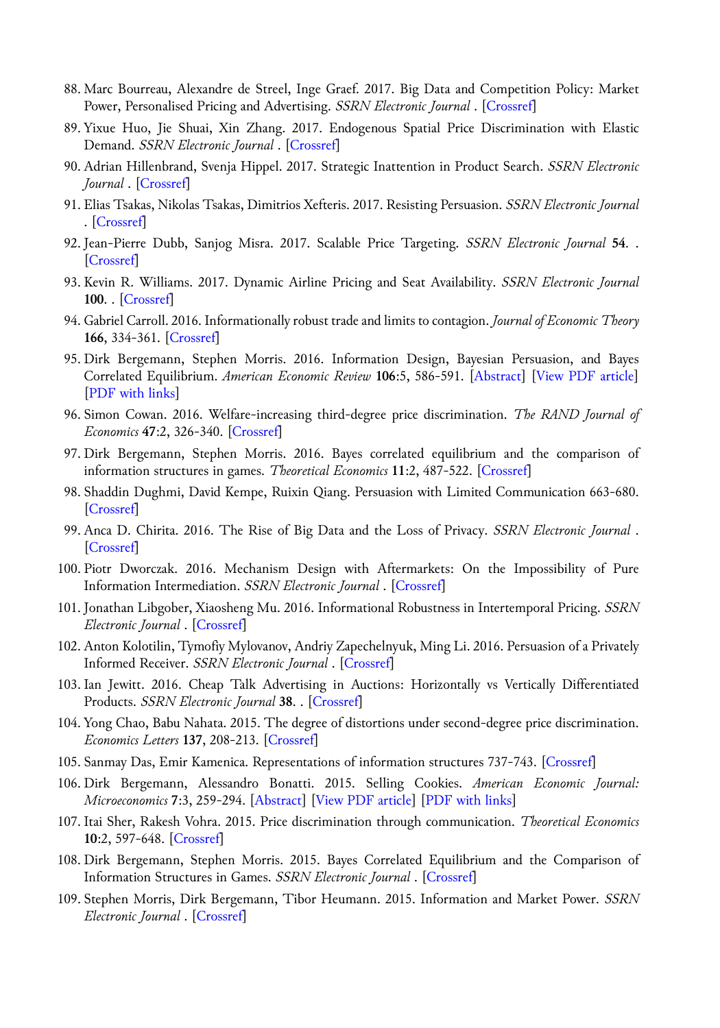88. Marc Bourreau, Alexandre de Streel, Inge Graef. 2017. Big Data and Competition Policy: Market Power, Personalised Pricing and Advertising. *SSRN Electronic Journal* . [Crossref]
89. Yixue Huo, Jie Shuai, Xin Zhang. 2017. Endogenous Spatial Price Discrimination with Elastic Demand. *SSRN Electronic Journal* . [Crossref]
90. Adrian Hillenbrand, Svenja Hippel. 2017. Strategic Inattention in Product Search. *SSRN Electronic Journal* . [Crossref]
91. Elias Tsakas, Nikolas Tsakas, Dimitrios Xefteris. 2017. Resisting Persuasion. *SSRN Electronic Journal* . [Crossref]
92. Jean-Pierre Dubb, Sanjog Misra. 2017. Scalable Price Targeting. *SSRN Electronic Journal* **54**. . [Crossref]
93. Kevin R. Williams. 2017. Dynamic Airline Pricing and Seat Availability. *SSRN Electronic Journal* **100**. . [Crossref]
94. Gabriel Carroll. 2016. Informationally robust trade and limits to contagion. *Journal of Economic Theory* **166**, 334-361. [Crossref]
95. Dirk Bergemann, Stephen Morris. 2016. Information Design, Bayesian Persuasion, and Bayes Correlated Equilibrium. *American Economic Review* **106**:5, 586-591. [Abstract] [View PDF article] [PDF with links]
96. Simon Cowan. 2016. Welfare-increasing third-degree price discrimination. *The RAND Journal of Economics* **47**:2, 326-340. [Crossref]
97. Dirk Bergemann, Stephen Morris. 2016. Bayes correlated equilibrium and the comparison of information structures in games. *Theoretical Economics* **11**:2, 487-522. [Crossref]
98. Shaddin Dughmi, David Kempe, Ruixin Qiang. Persuasion with Limited Communication 663-680. [Crossref]
99. Anca D. Chirita. 2016. The Rise of Big Data and the Loss of Privacy. *SSRN Electronic Journal* . [Crossref]
100. Piotr Dworczak. 2016. Mechanism Design with Aftermarkets: On the Impossibility of Pure Information Intermediation. *SSRN Electronic Journal* . [Crossref]
101. Jonathan Libgober, Xiaosheng Mu. 2016. Informational Robustness in Intertemporal Pricing. *SSRN Electronic Journal* . [Crossref]
102. Anton Kolotilin, Tymofiy Mylovanov, Andriy Zapechelnyuk, Ming Li. 2016. Persuasion of a Privately Informed Receiver. *SSRN Electronic Journal* . [Crossref]
103. Ian Jewitt. 2016. Cheap Talk Advertising in Auctions: Horizontally vs Vertically Differentiated Products. *SSRN Electronic Journal* **38**. . [Crossref]
104. Yong Chao, Babu Nahata. 2015. The degree of distortions under second-degree price discrimination. *Economics Letters* **137**, 208-213. [Crossref]
105. Sanmay Das, Emir Kamenica. Representations of information structures 737-743. [Crossref]
106. Dirk Bergemann, Alessandro Bonatti. 2015. Selling Cookies. *American Economic Journal: Microeconomics* **7**:3, 259-294. [Abstract] [View PDF article] [PDF with links]
107. Itai Sher, Rakesh Vohra. 2015. Price discrimination through communication. *Theoretical Economics* **10**:2, 597-648. [Crossref]
108. Dirk Bergemann, Stephen Morris. 2015. Bayes Correlated Equilibrium and the Comparison of Information Structures in Games. *SSRN Electronic Journal* . [Crossref]
109. Stephen Morris, Dirk Bergemann, Tibor Heumann. 2015. Information and Market Power. *SSRN Electronic Journal* . [Crossref]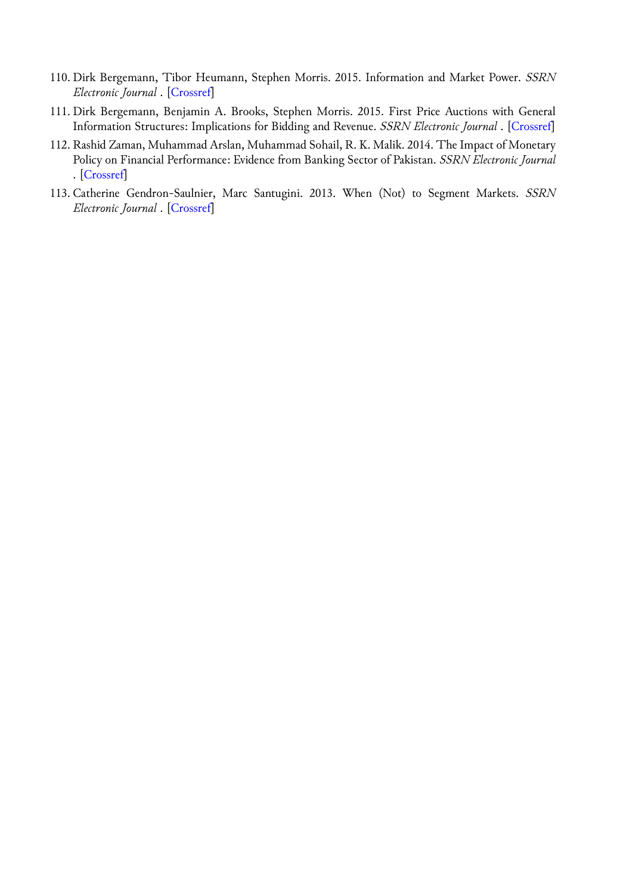110. Dirk Bergemann, Tibor Heumann, Stephen Morris. 2015. Information and Market Power. *SSRN Electronic Journal* . [Crossref]
111. Dirk Bergemann, Benjamin A. Brooks, Stephen Morris. 2015. First Price Auctions with General Information Structures: Implications for Bidding and Revenue. *SSRN Electronic Journal* . [Crossref]
112. Rashid Zaman, Muhammad Arslan, Muhammad Sohail, R. K. Malik. 2014. The Impact of Monetary Policy on Financial Performance: Evidence from Banking Sector of Pakistan. *SSRN Electronic Journal* . [Crossref]
113. Catherine Gendron-Saulnier, Marc Santugini. 2013. When (Not) to Segment Markets. *SSRN Electronic Journal* . [Crossref]